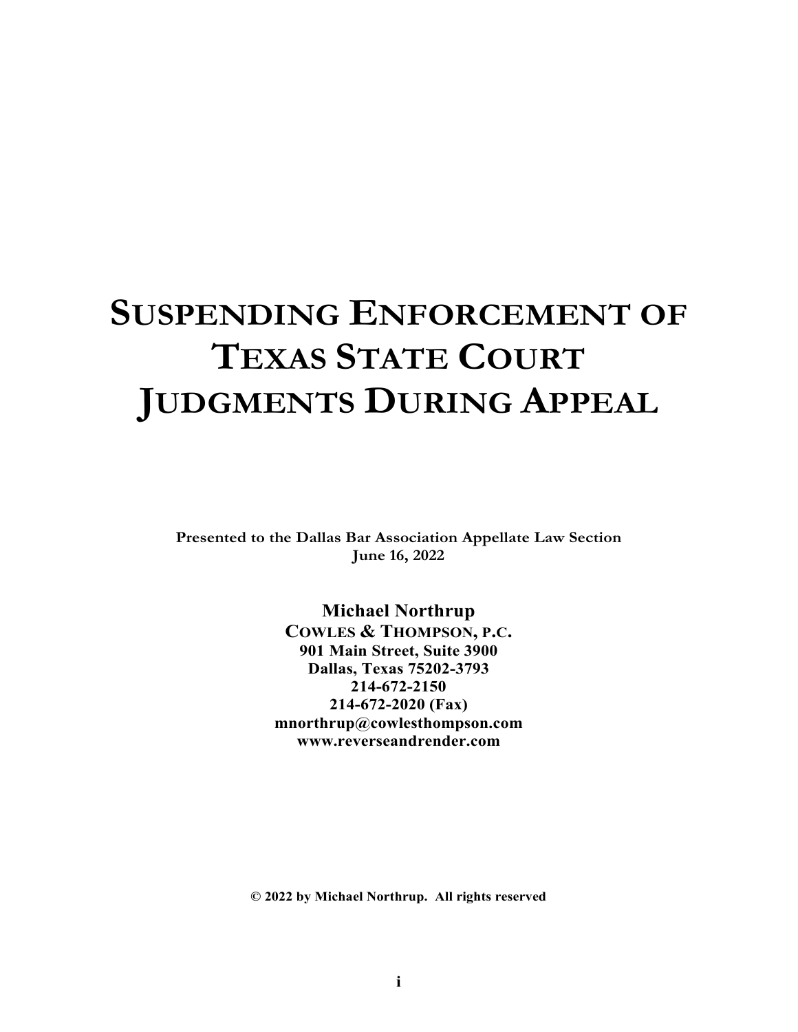# SUSPENDING ENFORCEMENT OF TEXAS STATE COURT JUDGMENTS DURING APPEAL

**Presented to the Dallas Bar Association Appellate Law Section**
**June 16, 2022**

**Michael Northrup**
**COWLES & THOMPSON, P.C.**
**901 Main Street, Suite 3900**
**Dallas, Texas 75202-3793**
**214-672-2150**
**214-672-2020 (Fax)**
**mnorthrup@cowlesthompson.com**
**www.reverseandrender.com**

**© 2022 by Michael Northrup. All rights reserved**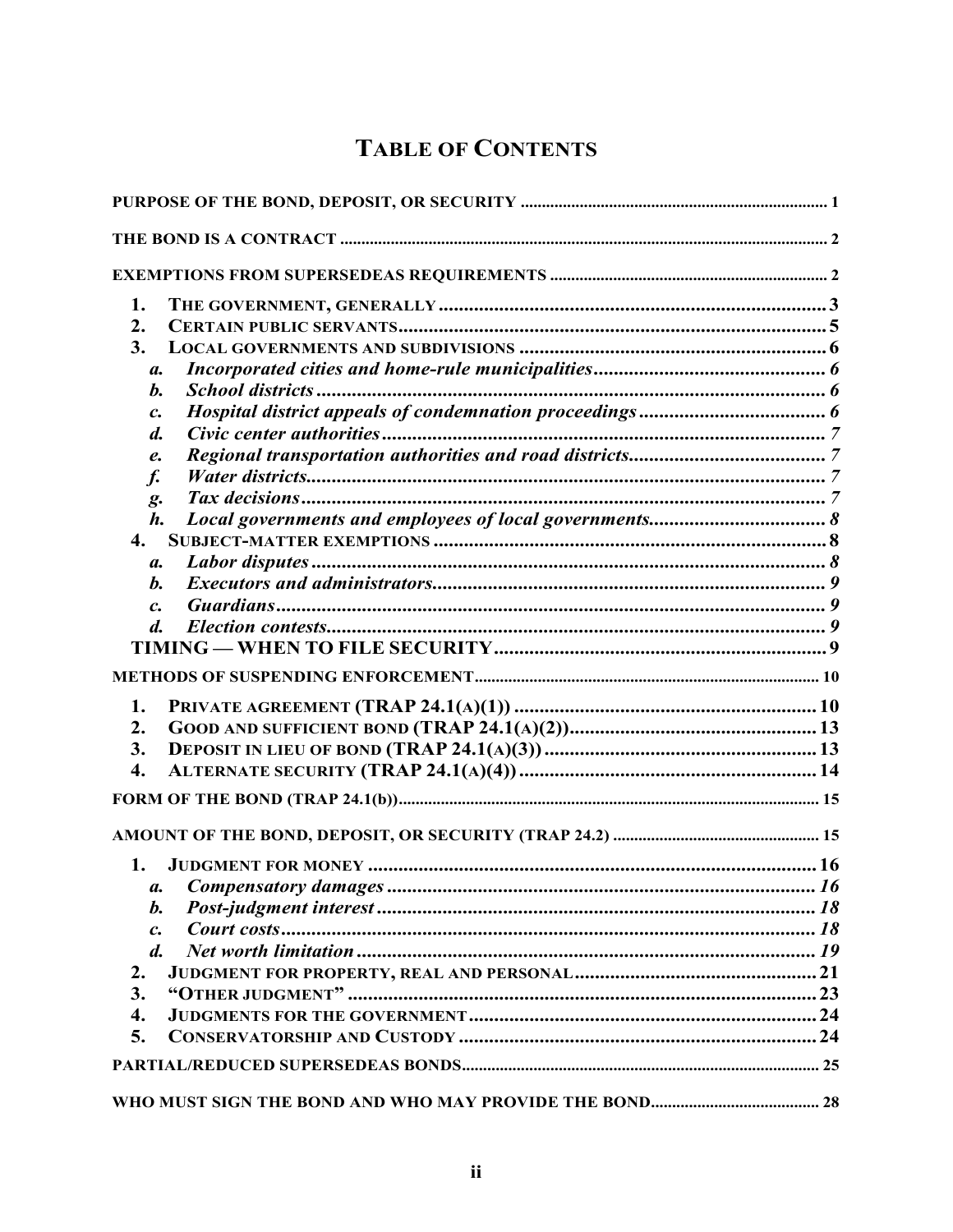# TABLE OF CONTENTS

PURPOSE OF THE BOND, DEPOSIT, OR SECURITY ..... 1

THE BOND IS A CONTRACT ..... 2

EXEMPTIONS FROM SUPERSEDEAS REQUIREMENTS ..... 2

1. **THE GOVERNMENT, GENERALLY** ..... 3
2. **CERTAIN PUBLIC SERVANTS** ..... 5
3. **LOCAL GOVERNMENTS AND SUBDIVISIONS** ..... 6
   - a. ***Incorporated cities and home-rule municipalities*** ..... 6
   - b. ***School districts*** ..... 6
   - c. ***Hospital district appeals of condemnation proceedings*** ..... 6
   - d. ***Civic center authorities*** ..... 7
   - e. ***Regional transportation authorities and road districts*** ..... 7
   - f. ***Water districts*** ..... 7
   - g. ***Tax decisions*** ..... 7
   - h. ***Local governments and employees of local governments*** ..... 8
4. **SUBJECT-MATTER EXEMPTIONS** ..... 8
   - a. ***Labor disputes*** ..... 8
   - b. ***Executors and administrators*** ..... 9
   - c. ***Guardians*** ..... 9
   - d. ***Election contests*** ..... 9

**TIMING — WHEN TO FILE SECURITY** ..... 9

METHODS OF SUSPENDING ENFORCEMENT ..... 10

1. **PRIVATE AGREEMENT (TRAP 24.1(A)(1))** ..... 10
2. **GOOD AND SUFFICIENT BOND (TRAP 24.1(A)(2))** ..... 13
3. **DEPOSIT IN LIEU OF BOND (TRAP 24.1(A)(3))** ..... 13
4. **ALTERNATE SECURITY (TRAP 24.1(A)(4))** ..... 14

FORM OF THE BOND (TRAP 24.1(b)) ..... 15

AMOUNT OF THE BOND, DEPOSIT, OR SECURITY (TRAP 24.2) ..... 15

1. **JUDGMENT FOR MONEY** ..... 16
   - a. ***Compensatory damages*** ..... 16
   - b. ***Post-judgment interest*** ..... 18
   - c. ***Court costs*** ..... 18
   - d. ***Net worth limitation*** ..... 19
2. **JUDGMENT FOR PROPERTY, REAL AND PERSONAL** ..... 21
3. **"OTHER JUDGMENT"** ..... 23
4. **JUDGMENTS FOR THE GOVERNMENT** ..... 24
5. **CONSERVATORSHIP AND CUSTODY** ..... 24

PARTIAL/REDUCED SUPERSEDEAS BONDS ..... 25

WHO MUST SIGN THE BOND AND WHO MAY PROVIDE THE BOND ..... 28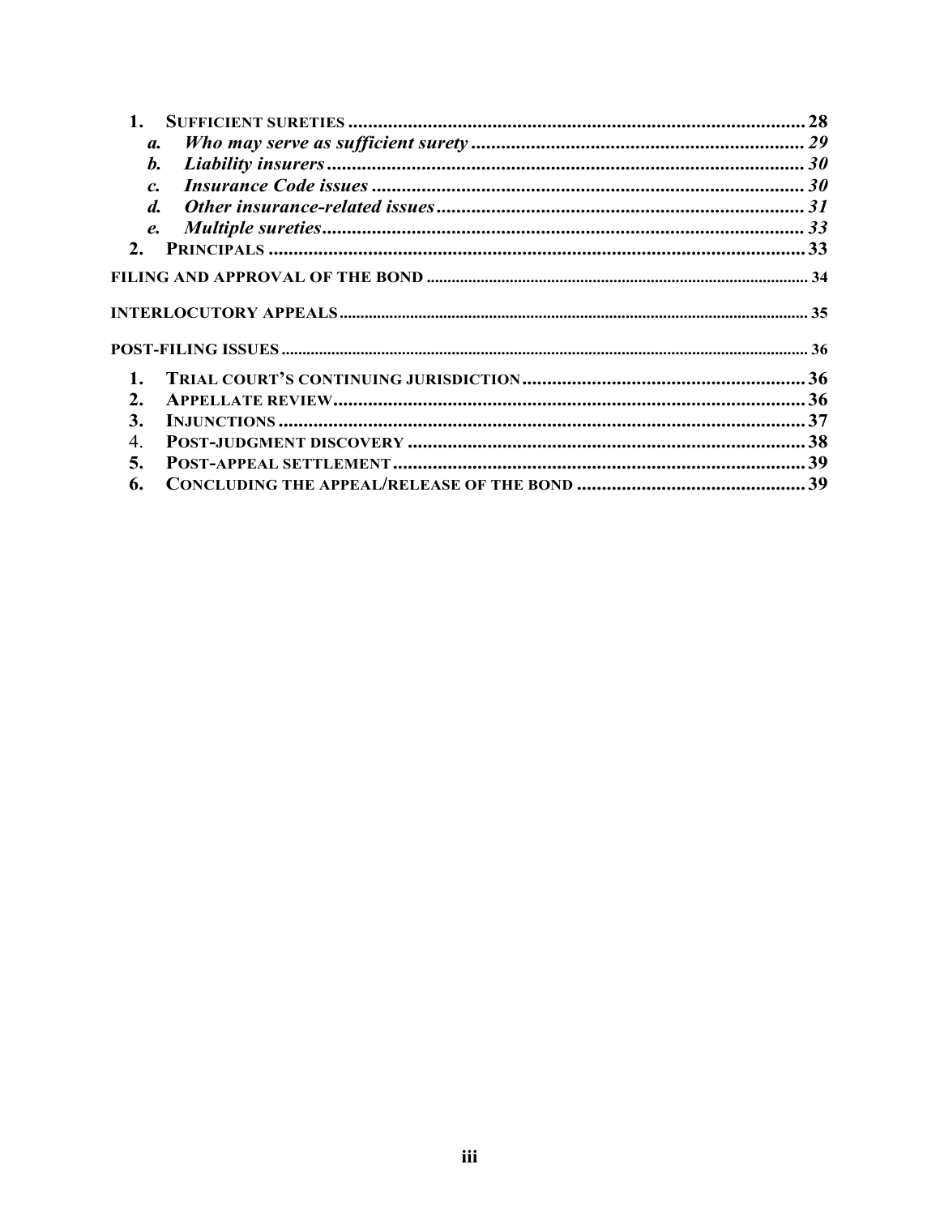1. **SUFFICIENT SURETIES** ........ 28
   - a. ***Who may serve as sufficient surety*** ........ 29
   - b. ***Liability insurers*** ........ 30
   - c. ***Insurance Code issues*** ........ 30
   - d. ***Other insurance-related issues*** ........ 31
   - e. ***Multiple sureties*** ........ 33
2. **PRINCIPALS** ........ 33

**FILING AND APPROVAL OF THE BOND** ........ 34

**INTERLOCUTORY APPEALS** ........ 35

**POST-FILING ISSUES** ........ 36

1. **TRIAL COURT'S CONTINUING JURISDICTION** ........ 36
2. **APPELLATE REVIEW** ........ 36
3. **INJUNCTIONS** ........ 37
4. **POST-JUDGMENT DISCOVERY** ........ 38
5. **POST-APPEAL SETTLEMENT** ........ 39
6. **CONCLUDING THE APPEAL/RELEASE OF THE BOND** ........ 39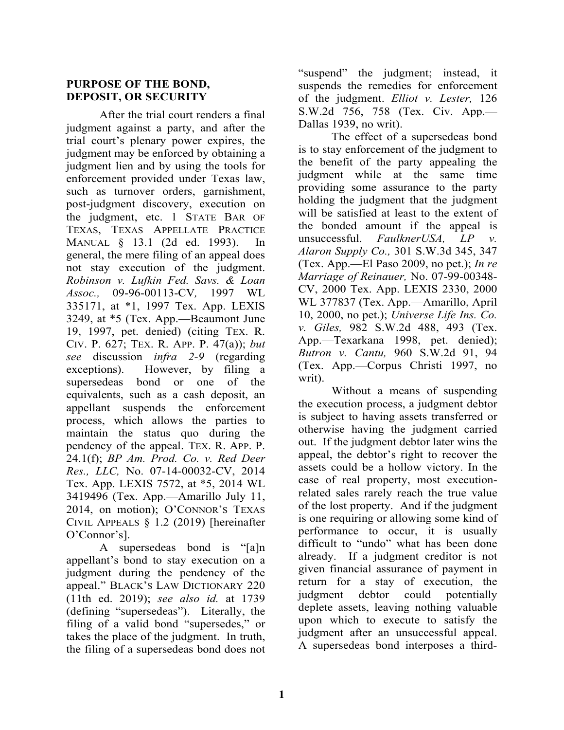## PURPOSE OF THE BOND, DEPOSIT, OR SECURITY

After the trial court renders a final judgment against a party, and after the trial court's plenary power expires, the judgment may be enforced by obtaining a judgment lien and by using the tools for enforcement provided under Texas law, such as turnover orders, garnishment, post-judgment discovery, execution on the judgment, etc. 1 STATE BAR OF TEXAS, TEXAS APPELLATE PRACTICE MANUAL § 13.1 (2d ed. 1993). In general, the mere filing of an appeal does not stay execution of the judgment. *Robinson v. Lufkin Fed. Savs. & Loan Assoc.,* 09-96-00113-CV*,* 1997 WL 335171, at *1, 1997 Tex. App. LEXIS 3249, at *5 (Tex. App.—Beaumont June 19, 1997, pet. denied) (citing TEX. R. CIV. P. 627; TEX. R. APP. P. 47(a)); *but see* discussion *infra 2-9* (regarding exceptions). However, by filing a supersedeas bond or one of the equivalents, such as a cash deposit, an appellant suspends the enforcement process, which allows the parties to maintain the status quo during the pendency of the appeal. TEX. R. APP. P. 24.1(f); *BP Am. Prod. Co. v. Red Deer Res., LLC,* No. 07-14-00032-CV, 2014 Tex. App. LEXIS 7572, at *5, 2014 WL 3419496 (Tex. App.—Amarillo July 11, 2014, on motion); O'CONNOR'S TEXAS CIVIL APPEALS § 1.2 (2019) [hereinafter O'Connor's].

A supersedeas bond is "[a]n appellant's bond to stay execution on a judgment during the pendency of the appeal." BLACK'S LAW DICTIONARY 220 (11th ed. 2019); *see also id.* at 1739 (defining "supersedeas"). Literally, the filing of a valid bond "supersedes," or takes the place of the judgment. In truth, the filing of a supersedeas bond does not "suspend" the judgment; instead, it suspends the remedies for enforcement of the judgment. *Elliot v. Lester,* 126 S.W.2d 756, 758 (Tex. Civ. App.—Dallas 1939, no writ).

The effect of a supersedeas bond is to stay enforcement of the judgment to the benefit of the party appealing the judgment while at the same time providing some assurance to the party holding the judgment that the judgment will be satisfied at least to the extent of the bonded amount if the appeal is unsuccessful. *FaulknerUSA, LP v. Alaron Supply Co.,* 301 S.W.3d 345, 347 (Tex. App.—El Paso 2009, no pet.); *In re Marriage of Reinauer,* No. 07-99-00348-CV, 2000 Tex. App. LEXIS 2330, 2000 WL 377837 (Tex. App.—Amarillo, April 10, 2000, no pet.); *Universe Life Ins. Co. v. Giles,* 982 S.W.2d 488, 493 (Tex. App.—Texarkana 1998, pet. denied); *Butron v. Cantu,* 960 S.W.2d 91, 94 (Tex. App.—Corpus Christi 1997, no writ).

Without a means of suspending the execution process, a judgment debtor is subject to having assets transferred or otherwise having the judgment carried out. If the judgment debtor later wins the appeal, the debtor's right to recover the assets could be a hollow victory. In the case of real property, most execution-related sales rarely reach the true value of the lost property. And if the judgment is one requiring or allowing some kind of performance to occur, it is usually difficult to "undo" what has been done already. If a judgment creditor is not given financial assurance of payment in return for a stay of execution, the judgment debtor could potentially deplete assets, leaving nothing valuable upon which to execute to satisfy the judgment after an unsuccessful appeal. A supersedeas bond interposes a third-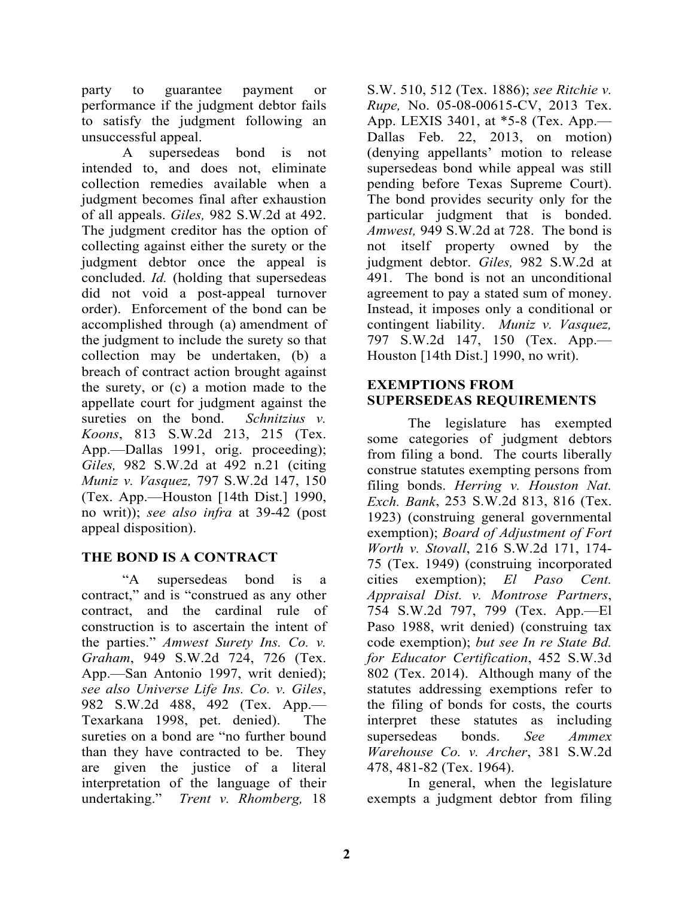party to guarantee payment or performance if the judgment debtor fails to satisfy the judgment following an unsuccessful appeal.

A supersedeas bond is not intended to, and does not, eliminate collection remedies available when a judgment becomes final after exhaustion of all appeals. *Giles,* 982 S.W.2d at 492. The judgment creditor has the option of collecting against either the surety or the judgment debtor once the appeal is concluded. *Id.* (holding that supersedeas did not void a post-appeal turnover order). Enforcement of the bond can be accomplished through (a) amendment of the judgment to include the surety so that collection may be undertaken, (b) a breach of contract action brought against the surety, or (c) a motion made to the appellate court for judgment against the sureties on the bond. *Schnitzius v. Koons*, 813 S.W.2d 213, 215 (Tex. App.—Dallas 1991, orig. proceeding); *Giles,* 982 S.W.2d at 492 n.21 (citing *Muniz v. Vasquez,* 797 S.W.2d 147, 150 (Tex. App.—Houston [14th Dist.] 1990, no writ)); *see also infra* at 39-42 (post appeal disposition).

## THE BOND IS A CONTRACT

"A supersedeas bond is a contract," and is "construed as any other contract, and the cardinal rule of construction is to ascertain the intent of the parties." *Amwest Surety Ins. Co. v. Graham*, 949 S.W.2d 724, 726 (Tex. App.—San Antonio 1997, writ denied); *see also Universe Life Ins. Co. v. Giles*, 982 S.W.2d 488, 492 (Tex. App.—Texarkana 1998, pet. denied). The sureties on a bond are "no further bound than they have contracted to be. They are given the justice of a literal interpretation of the language of their undertaking." *Trent v. Rhomberg,* 18 S.W. 510, 512 (Tex. 1886); *see Ritchie v. Rupe,* No. 05-08-00615-CV, 2013 Tex. App. LEXIS 3401, at *5-8 (Tex. App.—Dallas Feb. 22, 2013, on motion) (denying appellants' motion to release supersedeas bond while appeal was still pending before Texas Supreme Court). The bond provides security only for the particular judgment that is bonded. *Amwest,* 949 S.W.2d at 728. The bond is not itself property owned by the judgment debtor. *Giles,* 982 S.W.2d at 491. The bond is not an unconditional agreement to pay a stated sum of money. Instead, it imposes only a conditional or contingent liability. *Muniz v. Vasquez,* 797 S.W.2d 147, 150 (Tex. App.—Houston [14th Dist.] 1990, no writ).

## EXEMPTIONS FROM SUPERSEDEAS REQUIREMENTS

The legislature has exempted some categories of judgment debtors from filing a bond. The courts liberally construe statutes exempting persons from filing bonds. *Herring v. Houston Nat. Exch. Bank*, 253 S.W.2d 813, 816 (Tex. 1923) (construing general governmental exemption); *Board of Adjustment of Fort Worth v. Stovall*, 216 S.W.2d 171, 174-75 (Tex. 1949) (construing incorporated cities exemption); *El Paso Cent. Appraisal Dist. v. Montrose Partners*, 754 S.W.2d 797, 799 (Tex. App.—El Paso 1988, writ denied) (construing tax code exemption); *but see In re State Bd. for Educator Certification*, 452 S.W.3d 802 (Tex. 2014). Although many of the statutes addressing exemptions refer to the filing of bonds for costs, the courts interpret these statutes as including supersedeas bonds. *See Ammex Warehouse Co. v. Archer*, 381 S.W.2d 478, 481-82 (Tex. 1964).

In general, when the legislature exempts a judgment debtor from filing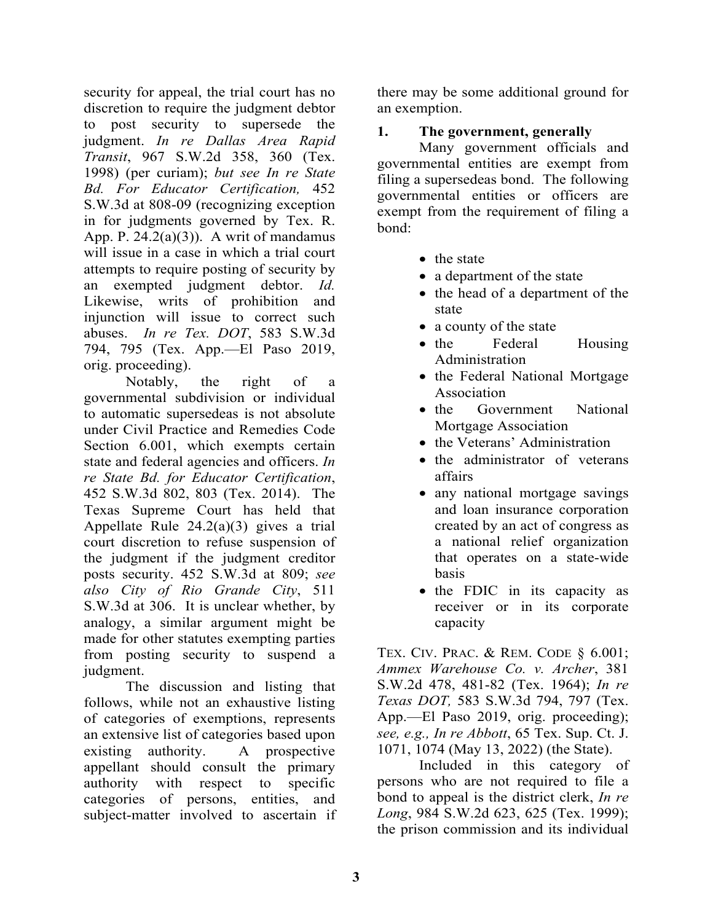security for appeal, the trial court has no discretion to require the judgment debtor to post security to supersede the judgment. *In re Dallas Area Rapid Transit*, 967 S.W.2d 358, 360 (Tex. 1998) (per curiam); *but see In re State Bd. For Educator Certification,* 452 S.W.3d at 808-09 (recognizing exception in for judgments governed by Tex. R. App. P. 24.2(a)(3)). A writ of mandamus will issue in a case in which a trial court attempts to require posting of security by an exempted judgment debtor. *Id.* Likewise, writs of prohibition and injunction will issue to correct such abuses. *In re Tex. DOT*, 583 S.W.3d 794, 795 (Tex. App.—El Paso 2019, orig. proceeding).

Notably, the right of a governmental subdivision or individual to automatic supersedeas is not absolute under Civil Practice and Remedies Code Section 6.001, which exempts certain state and federal agencies and officers. *In re State Bd. for Educator Certification*, 452 S.W.3d 802, 803 (Tex. 2014). The Texas Supreme Court has held that Appellate Rule 24.2(a)(3) gives a trial court discretion to refuse suspension of the judgment if the judgment creditor posts security. 452 S.W.3d at 809; *see also City of Rio Grande City*, 511 S.W.3d at 306. It is unclear whether, by analogy, a similar argument might be made for other statutes exempting parties from posting security to suspend a judgment.

The discussion and listing that follows, while not an exhaustive listing of categories of exemptions, represents an extensive list of categories based upon existing authority. A prospective appellant should consult the primary authority with respect to specific categories of persons, entities, and subject-matter involved to ascertain if there may be some additional ground for an exemption.

### 1. The government, generally

Many government officials and governmental entities are exempt from filing a supersedeas bond. The following governmental entities or officers are exempt from the requirement of filing a bond:

- the state
- a department of the state
- the head of a department of the state
- a county of the state
- the Federal Housing Administration
- the Federal National Mortgage Association
- the Government National Mortgage Association
- the Veterans' Administration
- the administrator of veterans affairs
- any national mortgage savings and loan insurance corporation created by an act of congress as a national relief organization that operates on a state-wide basis
- the FDIC in its capacity as receiver or in its corporate capacity

TEX. CIV. PRAC. & REM. CODE § 6.001; *Ammex Warehouse Co. v. Archer*, 381 S.W.2d 478, 481-82 (Tex. 1964); *In re Texas DOT,* 583 S.W.3d 794, 797 (Tex. App.—El Paso 2019, orig. proceeding); *see, e.g., In re Abbott*, 65 Tex. Sup. Ct. J. 1071, 1074 (May 13, 2022) (the State).

Included in this category of persons who are not required to file a bond to appeal is the district clerk, *In re Long*, 984 S.W.2d 623, 625 (Tex. 1999); the prison commission and its individual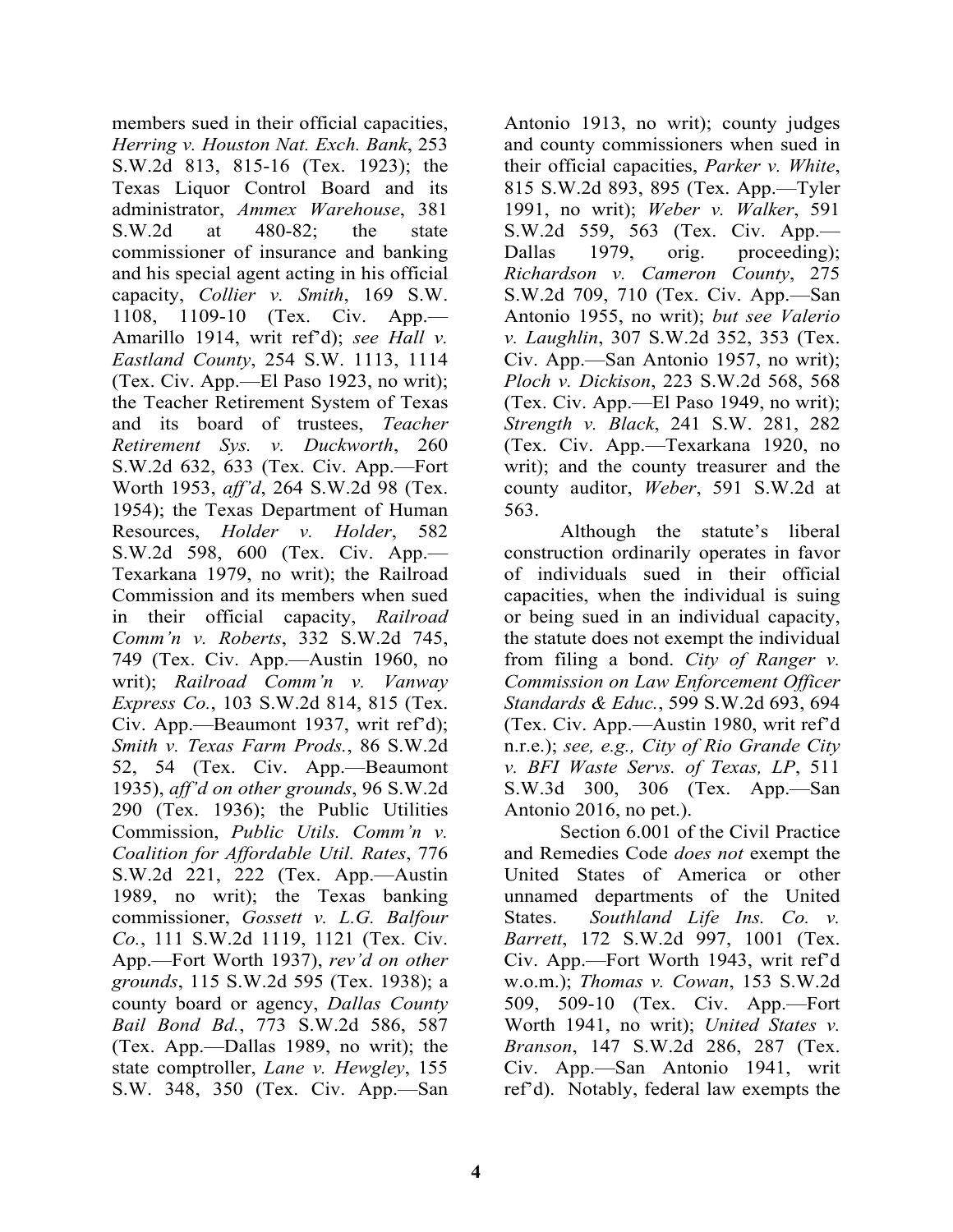members sued in their official capacities, *Herring v. Houston Nat. Exch. Bank*, 253 S.W.2d 813, 815-16 (Tex. 1923); the Texas Liquor Control Board and its administrator, *Ammex Warehouse*, 381 S.W.2d at 480-82; the state commissioner of insurance and banking and his special agent acting in his official capacity, *Collier v. Smith*, 169 S.W. 1108, 1109-10 (Tex. Civ. App.—Amarillo 1914, writ ref'd); *see Hall v. Eastland County*, 254 S.W. 1113, 1114 (Tex. Civ. App.—El Paso 1923, no writ); the Teacher Retirement System of Texas and its board of trustees, *Teacher Retirement Sys. v. Duckworth*, 260 S.W.2d 632, 633 (Tex. Civ. App.—Fort Worth 1953, *aff'd*, 264 S.W.2d 98 (Tex. 1954); the Texas Department of Human Resources, *Holder v. Holder*, 582 S.W.2d 598, 600 (Tex. Civ. App.—Texarkana 1979, no writ); the Railroad Commission and its members when sued in their official capacity, *Railroad Comm'n v. Roberts*, 332 S.W.2d 745, 749 (Tex. Civ. App.—Austin 1960, no writ); *Railroad Comm'n v. Vanway Express Co.*, 103 S.W.2d 814, 815 (Tex. Civ. App.—Beaumont 1937, writ ref'd); *Smith v. Texas Farm Prods.*, 86 S.W.2d 52, 54 (Tex. Civ. App.—Beaumont 1935), *aff'd on other grounds*, 96 S.W.2d 290 (Tex. 1936); the Public Utilities Commission, *Public Utils. Comm'n v. Coalition for Affordable Util. Rates*, 776 S.W.2d 221, 222 (Tex. App.—Austin 1989, no writ); the Texas banking commissioner, *Gossett v. L.G. Balfour Co.*, 111 S.W.2d 1119, 1121 (Tex. Civ. App.—Fort Worth 1937), *rev'd on other grounds*, 115 S.W.2d 595 (Tex. 1938); a county board or agency, *Dallas County Bail Bond Bd.*, 773 S.W.2d 586, 587 (Tex. App.—Dallas 1989, no writ); the state comptroller, *Lane v. Hewgley*, 155 S.W. 348, 350 (Tex. Civ. App.—San Antonio 1913, no writ); county judges and county commissioners when sued in their official capacities, *Parker v. White*, 815 S.W.2d 893, 895 (Tex. App.—Tyler 1991, no writ); *Weber v. Walker*, 591 S.W.2d 559, 563 (Tex. Civ. App.—Dallas 1979, orig. proceeding); *Richardson v. Cameron County*, 275 S.W.2d 709, 710 (Tex. Civ. App.—San Antonio 1955, no writ); *but see Valerio v. Laughlin*, 307 S.W.2d 352, 353 (Tex. Civ. App.—San Antonio 1957, no writ); *Ploch v. Dickison*, 223 S.W.2d 568, 568 (Tex. Civ. App.—El Paso 1949, no writ); *Strength v. Black*, 241 S.W. 281, 282 (Tex. Civ. App.—Texarkana 1920, no writ); and the county treasurer and the county auditor, *Weber*, 591 S.W.2d at 563.

Although the statute's liberal construction ordinarily operates in favor of individuals sued in their official capacities, when the individual is suing or being sued in an individual capacity, the statute does not exempt the individual from filing a bond. *City of Ranger v. Commission on Law Enforcement Officer Standards & Educ.*, 599 S.W.2d 693, 694 (Tex. Civ. App.—Austin 1980, writ ref'd n.r.e.); *see, e.g., City of Rio Grande City v. BFI Waste Servs. of Texas, LP*, 511 S.W.3d 300, 306 (Tex. App.—San Antonio 2016, no pet.).

Section 6.001 of the Civil Practice and Remedies Code *does not* exempt the United States of America or other unnamed departments of the United States. *Southland Life Ins. Co. v. Barrett*, 172 S.W.2d 997, 1001 (Tex. Civ. App.—Fort Worth 1943, writ ref'd w.o.m.); *Thomas v. Cowan*, 153 S.W.2d 509, 509-10 (Tex. Civ. App.—Fort Worth 1941, no writ); *United States v. Branson*, 147 S.W.2d 286, 287 (Tex. Civ. App.—San Antonio 1941, writ ref'd). Notably, federal law exempts the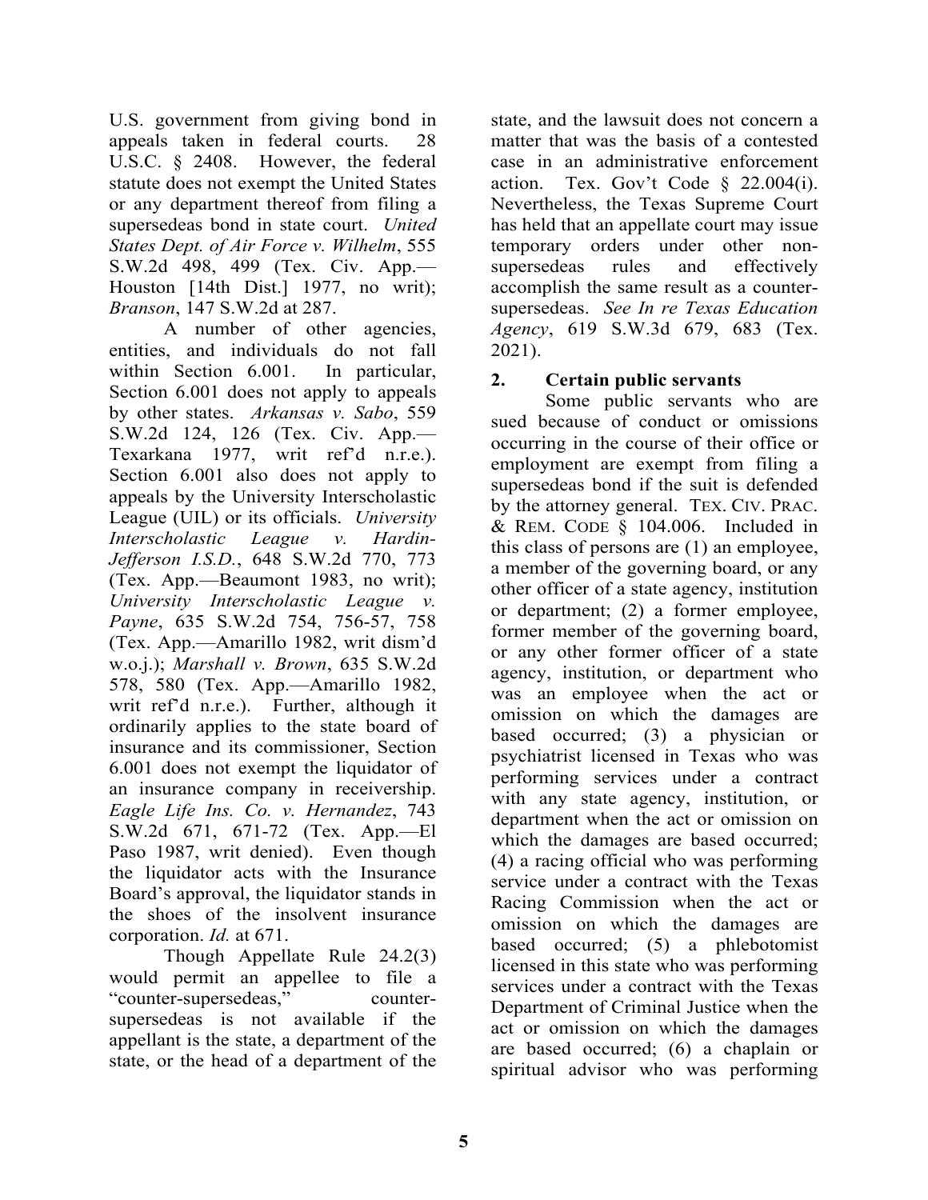U.S. government from giving bond in appeals taken in federal courts. 28 U.S.C. § 2408. However, the federal statute does not exempt the United States or any department thereof from filing a supersedeas bond in state court. *United States Dept. of Air Force v. Wilhelm*, 555 S.W.2d 498, 499 (Tex. Civ. App.—Houston [14th Dist.] 1977, no writ); *Branson*, 147 S.W.2d at 287.

A number of other agencies, entities, and individuals do not fall within Section 6.001. In particular, Section 6.001 does not apply to appeals by other states. *Arkansas v. Sabo*, 559 S.W.2d 124, 126 (Tex. Civ. App.—Texarkana 1977, writ ref'd n.r.e.). Section 6.001 also does not apply to appeals by the University Interscholastic League (UIL) or its officials. *University Interscholastic League v. Hardin-Jefferson I.S.D.*, 648 S.W.2d 770, 773 (Tex. App.—Beaumont 1983, no writ); *University Interscholastic League v. Payne*, 635 S.W.2d 754, 756-57, 758 (Tex. App.—Amarillo 1982, writ dism'd w.o.j.); *Marshall v. Brown*, 635 S.W.2d 578, 580 (Tex. App.—Amarillo 1982, writ ref'd n.r.e.). Further, although it ordinarily applies to the state board of insurance and its commissioner, Section 6.001 does not exempt the liquidator of an insurance company in receivership. *Eagle Life Ins. Co. v. Hernandez*, 743 S.W.2d 671, 671-72 (Tex. App.—El Paso 1987, writ denied). Even though the liquidator acts with the Insurance Board's approval, the liquidator stands in the shoes of the insolvent insurance corporation. *Id.* at 671.

Though Appellate Rule 24.2(3) would permit an appellee to file a "counter-supersedeas," counter-supersedeas is not available if the appellant is the state, a department of the state, or the head of a department of the state, and the lawsuit does not concern a matter that was the basis of a contested case in an administrative enforcement action. Tex. Gov't Code § 22.004(i). Nevertheless, the Texas Supreme Court has held that an appellate court may issue temporary orders under other non-supersedeas rules and effectively accomplish the same result as a counter-supersedeas. *See In re Texas Education Agency*, 619 S.W.3d 679, 683 (Tex. 2021).

## 2. Certain public servants

Some public servants who are sued because of conduct or omissions occurring in the course of their office or employment are exempt from filing a supersedeas bond if the suit is defended by the attorney general. TEX. CIV. PRAC. & REM. CODE § 104.006. Included in this class of persons are (1) an employee, a member of the governing board, or any other officer of a state agency, institution or department; (2) a former employee, former member of the governing board, or any other former officer of a state agency, institution, or department who was an employee when the act or omission on which the damages are based occurred; (3) a physician or psychiatrist licensed in Texas who was performing services under a contract with any state agency, institution, or department when the act or omission on which the damages are based occurred; (4) a racing official who was performing service under a contract with the Texas Racing Commission when the act or omission on which the damages are based occurred; (5) a phlebotomist licensed in this state who was performing services under a contract with the Texas Department of Criminal Justice when the act or omission on which the damages are based occurred; (6) a chaplain or spiritual advisor who was performing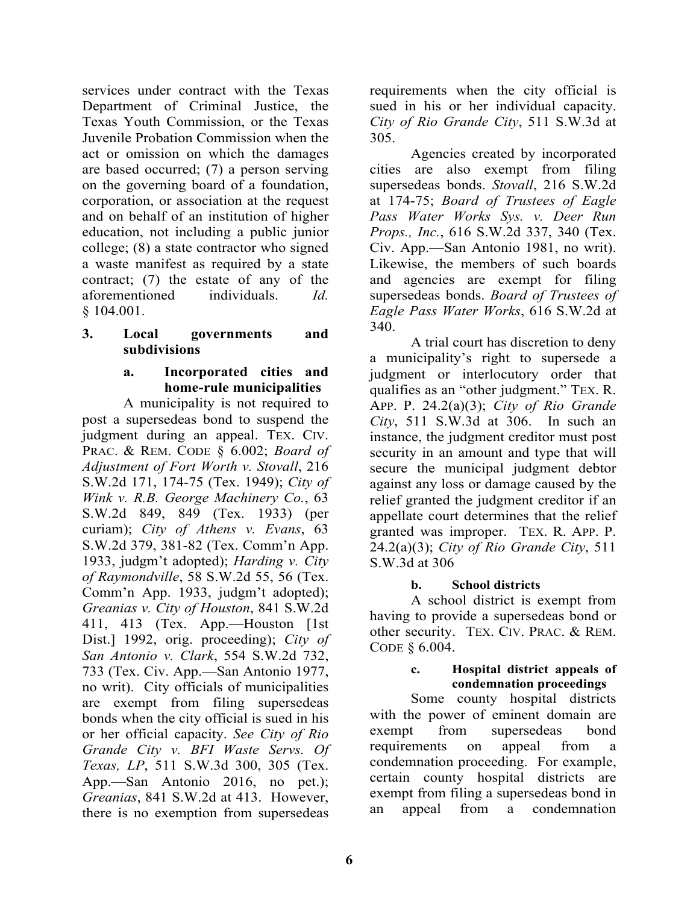services under contract with the Texas Department of Criminal Justice, the Texas Youth Commission, or the Texas Juvenile Probation Commission when the act or omission on which the damages are based occurred; (7) a person serving on the governing board of a foundation, corporation, or association at the request and on behalf of an institution of higher education, not including a public junior college; (8) a state contractor who signed a waste manifest as required by a state contract; (7) the estate of any of the aforementioned individuals. *Id.* § 104.001.

### 3. Local governments and subdivisions

#### a. Incorporated cities and home-rule municipalities

A municipality is not required to post a supersedeas bond to suspend the judgment during an appeal. TEX. CIV. PRAC. & REM. CODE § 6.002; *Board of Adjustment of Fort Worth v. Stovall*, 216 S.W.2d 171, 174-75 (Tex. 1949); *City of Wink v. R.B. George Machinery Co.*, 63 S.W.2d 849, 849 (Tex. 1933) (per curiam); *City of Athens v. Evans*, 63 S.W.2d 379, 381-82 (Tex. Comm'n App. 1933, judgm't adopted); *Harding v. City of Raymondville*, 58 S.W.2d 55, 56 (Tex. Comm'n App. 1933, judgm't adopted); *Greanias v. City of Houston*, 841 S.W.2d 411, 413 (Tex. App.—Houston [1st Dist.] 1992, orig. proceeding); *City of San Antonio v. Clark*, 554 S.W.2d 732, 733 (Tex. Civ. App.—San Antonio 1977, no writ). City officials of municipalities are exempt from filing supersedeas bonds when the city official is sued in his or her official capacity. *See City of Rio Grande City v. BFI Waste Servs. Of Texas, LP*, 511 S.W.3d 300, 305 (Tex. App.—San Antonio 2016, no pet.); *Greanias*, 841 S.W.2d at 413. However, there is no exemption from supersedeas requirements when the city official is sued in his or her individual capacity. *City of Rio Grande City*, 511 S.W.3d at 305.

Agencies created by incorporated cities are also exempt from filing supersedeas bonds. *Stovall*, 216 S.W.2d at 174-75; *Board of Trustees of Eagle Pass Water Works Sys. v. Deer Run Props., Inc.*, 616 S.W.2d 337, 340 (Tex. Civ. App.—San Antonio 1981, no writ). Likewise, the members of such boards and agencies are exempt for filing supersedeas bonds. *Board of Trustees of Eagle Pass Water Works*, 616 S.W.2d at 340.

A trial court has discretion to deny a municipality's right to supersede a judgment or interlocutory order that qualifies as an "other judgment." TEX. R. APP. P. 24.2(a)(3); *City of Rio Grande City*, 511 S.W.3d at 306. In such an instance, the judgment creditor must post security in an amount and type that will secure the municipal judgment debtor against any loss or damage caused by the relief granted the judgment creditor if an appellate court determines that the relief granted was improper. TEX. R. APP. P. 24.2(a)(3); *City of Rio Grande City*, 511 S.W.3d at 306

#### b. School districts

A school district is exempt from having to provide a supersedeas bond or other security. TEX. CIV. PRAC. & REM. CODE § 6.004.

#### c. Hospital district appeals of condemnation proceedings

Some county hospital districts with the power of eminent domain are exempt from supersedeas bond requirements on appeal from a condemnation proceeding. For example, certain county hospital districts are exempt from filing a supersedeas bond in an appeal from a condemnation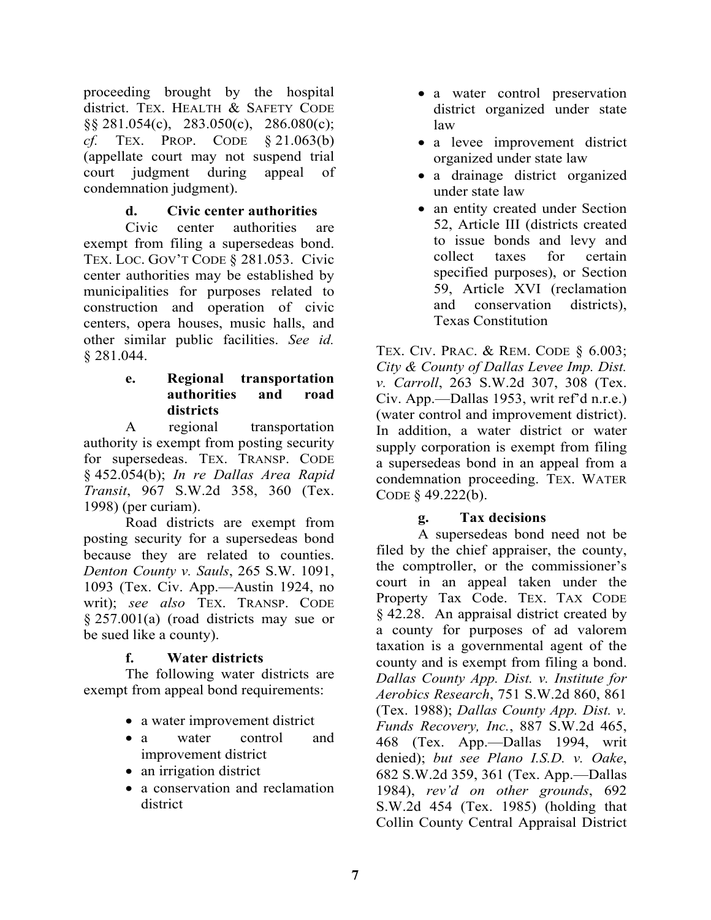proceeding brought by the hospital district. TEX. HEALTH & SAFETY CODE §§ 281.054(c), 283.050(c), 286.080(c); *cf.* TEX. PROP. CODE § 21.063(b) (appellate court may not suspend trial court judgment during appeal of condemnation judgment).

#### d. Civic center authorities

Civic center authorities are exempt from filing a supersedeas bond. TEX. LOC. GOV'T CODE § 281.053. Civic center authorities may be established by municipalities for purposes related to construction and operation of civic centers, opera houses, music halls, and other similar public facilities. *See id.* § 281.044.

#### e. Regional transportation authorities and road districts

A regional transportation authority is exempt from posting security for supersedeas. TEX. TRANSP. CODE § 452.054(b); *In re Dallas Area Rapid Transit*, 967 S.W.2d 358, 360 (Tex. 1998) (per curiam).

Road districts are exempt from posting security for a supersedeas bond because they are related to counties. *Denton County v. Sauls*, 265 S.W. 1091, 1093 (Tex. Civ. App.—Austin 1924, no writ); *see also* TEX. TRANSP. CODE § 257.001(a) (road districts may sue or be sued like a county).

#### f. Water districts

The following water districts are exempt from appeal bond requirements:

- a water improvement district
- a water control and improvement district
- an irrigation district
- a conservation and reclamation district
- a water control preservation district organized under state law
- a levee improvement district organized under state law
- a drainage district organized under state law
- an entity created under Section 52, Article III (districts created to issue bonds and levy and collect taxes for certain specified purposes), or Section 59, Article XVI (reclamation and conservation districts), Texas Constitution

TEX. CIV. PRAC. & REM. CODE § 6.003; *City & County of Dallas Levee Imp. Dist. v. Carroll*, 263 S.W.2d 307, 308 (Tex. Civ. App.—Dallas 1953, writ ref'd n.r.e.) (water control and improvement district). In addition, a water district or water supply corporation is exempt from filing a supersedeas bond in an appeal from a condemnation proceeding. TEX. WATER CODE § 49.222(b).

#### g. Tax decisions

A supersedeas bond need not be filed by the chief appraiser, the county, the comptroller, or the commissioner's court in an appeal taken under the Property Tax Code. TEX. TAX CODE § 42.28. An appraisal district created by a county for purposes of ad valorem taxation is a governmental agent of the county and is exempt from filing a bond. *Dallas County App. Dist. v. Institute for Aerobics Research*, 751 S.W.2d 860, 861 (Tex. 1988); *Dallas County App. Dist. v. Funds Recovery, Inc.*, 887 S.W.2d 465, 468 (Tex. App.—Dallas 1994, writ denied); *but see Plano I.S.D. v. Oake*, 682 S.W.2d 359, 361 (Tex. App.—Dallas 1984), *rev'd on other grounds*, 692 S.W.2d 454 (Tex. 1985) (holding that Collin County Central Appraisal District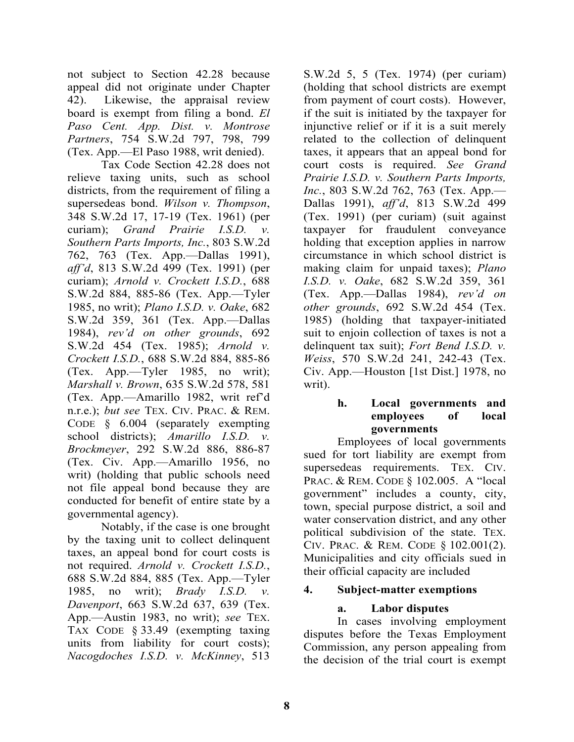not subject to Section 42.28 because appeal did not originate under Chapter 42). Likewise, the appraisal review board is exempt from filing a bond. *El Paso Cent. App. Dist. v. Montrose Partners*, 754 S.W.2d 797, 798, 799 (Tex. App.—El Paso 1988, writ denied).

Tax Code Section 42.28 does not relieve taxing units, such as school districts, from the requirement of filing a supersedeas bond. *Wilson v. Thompson*, 348 S.W.2d 17, 17-19 (Tex. 1961) (per curiam); *Grand Prairie I.S.D. v. Southern Parts Imports, Inc.*, 803 S.W.2d 762, 763 (Tex. App.—Dallas 1991), *aff'd*, 813 S.W.2d 499 (Tex. 1991) (per curiam); *Arnold v. Crockett I.S.D.*, 688 S.W.2d 884, 885-86 (Tex. App.—Tyler 1985, no writ); *Plano I.S.D. v. Oake*, 682 S.W.2d 359, 361 (Tex. App.—Dallas 1984), *rev'd on other grounds*, 692 S.W.2d 454 (Tex. 1985); *Arnold v. Crockett I.S.D.*, 688 S.W.2d 884, 885-86 (Tex. App.—Tyler 1985, no writ); *Marshall v. Brown*, 635 S.W.2d 578, 581 (Tex. App.—Amarillo 1982, writ ref'd n.r.e.); *but see* TEX. CIV. PRAC. & REM. CODE § 6.004 (separately exempting school districts); *Amarillo I.S.D. v. Brockmeyer*, 292 S.W.2d 886, 886-87 (Tex. Civ. App.—Amarillo 1956, no writ) (holding that public schools need not file appeal bond because they are conducted for benefit of entire state by a governmental agency).

Notably, if the case is one brought by the taxing unit to collect delinquent taxes, an appeal bond for court costs is not required. *Arnold v. Crockett I.S.D.*, 688 S.W.2d 884, 885 (Tex. App.—Tyler 1985, no writ); *Brady I.S.D. v. Davenport*, 663 S.W.2d 637, 639 (Tex. App.—Austin 1983, no writ); *see* TEX. TAX CODE § 33.49 (exempting taxing units from liability for court costs); *Nacogdoches I.S.D. v. McKinney*, 513 S.W.2d 5, 5 (Tex. 1974) (per curiam) (holding that school districts are exempt from payment of court costs). However, if the suit is initiated by the taxpayer for injunctive relief or if it is a suit merely related to the collection of delinquent taxes, it appears that an appeal bond for court costs is required. *See Grand Prairie I.S.D. v. Southern Parts Imports, Inc.*, 803 S.W.2d 762, 763 (Tex. App.—Dallas 1991), *aff'd*, 813 S.W.2d 499 (Tex. 1991) (per curiam) (suit against taxpayer for fraudulent conveyance holding that exception applies in narrow circumstance in which school district is making claim for unpaid taxes); *Plano I.S.D. v. Oake*, 682 S.W.2d 359, 361 (Tex. App.—Dallas 1984), *rev'd on other grounds*, 692 S.W.2d 454 (Tex. 1985) (holding that taxpayer-initiated suit to enjoin collection of taxes is not a delinquent tax suit); *Fort Bend I.S.D. v. Weiss*, 570 S.W.2d 241, 242-43 (Tex. Civ. App.—Houston [1st Dist.] 1978, no writ).

#### h. Local governments and employees of local governments

Employees of local governments sued for tort liability are exempt from supersedeas requirements. TEX. CIV. PRAC. & REM. CODE § 102.005. A "local government" includes a county, city, town, special purpose district, a soil and water conservation district, and any other political subdivision of the state. TEX. CIV. PRAC. & REM. CODE § 102.001(2). Municipalities and city officials sued in their official capacity are included

### 4. Subject-matter exemptions

#### a. Labor disputes

In cases involving employment disputes before the Texas Employment Commission, any person appealing from the decision of the trial court is exempt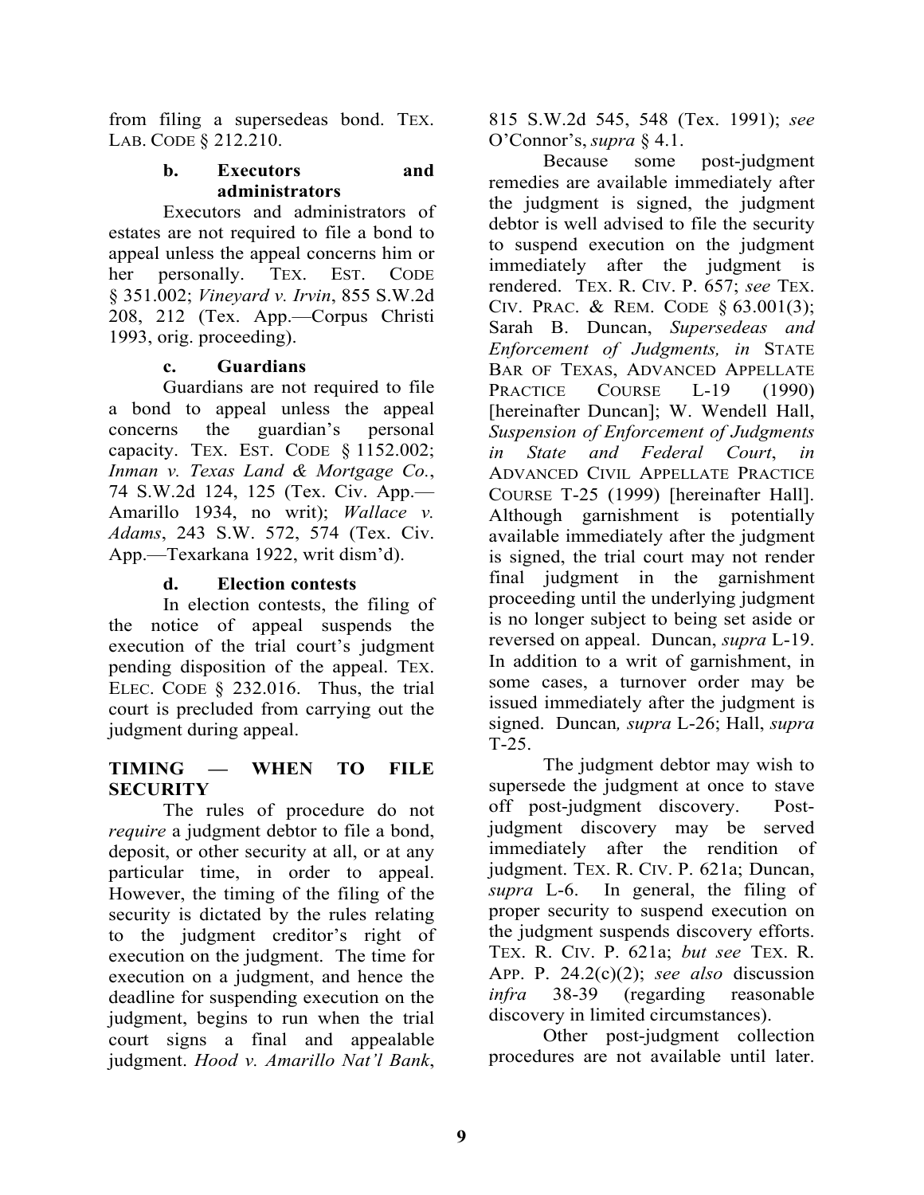from filing a supersedeas bond. TEX. LAB. CODE § 212.210.

#### b. Executors and administrators

Executors and administrators of estates are not required to file a bond to appeal unless the appeal concerns him or her personally. TEX. EST. CODE § 351.002; *Vineyard v. Irvin*, 855 S.W.2d 208, 212 (Tex. App.—Corpus Christi 1993, orig. proceeding).

#### c. Guardians

Guardians are not required to file a bond to appeal unless the appeal concerns the guardian's personal capacity. TEX. EST. CODE § 1152.002; *Inman v. Texas Land & Mortgage Co.*, 74 S.W.2d 124, 125 (Tex. Civ. App.—Amarillo 1934, no writ); *Wallace v. Adams*, 243 S.W. 572, 574 (Tex. Civ. App.—Texarkana 1922, writ dism'd).

#### d. Election contests

In election contests, the filing of the notice of appeal suspends the execution of the trial court's judgment pending disposition of the appeal. TEX. ELEC. CODE § 232.016. Thus, the trial court is precluded from carrying out the judgment during appeal.

## TIMING — WHEN TO FILE SECURITY

The rules of procedure do not *require* a judgment debtor to file a bond, deposit, or other security at all, or at any particular time, in order to appeal. However, the timing of the filing of the security is dictated by the rules relating to the judgment creditor's right of execution on the judgment. The time for execution on a judgment, and hence the deadline for suspending execution on the judgment, begins to run when the trial court signs a final and appealable judgment. *Hood v. Amarillo Nat'l Bank*, 815 S.W.2d 545, 548 (Tex. 1991); *see* O'Connor's, *supra* § 4.1.

Because some post-judgment remedies are available immediately after the judgment is signed, the judgment debtor is well advised to file the security to suspend execution on the judgment immediately after the judgment is rendered. TEX. R. CIV. P. 657; *see* TEX. CIV. PRAC. & REM. CODE § 63.001(3); Sarah B. Duncan, *Supersedeas and Enforcement of Judgments, in* STATE BAR OF TEXAS, ADVANCED APPELLATE PRACTICE COURSE L-19 (1990) [hereinafter Duncan]; W. Wendell Hall, *Suspension of Enforcement of Judgments in State and Federal Court*, *in* ADVANCED CIVIL APPELLATE PRACTICE COURSE T-25 (1999) [hereinafter Hall]. Although garnishment is potentially available immediately after the judgment is signed, the trial court may not render final judgment in the garnishment proceeding until the underlying judgment is no longer subject to being set aside or reversed on appeal. Duncan, *supra* L-19. In addition to a writ of garnishment, in some cases, a turnover order may be issued immediately after the judgment is signed. Duncan*, supra* L-26; Hall, *supra* T-25.

The judgment debtor may wish to supersede the judgment at once to stave off post-judgment discovery. Post-judgment discovery may be served immediately after the rendition of judgment. TEX. R. CIV. P. 621a; Duncan, *supra* L-6. In general, the filing of proper security to suspend execution on the judgment suspends discovery efforts. TEX. R. CIV. P. 621a; *but see* TEX. R. APP. P. 24.2(c)(2); *see also* discussion *infra* 38-39 (regarding reasonable discovery in limited circumstances).

Other post-judgment collection procedures are not available until later.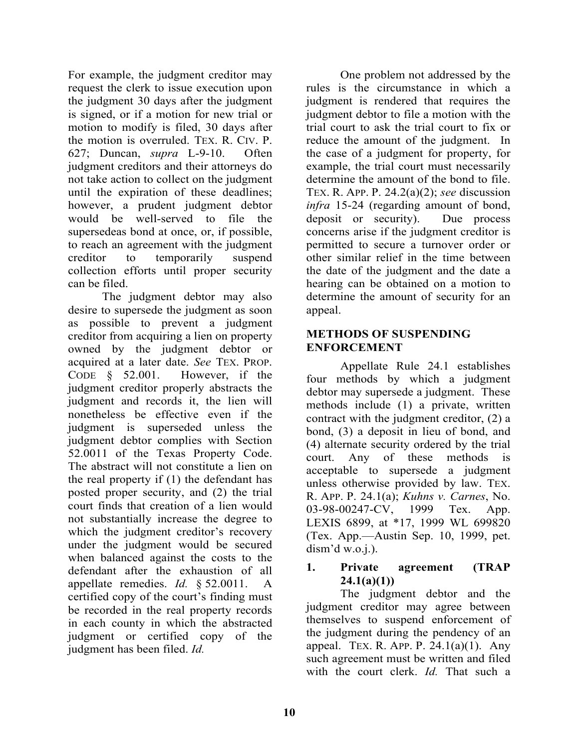For example, the judgment creditor may request the clerk to issue execution upon the judgment 30 days after the judgment is signed, or if a motion for new trial or motion to modify is filed, 30 days after the motion is overruled. TEX. R. CIV. P. 627; Duncan, *supra* L-9-10. Often judgment creditors and their attorneys do not take action to collect on the judgment until the expiration of these deadlines; however, a prudent judgment debtor would be well-served to file the supersedeas bond at once, or, if possible, to reach an agreement with the judgment creditor to temporarily suspend collection efforts until proper security can be filed.

The judgment debtor may also desire to supersede the judgment as soon as possible to prevent a judgment creditor from acquiring a lien on property owned by the judgment debtor or acquired at a later date. *See* TEX. PROP. CODE § 52.001. However, if the judgment creditor properly abstracts the judgment and records it, the lien will nonetheless be effective even if the judgment is superseded unless the judgment debtor complies with Section 52.0011 of the Texas Property Code. The abstract will not constitute a lien on the real property if (1) the defendant has posted proper security, and (2) the trial court finds that creation of a lien would not substantially increase the degree to which the judgment creditor's recovery under the judgment would be secured when balanced against the costs to the defendant after the exhaustion of all appellate remedies. *Id.* § 52.0011. A certified copy of the court's finding must be recorded in the real property records in each county in which the abstracted judgment or certified copy of the judgment has been filed. *Id.*

One problem not addressed by the rules is the circumstance in which a judgment is rendered that requires the judgment debtor to file a motion with the trial court to ask the trial court to fix or reduce the amount of the judgment. In the case of a judgment for property, for example, the trial court must necessarily determine the amount of the bond to file. TEX. R. APP. P. 24.2(a)(2); *see* discussion *infra* 15-24 (regarding amount of bond, deposit or security). Due process concerns arise if the judgment creditor is permitted to secure a turnover order or other similar relief in the time between the date of the judgment and the date a hearing can be obtained on a motion to determine the amount of security for an appeal.

## METHODS OF SUSPENDING ENFORCEMENT

Appellate Rule 24.1 establishes four methods by which a judgment debtor may supersede a judgment. These methods include (1) a private, written contract with the judgment creditor, (2) a bond, (3) a deposit in lieu of bond, and (4) alternate security ordered by the trial court. Any of these methods is acceptable to supersede a judgment unless otherwise provided by law. TEX. R. APP. P. 24.1(a); *Kuhns v. Carnes*, No. 03-98-00247-CV, 1999 Tex. App. LEXIS 6899, at *17, 1999 WL 699820 (Tex. App.—Austin Sep. 10, 1999, pet. dism'd w.o.j.).

### 1. Private agreement (TRAP 24.1(a)(1))

The judgment debtor and the judgment creditor may agree between themselves to suspend enforcement of the judgment during the pendency of an appeal. TEX. R. APP. P. 24.1(a)(1). Any such agreement must be written and filed with the court clerk. *Id.* That such a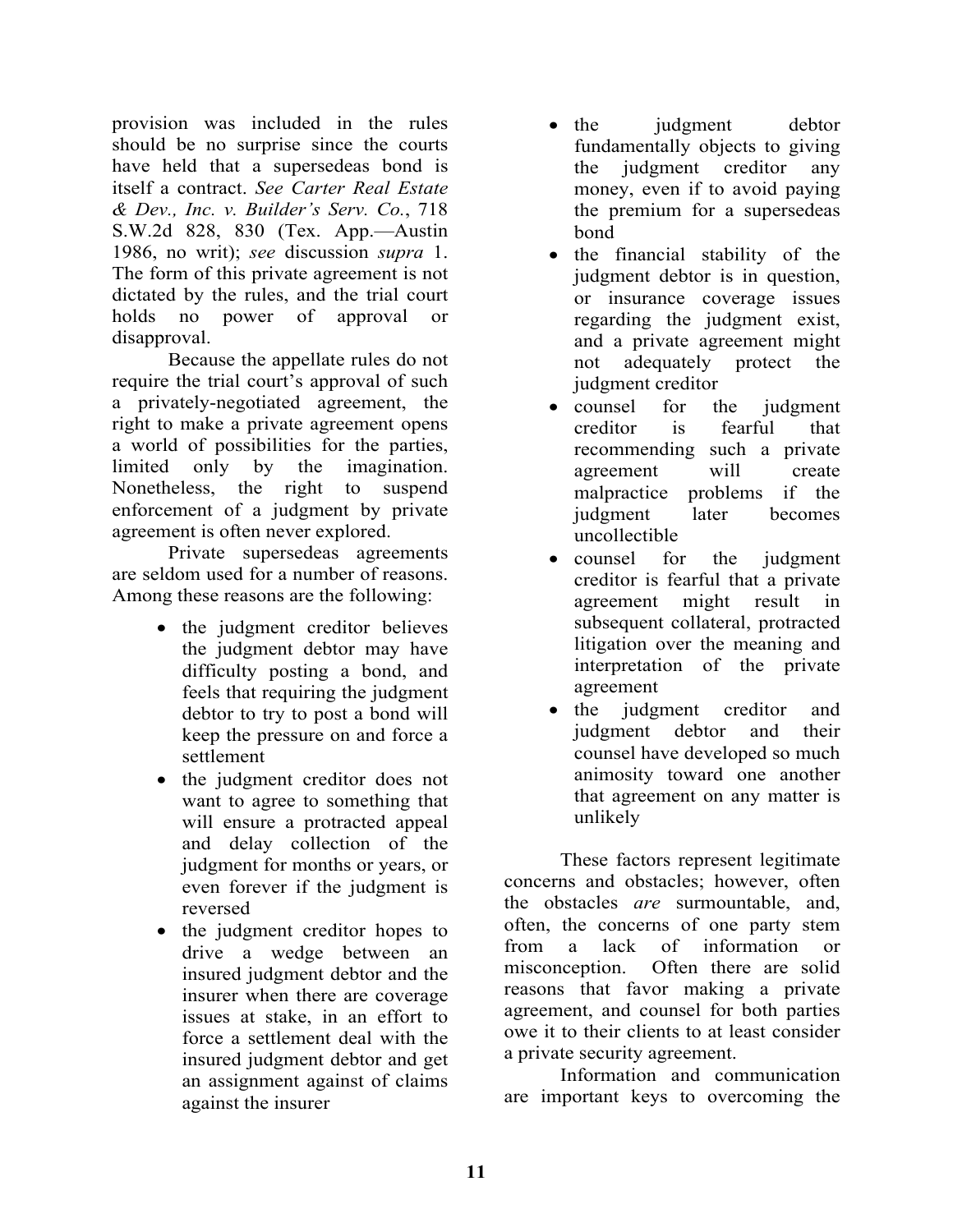provision was included in the rules should be no surprise since the courts have held that a supersedeas bond is itself a contract. *See Carter Real Estate & Dev., Inc. v. Builder's Serv. Co.*, 718 S.W.2d 828, 830 (Tex. App.—Austin 1986, no writ); *see* discussion *supra* 1. The form of this private agreement is not dictated by the rules, and the trial court holds no power of approval or disapproval.

Because the appellate rules do not require the trial court's approval of such a privately-negotiated agreement, the right to make a private agreement opens a world of possibilities for the parties, limited only by the imagination. Nonetheless, the right to suspend enforcement of a judgment by private agreement is often never explored.

Private supersedeas agreements are seldom used for a number of reasons. Among these reasons are the following:

- the judgment creditor believes the judgment debtor may have difficulty posting a bond, and feels that requiring the judgment debtor to try to post a bond will keep the pressure on and force a settlement
- the judgment creditor does not want to agree to something that will ensure a protracted appeal and delay collection of the judgment for months or years, or even forever if the judgment is reversed
- the judgment creditor hopes to drive a wedge between an insured judgment debtor and the insurer when there are coverage issues at stake, in an effort to force a settlement deal with the insured judgment debtor and get an assignment against of claims against the insurer
- the judgment debtor fundamentally objects to giving the judgment creditor any money, even if to avoid paying the premium for a supersedeas bond
- the financial stability of the judgment debtor is in question, or insurance coverage issues regarding the judgment exist, and a private agreement might not adequately protect the judgment creditor
- counsel for the judgment creditor is fearful that recommending such a private agreement will create malpractice problems if the judgment later becomes uncollectible
- counsel for the judgment creditor is fearful that a private agreement might result in subsequent collateral, protracted litigation over the meaning and interpretation of the private agreement
- the judgment creditor and judgment debtor and their counsel have developed so much animosity toward one another that agreement on any matter is unlikely

These factors represent legitimate concerns and obstacles; however, often the obstacles *are* surmountable, and, often, the concerns of one party stem from a lack of information or misconception. Often there are solid reasons that favor making a private agreement, and counsel for both parties owe it to their clients to at least consider a private security agreement.

Information and communication are important keys to overcoming the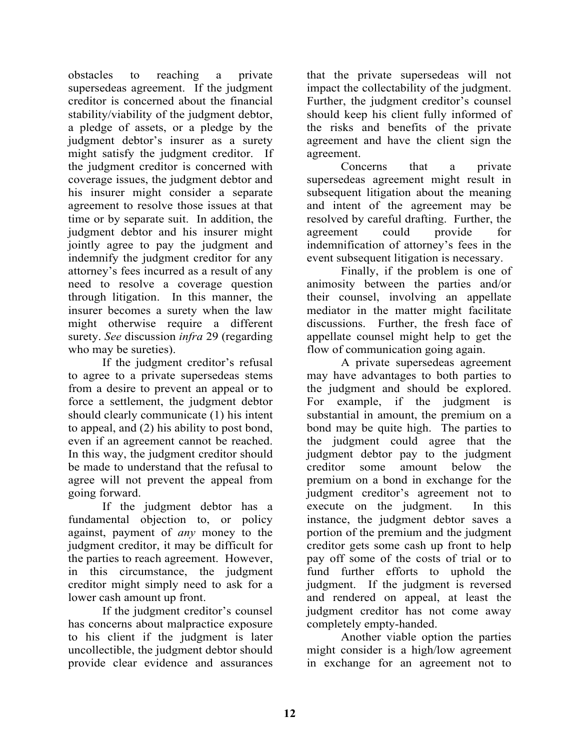obstacles to reaching a private supersedeas agreement. If the judgment creditor is concerned about the financial stability/viability of the judgment debtor, a pledge of assets, or a pledge by the judgment debtor's insurer as a surety might satisfy the judgment creditor. If the judgment creditor is concerned with coverage issues, the judgment debtor and his insurer might consider a separate agreement to resolve those issues at that time or by separate suit. In addition, the judgment debtor and his insurer might jointly agree to pay the judgment and indemnify the judgment creditor for any attorney's fees incurred as a result of any need to resolve a coverage question through litigation. In this manner, the insurer becomes a surety when the law might otherwise require a different surety. *See* discussion *infra* 29 (regarding who may be sureties).

If the judgment creditor's refusal to agree to a private supersedeas stems from a desire to prevent an appeal or to force a settlement, the judgment debtor should clearly communicate (1) his intent to appeal, and (2) his ability to post bond, even if an agreement cannot be reached. In this way, the judgment creditor should be made to understand that the refusal to agree will not prevent the appeal from going forward.

If the judgment debtor has a fundamental objection to, or policy against, payment of *any* money to the judgment creditor, it may be difficult for the parties to reach agreement. However, in this circumstance, the judgment creditor might simply need to ask for a lower cash amount up front.

If the judgment creditor's counsel has concerns about malpractice exposure to his client if the judgment is later uncollectible, the judgment debtor should provide clear evidence and assurances that the private supersedeas will not impact the collectability of the judgment. Further, the judgment creditor's counsel should keep his client fully informed of the risks and benefits of the private agreement and have the client sign the agreement.

Concerns that a private supersedeas agreement might result in subsequent litigation about the meaning and intent of the agreement may be resolved by careful drafting. Further, the agreement could provide for indemnification of attorney's fees in the event subsequent litigation is necessary.

Finally, if the problem is one of animosity between the parties and/or their counsel, involving an appellate mediator in the matter might facilitate discussions. Further, the fresh face of appellate counsel might help to get the flow of communication going again.

A private supersedeas agreement may have advantages to both parties to the judgment and should be explored. For example, if the judgment is substantial in amount, the premium on a bond may be quite high. The parties to the judgment could agree that the judgment debtor pay to the judgment creditor some amount below the premium on a bond in exchange for the judgment creditor's agreement not to execute on the judgment. In this instance, the judgment debtor saves a portion of the premium and the judgment creditor gets some cash up front to help pay off some of the costs of trial or to fund further efforts to uphold the judgment. If the judgment is reversed and rendered on appeal, at least the judgment creditor has not come away completely empty-handed.

Another viable option the parties might consider is a high/low agreement in exchange for an agreement not to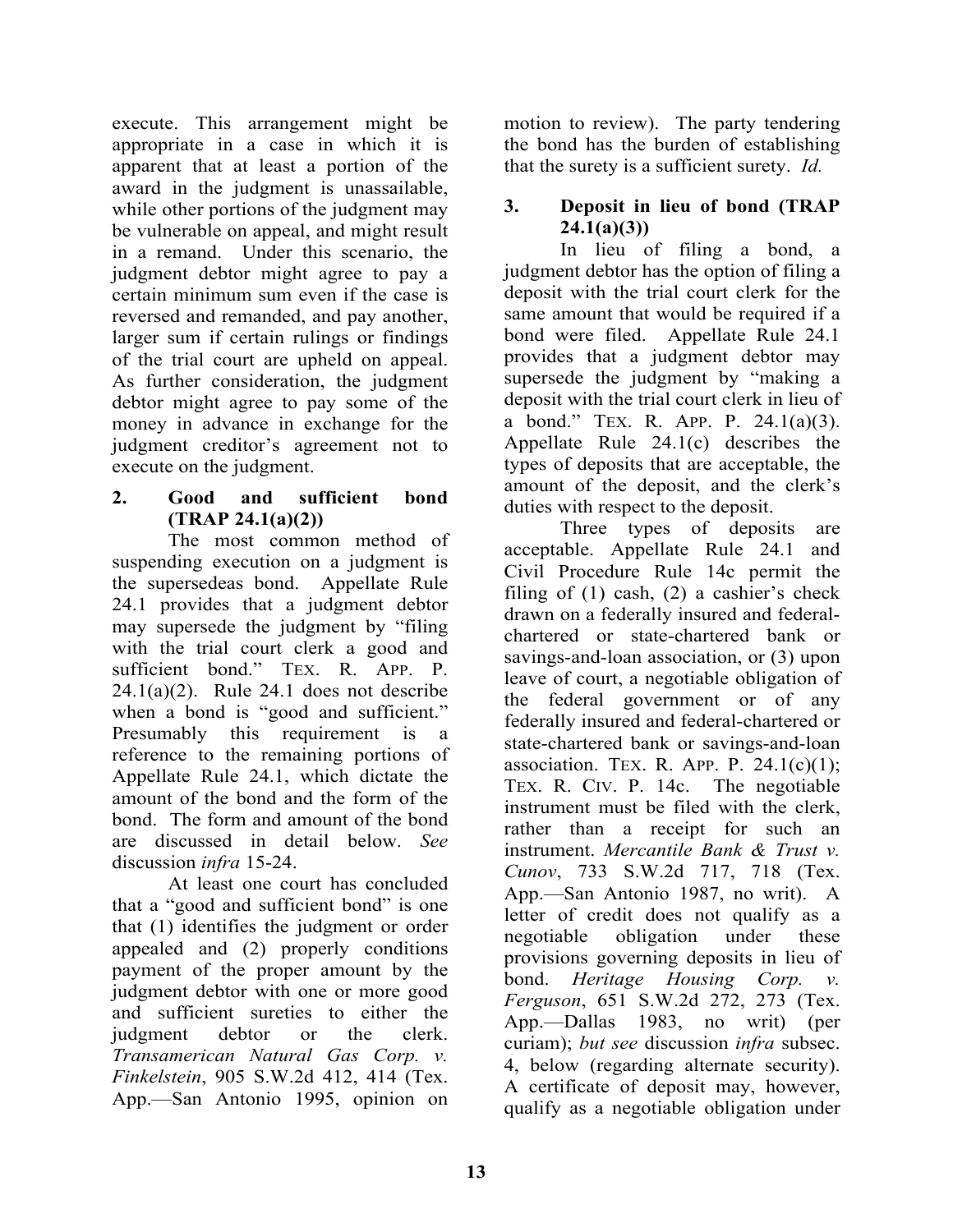execute. This arrangement might be appropriate in a case in which it is apparent that at least a portion of the award in the judgment is unassailable, while other portions of the judgment may be vulnerable on appeal, and might result in a remand. Under this scenario, the judgment debtor might agree to pay a certain minimum sum even if the case is reversed and remanded, and pay another, larger sum if certain rulings or findings of the trial court are upheld on appeal. As further consideration, the judgment debtor might agree to pay some of the money in advance in exchange for the judgment creditor's agreement not to execute on the judgment.

### 2. Good and sufficient bond (TRAP 24.1(a)(2))

The most common method of suspending execution on a judgment is the supersedeas bond. Appellate Rule 24.1 provides that a judgment debtor may supersede the judgment by "filing with the trial court clerk a good and sufficient bond." TEX. R. APP. P. 24.1(a)(2). Rule 24.1 does not describe when a bond is "good and sufficient." Presumably this requirement is a reference to the remaining portions of Appellate Rule 24.1, which dictate the amount of the bond and the form of the bond. The form and amount of the bond are discussed in detail below. *See* discussion *infra* 15-24.

At least one court has concluded that a "good and sufficient bond" is one that (1) identifies the judgment or order appealed and (2) properly conditions payment of the proper amount by the judgment debtor with one or more good and sufficient sureties to either the judgment debtor or the clerk. *Transamerican Natural Gas Corp. v. Finkelstein*, 905 S.W.2d 412, 414 (Tex. App.—San Antonio 1995, opinion on motion to review). The party tendering the bond has the burden of establishing that the surety is a sufficient surety. *Id.*

### 3. Deposit in lieu of bond (TRAP 24.1(a)(3))

In lieu of filing a bond, a judgment debtor has the option of filing a deposit with the trial court clerk for the same amount that would be required if a bond were filed. Appellate Rule 24.1 provides that a judgment debtor may supersede the judgment by "making a deposit with the trial court clerk in lieu of a bond." TEX. R. APP. P. 24.1(a)(3). Appellate Rule 24.1(c) describes the types of deposits that are acceptable, the amount of the deposit, and the clerk's duties with respect to the deposit.

Three types of deposits are acceptable. Appellate Rule 24.1 and Civil Procedure Rule 14c permit the filing of (1) cash, (2) a cashier's check drawn on a federally insured and federal-chartered or state-chartered bank or savings-and-loan association, or (3) upon leave of court, a negotiable obligation of the federal government or of any federally insured and federal-chartered or state-chartered bank or savings-and-loan association. TEX. R. APP. P. 24.1(c)(1); TEX. R. CIV. P. 14c. The negotiable instrument must be filed with the clerk, rather than a receipt for such an instrument. *Mercantile Bank & Trust v. Cunov*, 733 S.W.2d 717, 718 (Tex. App.—San Antonio 1987, no writ). A letter of credit does not qualify as a negotiable obligation under these provisions governing deposits in lieu of bond. *Heritage Housing Corp. v. Ferguson*, 651 S.W.2d 272, 273 (Tex. App.—Dallas 1983, no writ) (per curiam); *but see* discussion *infra* subsec. 4, below (regarding alternate security). A certificate of deposit may, however, qualify as a negotiable obligation under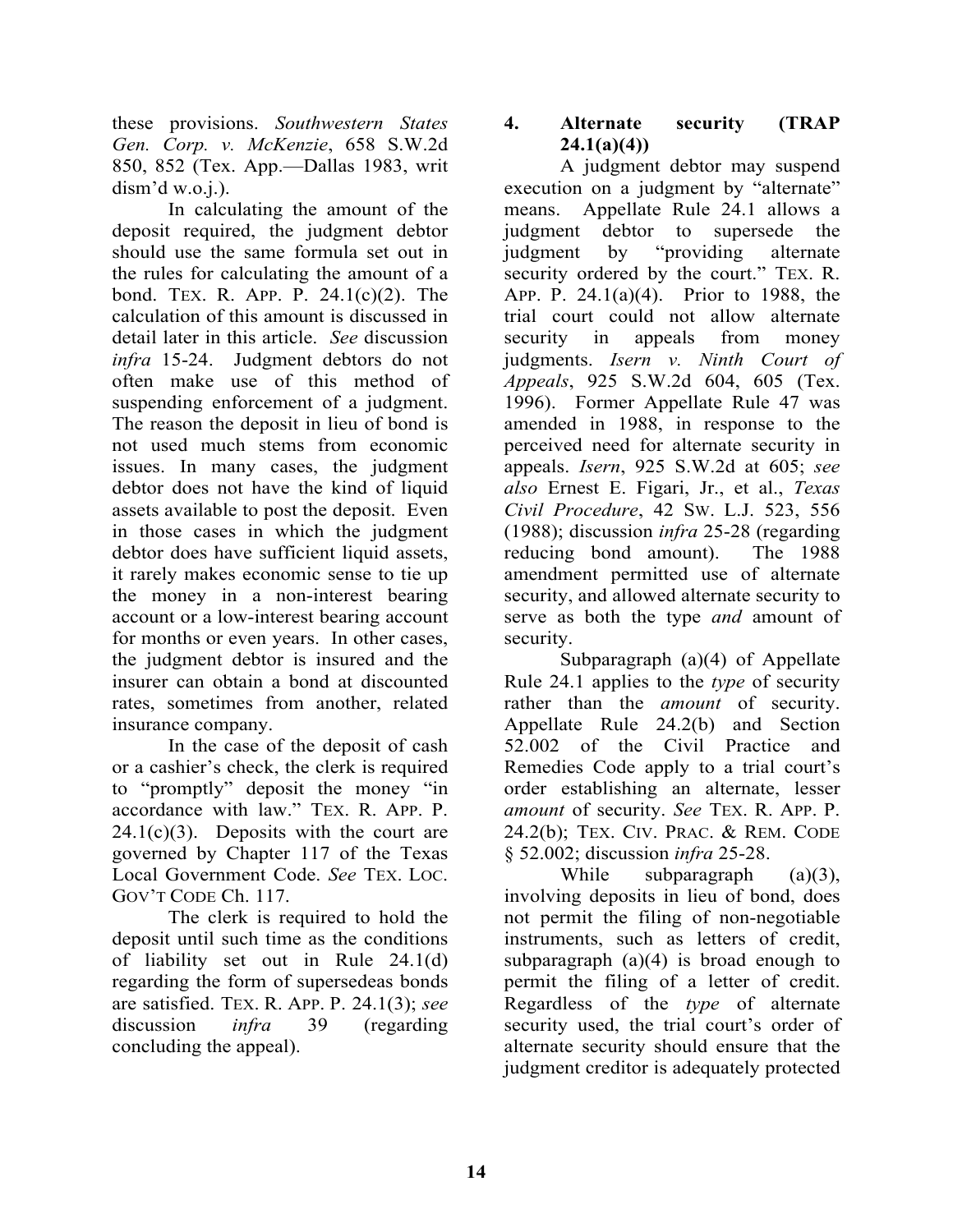these provisions. *Southwestern States Gen. Corp. v. McKenzie*, 658 S.W.2d 850, 852 (Tex. App.—Dallas 1983, writ dism'd w.o.j.).

In calculating the amount of the deposit required, the judgment debtor should use the same formula set out in the rules for calculating the amount of a bond. TEX. R. APP. P. 24.1(c)(2). The calculation of this amount is discussed in detail later in this article. *See* discussion *infra* 15-24. Judgment debtors do not often make use of this method of suspending enforcement of a judgment. The reason the deposit in lieu of bond is not used much stems from economic issues. In many cases, the judgment debtor does not have the kind of liquid assets available to post the deposit. Even in those cases in which the judgment debtor does have sufficient liquid assets, it rarely makes economic sense to tie up the money in a non-interest bearing account or a low-interest bearing account for months or even years. In other cases, the judgment debtor is insured and the insurer can obtain a bond at discounted rates, sometimes from another, related insurance company.

In the case of the deposit of cash or a cashier's check, the clerk is required to "promptly" deposit the money "in accordance with law." TEX. R. APP. P. 24.1(c)(3). Deposits with the court are governed by Chapter 117 of the Texas Local Government Code. *See* TEX. LOC. GOV'T CODE Ch. 117.

The clerk is required to hold the deposit until such time as the conditions of liability set out in Rule 24.1(d) regarding the form of supersedeas bonds are satisfied. TEX. R. APP. P. 24.1(3); *see* discussion *infra* 39 (regarding concluding the appeal).

### 4. Alternate security (TRAP 24.1(a)(4))

A judgment debtor may suspend execution on a judgment by "alternate" means. Appellate Rule 24.1 allows a judgment debtor to supersede the judgment by "providing alternate security ordered by the court." TEX. R. APP. P. 24.1(a)(4). Prior to 1988, the trial court could not allow alternate security in appeals from money judgments. *Isern v. Ninth Court of Appeals*, 925 S.W.2d 604, 605 (Tex. 1996). Former Appellate Rule 47 was amended in 1988, in response to the perceived need for alternate security in appeals. *Isern*, 925 S.W.2d at 605; *see also* Ernest E. Figari, Jr., et al., *Texas Civil Procedure*, 42 SW. L.J. 523, 556 (1988); discussion *infra* 25-28 (regarding reducing bond amount). The 1988 amendment permitted use of alternate security, and allowed alternate security to serve as both the type *and* amount of security.

Subparagraph (a)(4) of Appellate Rule 24.1 applies to the *type* of security rather than the *amount* of security. Appellate Rule 24.2(b) and Section 52.002 of the Civil Practice and Remedies Code apply to a trial court's order establishing an alternate, lesser *amount* of security. *See* TEX. R. APP. P. 24.2(b); TEX. CIV. PRAC. & REM. CODE § 52.002; discussion *infra* 25-28.

While subparagraph (a)(3), involving deposits in lieu of bond, does not permit the filing of non-negotiable instruments, such as letters of credit, subparagraph (a)(4) is broad enough to permit the filing of a letter of credit. Regardless of the *type* of alternate security used, the trial court's order of alternate security should ensure that the judgment creditor is adequately protected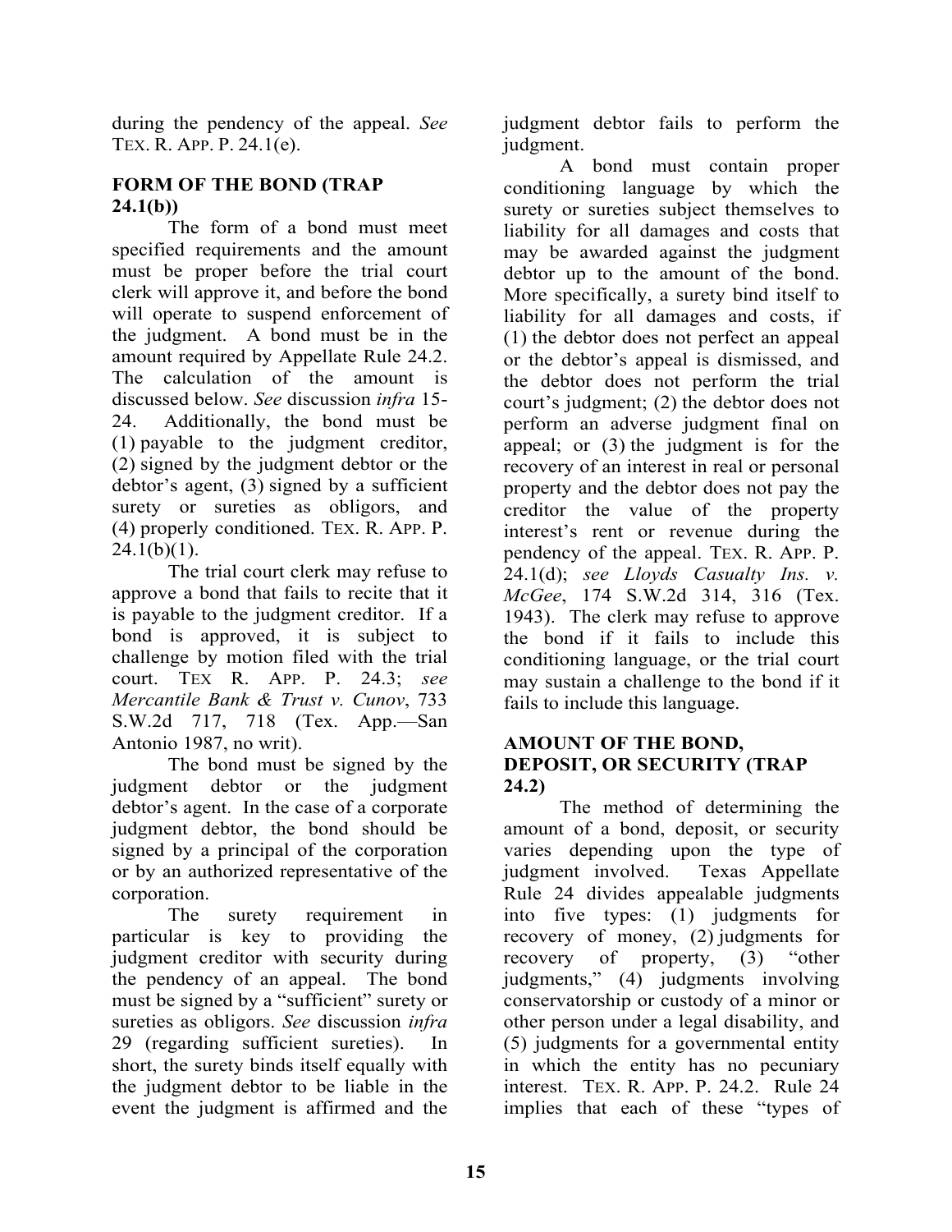during the pendency of the appeal. *See* TEX. R. APP. P. 24.1(e).

## FORM OF THE BOND (TRAP 24.1(b))

The form of a bond must meet specified requirements and the amount must be proper before the trial court clerk will approve it, and before the bond will operate to suspend enforcement of the judgment. A bond must be in the amount required by Appellate Rule 24.2. The calculation of the amount is discussed below. *See* discussion *infra* 15-24. Additionally, the bond must be (1) payable to the judgment creditor, (2) signed by the judgment debtor or the debtor's agent, (3) signed by a sufficient surety or sureties as obligors, and (4) properly conditioned. TEX. R. APP. P. 24.1(b)(1).

The trial court clerk may refuse to approve a bond that fails to recite that it is payable to the judgment creditor. If a bond is approved, it is subject to challenge by motion filed with the trial court. TEX R. APP. P. 24.3; *see Mercantile Bank & Trust v. Cunov*, 733 S.W.2d 717, 718 (Tex. App.—San Antonio 1987, no writ).

The bond must be signed by the judgment debtor or the judgment debtor's agent. In the case of a corporate judgment debtor, the bond should be signed by a principal of the corporation or by an authorized representative of the corporation.

The surety requirement in particular is key to providing the judgment creditor with security during the pendency of an appeal. The bond must be signed by a "sufficient" surety or sureties as obligors. *See* discussion *infra* 29 (regarding sufficient sureties). In short, the surety binds itself equally with the judgment debtor to be liable in the event the judgment is affirmed and the judgment debtor fails to perform the judgment.

A bond must contain proper conditioning language by which the surety or sureties subject themselves to liability for all damages and costs that may be awarded against the judgment debtor up to the amount of the bond. More specifically, a surety bind itself to liability for all damages and costs, if (1) the debtor does not perfect an appeal or the debtor's appeal is dismissed, and the debtor does not perform the trial court's judgment; (2) the debtor does not perform an adverse judgment final on appeal; or (3) the judgment is for the recovery of an interest in real or personal property and the debtor does not pay the creditor the value of the property interest's rent or revenue during the pendency of the appeal. TEX. R. APP. P. 24.1(d); *see Lloyds Casualty Ins. v. McGee*, 174 S.W.2d 314, 316 (Tex. 1943). The clerk may refuse to approve the bond if it fails to include this conditioning language, or the trial court may sustain a challenge to the bond if it fails to include this language.

## AMOUNT OF THE BOND, DEPOSIT, OR SECURITY (TRAP 24.2)

The method of determining the amount of a bond, deposit, or security varies depending upon the type of judgment involved. Texas Appellate Rule 24 divides appealable judgments into five types: (1) judgments for recovery of money, (2) judgments for recovery of property, (3) "other judgments," (4) judgments involving conservatorship or custody of a minor or other person under a legal disability, and (5) judgments for a governmental entity in which the entity has no pecuniary interest. TEX. R. APP. P. 24.2. Rule 24 implies that each of these "types of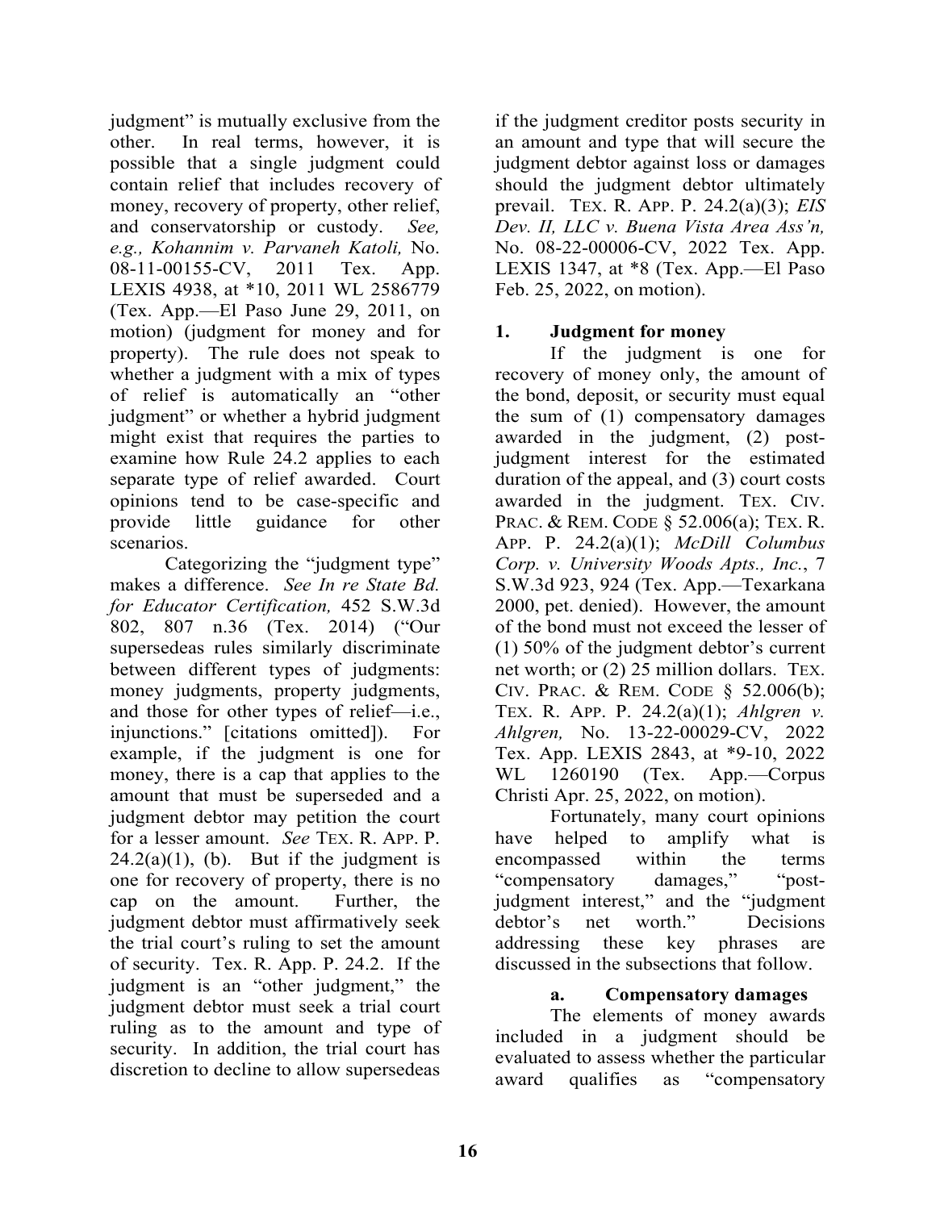judgment" is mutually exclusive from the other. In real terms, however, it is possible that a single judgment could contain relief that includes recovery of money, recovery of property, other relief, and conservatorship or custody. *See, e.g., Kohannim v. Parvaneh Katoli,* No. 08-11-00155-CV, 2011 Tex. App. LEXIS 4938, at *10, 2011 WL 2586779 (Tex. App.—El Paso June 29, 2011, on motion) (judgment for money and for property). The rule does not speak to whether a judgment with a mix of types of relief is automatically an "other judgment" or whether a hybrid judgment might exist that requires the parties to examine how Rule 24.2 applies to each separate type of relief awarded. Court opinions tend to be case-specific and provide little guidance for other scenarios.

Categorizing the "judgment type" makes a difference. *See In re State Bd. for Educator Certification,* 452 S.W.3d 802, 807 n.36 (Tex. 2014) ("Our supersedeas rules similarly discriminate between different types of judgments: money judgments, property judgments, and those for other types of relief—i.e., injunctions." [citations omitted]). For example, if the judgment is one for money, there is a cap that applies to the amount that must be superseded and a judgment debtor may petition the court for a lesser amount. *See* TEX. R. APP. P. 24.2(a)(1), (b). But if the judgment is one for recovery of property, there is no cap on the amount. Further, the judgment debtor must affirmatively seek the trial court's ruling to set the amount of security. Tex. R. App. P. 24.2. If the judgment is an "other judgment," the judgment debtor must seek a trial court ruling as to the amount and type of security. In addition, the trial court has discretion to decline to allow supersedeas if the judgment creditor posts security in an amount and type that will secure the judgment debtor against loss or damages should the judgment debtor ultimately prevail. TEX. R. APP. P. 24.2(a)(3); *EIS Dev. II, LLC v. Buena Vista Area Ass'n,* No. 08-22-00006-CV, 2022 Tex. App. LEXIS 1347, at *8 (Tex. App.—El Paso Feb. 25, 2022, on motion).

### 1. Judgment for money

If the judgment is one for recovery of money only, the amount of the bond, deposit, or security must equal the sum of (1) compensatory damages awarded in the judgment, (2) post-judgment interest for the estimated duration of the appeal, and (3) court costs awarded in the judgment. TEX. CIV. PRAC. & REM. CODE § 52.006(a); TEX. R. APP. P. 24.2(a)(1); *McDill Columbus Corp. v. University Woods Apts., Inc.*, 7 S.W.3d 923, 924 (Tex. App.—Texarkana 2000, pet. denied). However, the amount of the bond must not exceed the lesser of (1) 50% of the judgment debtor's current net worth; or (2) 25 million dollars. TEX. CIV. PRAC. & REM. CODE § 52.006(b); TEX. R. APP. P. 24.2(a)(1); *Ahlgren v. Ahlgren,* No. 13-22-00029-CV, 2022 Tex. App. LEXIS 2843, at *9-10, 2022 WL 1260190 (Tex. App.—Corpus Christi Apr. 25, 2022, on motion).

Fortunately, many court opinions have helped to amplify what is encompassed within the terms "compensatory damages," "post-judgment interest," and the "judgment debtor's net worth." Decisions addressing these key phrases are discussed in the subsections that follow.

#### a. Compensatory damages

The elements of money awards included in a judgment should be evaluated to assess whether the particular award qualifies as "compensatory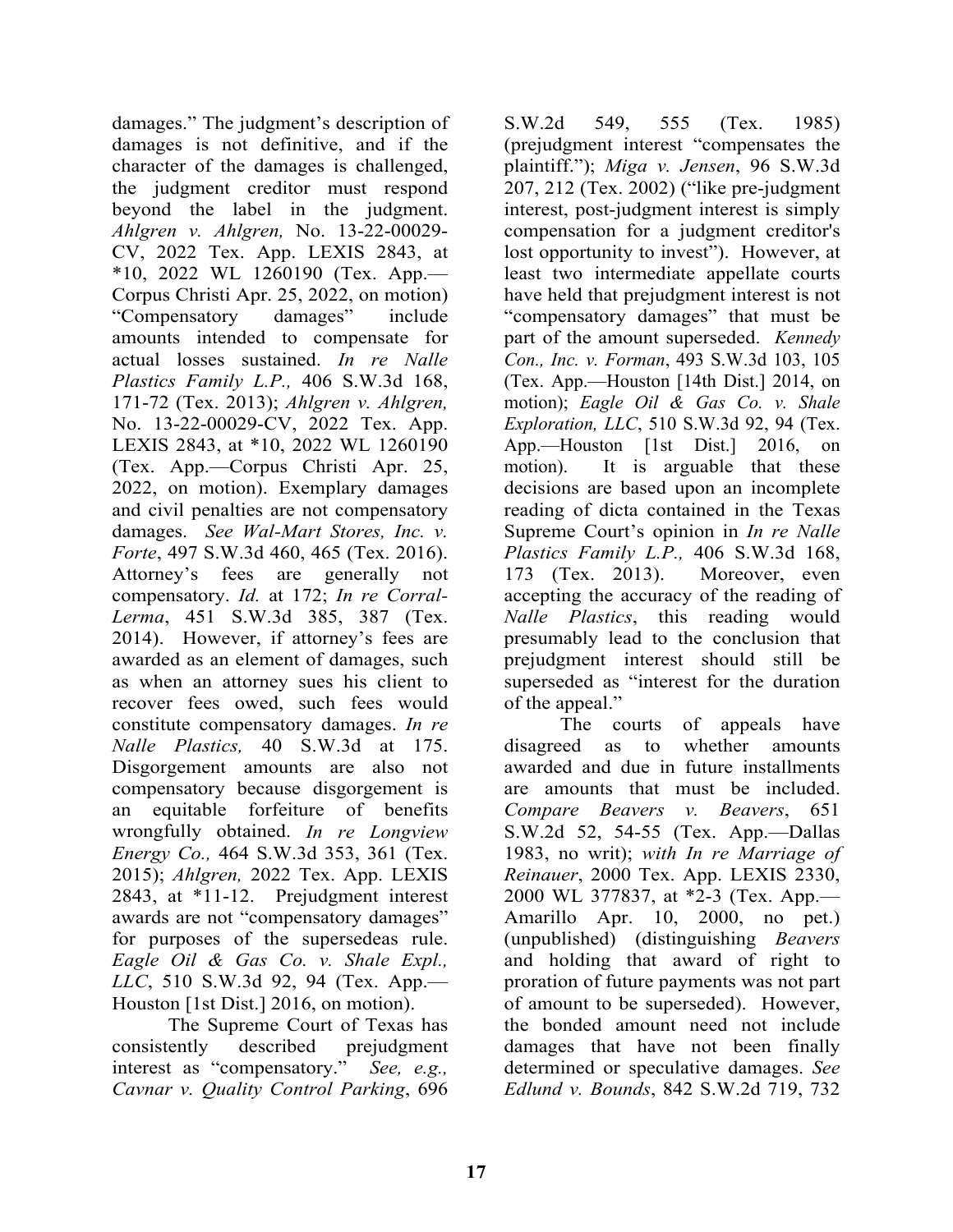damages." The judgment's description of damages is not definitive, and if the character of the damages is challenged, the judgment creditor must respond beyond the label in the judgment. *Ahlgren v. Ahlgren,* No. 13-22-00029-CV, 2022 Tex. App. LEXIS 2843, at *10, 2022 WL 1260190 (Tex. App.—Corpus Christi Apr. 25, 2022, on motion) "Compensatory damages" include amounts intended to compensate for actual losses sustained. *In re Nalle Plastics Family L.P.,* 406 S.W.3d 168, 171-72 (Tex. 2013); *Ahlgren v. Ahlgren,* No. 13-22-00029-CV, 2022 Tex. App. LEXIS 2843, at *10, 2022 WL 1260190 (Tex. App.—Corpus Christi Apr. 25, 2022, on motion). Exemplary damages and civil penalties are not compensatory damages. *See Wal-Mart Stores, Inc. v. Forte*, 497 S.W.3d 460, 465 (Tex. 2016). Attorney's fees are generally not compensatory. *Id.* at 172; *In re Corral-Lerma*, 451 S.W.3d 385, 387 (Tex. 2014). However, if attorney's fees are awarded as an element of damages, such as when an attorney sues his client to recover fees owed, such fees would constitute compensatory damages. *In re Nalle Plastics,* 40 S.W.3d at 175. Disgorgement amounts are also not compensatory because disgorgement is an equitable forfeiture of benefits wrongfully obtained. *In re Longview Energy Co.,* 464 S.W.3d 353, 361 (Tex. 2015); *Ahlgren,* 2022 Tex. App. LEXIS 2843, at *11-12. Prejudgment interest awards are not "compensatory damages" for purposes of the supersedeas rule. *Eagle Oil & Gas Co. v. Shale Expl., LLC*, 510 S.W.3d 92, 94 (Tex. App.—Houston [1st Dist.] 2016, on motion).

The Supreme Court of Texas has consistently described prejudgment interest as "compensatory." *See, e.g., Cavnar v. Quality Control Parking*, 696 S.W.2d 549, 555 (Tex. 1985) (prejudgment interest "compensates the plaintiff."); *Miga v. Jensen*, 96 S.W.3d 207, 212 (Tex. 2002) ("like pre-judgment interest, post-judgment interest is simply compensation for a judgment creditor's lost opportunity to invest"). However, at least two intermediate appellate courts have held that prejudgment interest is not "compensatory damages" that must be part of the amount superseded. *Kennedy Con., Inc. v. Forman*, 493 S.W.3d 103, 105 (Tex. App.—Houston [14th Dist.] 2014, on motion); *Eagle Oil & Gas Co. v. Shale Exploration, LLC*, 510 S.W.3d 92, 94 (Tex. App.—Houston [1st Dist.] 2016, on motion). It is arguable that these decisions are based upon an incomplete reading of dicta contained in the Texas Supreme Court's opinion in *In re Nalle Plastics Family L.P.,* 406 S.W.3d 168, 173 (Tex. 2013). Moreover, even accepting the accuracy of the reading of *Nalle Plastics*, this reading would presumably lead to the conclusion that prejudgment interest should still be superseded as "interest for the duration of the appeal."

The courts of appeals have disagreed as to whether amounts awarded and due in future installments are amounts that must be included. *Compare Beavers v. Beavers*, 651 S.W.2d 52, 54-55 (Tex. App.—Dallas 1983, no writ); *with In re Marriage of Reinauer*, 2000 Tex. App. LEXIS 2330, 2000 WL 377837, at *2-3 (Tex. App.—Amarillo Apr. 10, 2000, no pet.) (unpublished) (distinguishing *Beavers* and holding that award of right to proration of future payments was not part of amount to be superseded). However, the bonded amount need not include damages that have not been finally determined or speculative damages. *See Edlund v. Bounds*, 842 S.W.2d 719, 732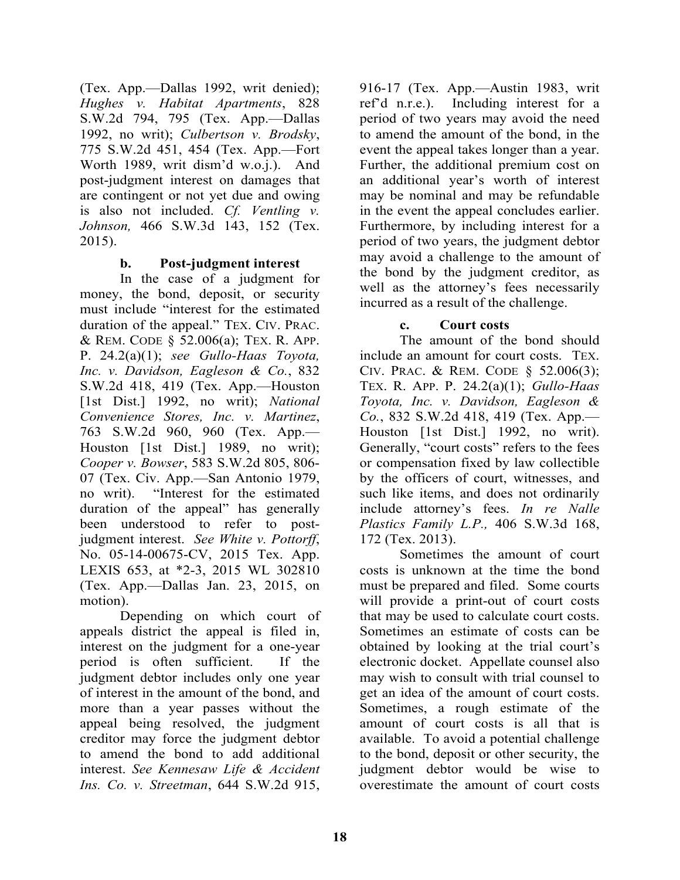(Tex. App.—Dallas 1992, writ denied); *Hughes v. Habitat Apartments*, 828 S.W.2d 794, 795 (Tex. App.—Dallas 1992, no writ); *Culbertson v. Brodsky*, 775 S.W.2d 451, 454 (Tex. App.—Fort Worth 1989, writ dism'd w.o.j.). And post-judgment interest on damages that are contingent or not yet due and owing is also not included. *Cf. Ventling v. Johnson,* 466 S.W.3d 143, 152 (Tex. 2015).

#### b. Post-judgment interest

In the case of a judgment for money, the bond, deposit, or security must include "interest for the estimated duration of the appeal." TEX. CIV. PRAC. & REM. CODE § 52.006(a); TEX. R. APP. P. 24.2(a)(1); *see Gullo-Haas Toyota, Inc. v. Davidson, Eagleson & Co.*, 832 S.W.2d 418, 419 (Tex. App.—Houston [1st Dist.] 1992, no writ); *National Convenience Stores, Inc. v. Martinez*, 763 S.W.2d 960, 960 (Tex. App.—Houston [1st Dist.] 1989, no writ); *Cooper v. Bowser*, 583 S.W.2d 805, 806-07 (Tex. Civ. App.—San Antonio 1979, no writ). "Interest for the estimated duration of the appeal" has generally been understood to refer to post-judgment interest. *See White v. Pottorff*, No. 05-14-00675-CV, 2015 Tex. App. LEXIS 653, at *2-3, 2015 WL 302810 (Tex. App.—Dallas Jan. 23, 2015, on motion).

Depending on which court of appeals district the appeal is filed in, interest on the judgment for a one-year period is often sufficient. If the judgment debtor includes only one year of interest in the amount of the bond, and more than a year passes without the appeal being resolved, the judgment creditor may force the judgment debtor to amend the bond to add additional interest. *See Kennesaw Life & Accident Ins. Co. v. Streetman*, 644 S.W.2d 915, 916-17 (Tex. App.—Austin 1983, writ ref'd n.r.e.). Including interest for a period of two years may avoid the need to amend the amount of the bond, in the event the appeal takes longer than a year. Further, the additional premium cost on an additional year's worth of interest may be nominal and may be refundable in the event the appeal concludes earlier. Furthermore, by including interest for a period of two years, the judgment debtor may avoid a challenge to the amount of the bond by the judgment creditor, as well as the attorney's fees necessarily incurred as a result of the challenge.

#### c. Court costs

The amount of the bond should include an amount for court costs. TEX. CIV. PRAC. & REM. CODE § 52.006(3); TEX. R. APP. P. 24.2(a)(1); *Gullo-Haas Toyota, Inc. v. Davidson, Eagleson & Co.*, 832 S.W.2d 418, 419 (Tex. App.—Houston [1st Dist.] 1992, no writ). Generally, "court costs" refers to the fees or compensation fixed by law collectible by the officers of court, witnesses, and such like items, and does not ordinarily include attorney's fees. *In re Nalle Plastics Family L.P.,* 406 S.W.3d 168, 172 (Tex. 2013).

Sometimes the amount of court costs is unknown at the time the bond must be prepared and filed. Some courts will provide a print-out of court costs that may be used to calculate court costs. Sometimes an estimate of costs can be obtained by looking at the trial court's electronic docket. Appellate counsel also may wish to consult with trial counsel to get an idea of the amount of court costs. Sometimes, a rough estimate of the amount of court costs is all that is available. To avoid a potential challenge to the bond, deposit or other security, the judgment debtor would be wise to overestimate the amount of court costs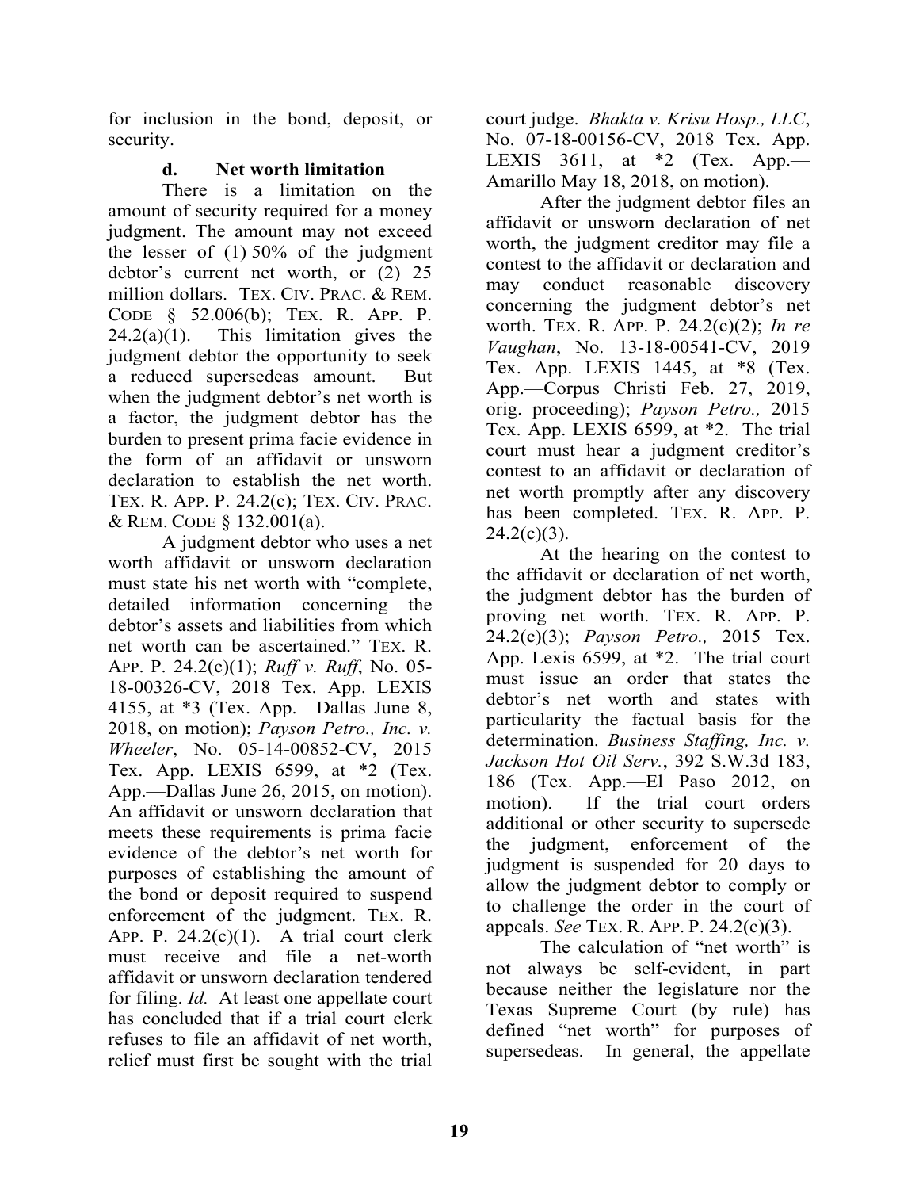for inclusion in the bond, deposit, or security.

#### d. Net worth limitation

There is a limitation on the amount of security required for a money judgment. The amount may not exceed the lesser of (1) 50% of the judgment debtor's current net worth, or (2) 25 million dollars. TEX. CIV. PRAC. & REM. CODE § 52.006(b); TEX. R. APP. P. 24.2(a)(1). This limitation gives the judgment debtor the opportunity to seek a reduced supersedeas amount. But when the judgment debtor's net worth is a factor, the judgment debtor has the burden to present prima facie evidence in the form of an affidavit or unsworn declaration to establish the net worth. TEX. R. APP. P. 24.2(c); TEX. CIV. PRAC. & REM. CODE § 132.001(a).

A judgment debtor who uses a net worth affidavit or unsworn declaration must state his net worth with "complete, detailed information concerning the debtor's assets and liabilities from which net worth can be ascertained." TEX. R. APP. P. 24.2(c)(1); *Ruff v. Ruff*, No. 05-18-00326-CV, 2018 Tex. App. LEXIS 4155, at *3 (Tex. App.—Dallas June 8, 2018, on motion); *Payson Petro., Inc. v. Wheeler*, No. 05-14-00852-CV, 2015 Tex. App. LEXIS 6599, at *2 (Tex. App.—Dallas June 26, 2015, on motion). An affidavit or unsworn declaration that meets these requirements is prima facie evidence of the debtor's net worth for purposes of establishing the amount of the bond or deposit required to suspend enforcement of the judgment. TEX. R. APP. P. 24.2(c)(1). A trial court clerk must receive and file a net-worth affidavit or unsworn declaration tendered for filing. *Id.* At least one appellate court has concluded that if a trial court clerk refuses to file an affidavit of net worth, relief must first be sought with the trial court judge. *Bhakta v. Krisu Hosp., LLC*, No. 07-18-00156-CV, 2018 Tex. App. LEXIS 3611, at *2 (Tex. App.—Amarillo May 18, 2018, on motion).

After the judgment debtor files an affidavit or unsworn declaration of net worth, the judgment creditor may file a contest to the affidavit or declaration and may conduct reasonable discovery concerning the judgment debtor's net worth. TEX. R. APP. P. 24.2(c)(2); *In re Vaughan*, No. 13-18-00541-CV, 2019 Tex. App. LEXIS 1445, at *8 (Tex. App.—Corpus Christi Feb. 27, 2019, orig. proceeding); *Payson Petro.,* 2015 Tex. App. LEXIS 6599, at *2. The trial court must hear a judgment creditor's contest to an affidavit or declaration of net worth promptly after any discovery has been completed. TEX. R. APP. P. 24.2(c)(3).

At the hearing on the contest to the affidavit or declaration of net worth, the judgment debtor has the burden of proving net worth. TEX. R. APP. P. 24.2(c)(3); *Payson Petro.,* 2015 Tex. App. Lexis 6599, at *2. The trial court must issue an order that states the debtor's net worth and states with particularity the factual basis for the determination. *Business Staffing, Inc. v. Jackson Hot Oil Serv.*, 392 S.W.3d 183, 186 (Tex. App.—El Paso 2012, on motion). If the trial court orders additional or other security to supersede the judgment, enforcement of the judgment is suspended for 20 days to allow the judgment debtor to comply or to challenge the order in the court of appeals. *See* TEX. R. APP. P. 24.2(c)(3).

The calculation of "net worth" is not always be self-evident, in part because neither the legislature nor the Texas Supreme Court (by rule) has defined "net worth" for purposes of supersedeas. In general, the appellate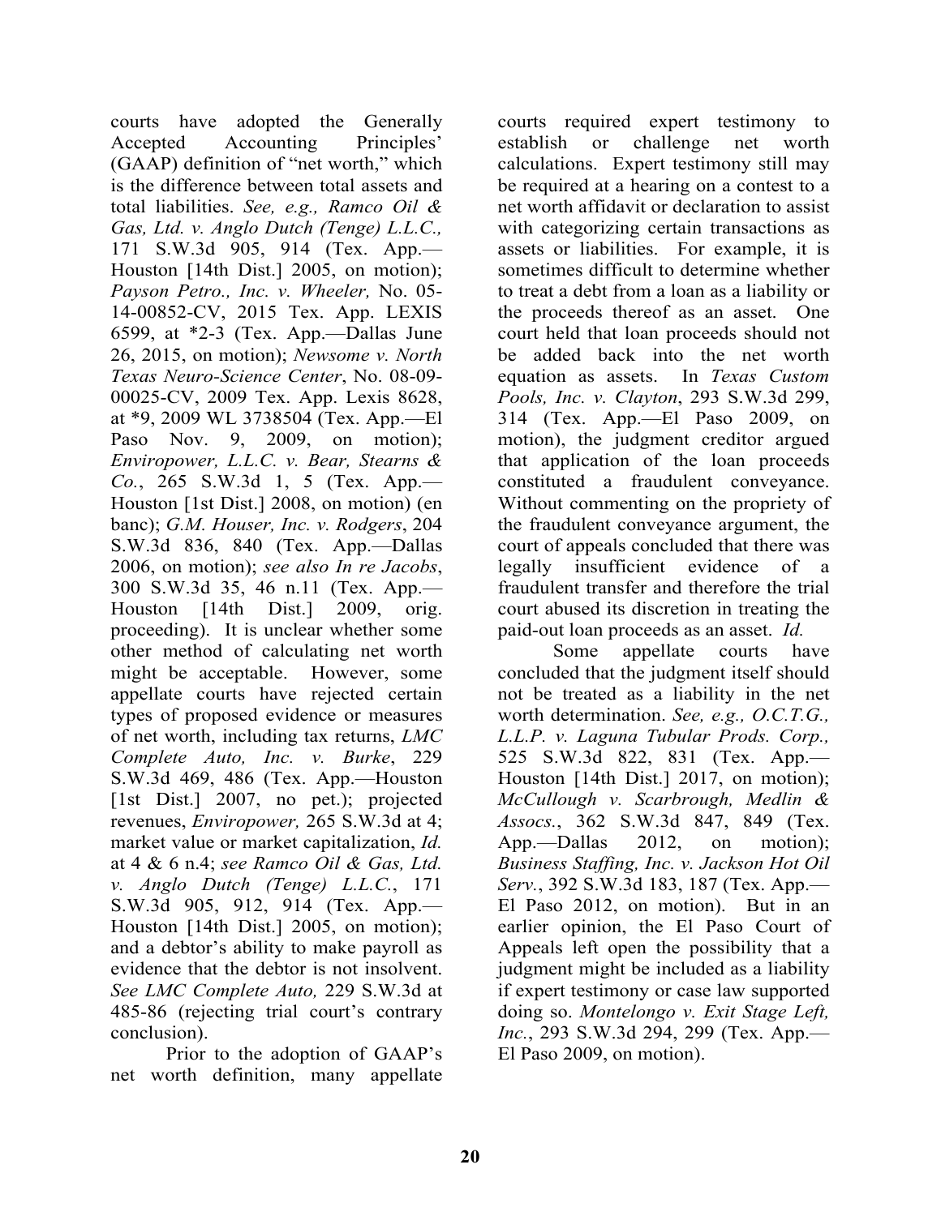courts have adopted the Generally Accepted Accounting Principles' (GAAP) definition of "net worth," which is the difference between total assets and total liabilities. *See, e.g., Ramco Oil & Gas, Ltd. v. Anglo Dutch (Tenge) L.L.C.,* 171 S.W.3d 905, 914 (Tex. App.—Houston [14th Dist.] 2005, on motion); *Payson Petro., Inc. v. Wheeler,* No. 05-14-00852-CV, 2015 Tex. App. LEXIS 6599, at *2-3 (Tex. App.—Dallas June 26, 2015, on motion); *Newsome v. North Texas Neuro-Science Center*, No. 08-09-00025-CV, 2009 Tex. App. Lexis 8628, at *9, 2009 WL 3738504 (Tex. App.—El Paso Nov. 9, 2009, on motion); *Enviropower, L.L.C. v. Bear, Stearns & Co.*, 265 S.W.3d 1, 5 (Tex. App.—Houston [1st Dist.] 2008, on motion) (en banc); *G.M. Houser, Inc. v. Rodgers*, 204 S.W.3d 836, 840 (Tex. App.—Dallas 2006, on motion); *see also In re Jacobs*, 300 S.W.3d 35, 46 n.11 (Tex. App.—Houston [14th Dist.] 2009, orig. proceeding). It is unclear whether some other method of calculating net worth might be acceptable. However, some appellate courts have rejected certain types of proposed evidence or measures of net worth, including tax returns, *LMC Complete Auto, Inc. v. Burke*, 229 S.W.3d 469, 486 (Tex. App.—Houston [1st Dist.] 2007, no pet.); projected revenues, *Enviropower,* 265 S.W.3d at 4; market value or market capitalization, *Id.* at 4 & 6 n.4; *see Ramco Oil & Gas, Ltd. v. Anglo Dutch (Tenge) L.L.C.*, 171 S.W.3d 905, 912, 914 (Tex. App.—Houston [14th Dist.] 2005, on motion); and a debtor's ability to make payroll as evidence that the debtor is not insolvent. *See LMC Complete Auto,* 229 S.W.3d at 485-86 (rejecting trial court's contrary conclusion).

Prior to the adoption of GAAP's net worth definition, many appellate courts required expert testimony to establish or challenge net worth calculations. Expert testimony still may be required at a hearing on a contest to a net worth affidavit or declaration to assist with categorizing certain transactions as assets or liabilities. For example, it is sometimes difficult to determine whether to treat a debt from a loan as a liability or the proceeds thereof as an asset. One court held that loan proceeds should not be added back into the net worth equation as assets. In *Texas Custom Pools, Inc. v. Clayton*, 293 S.W.3d 299, 314 (Tex. App.—El Paso 2009, on motion), the judgment creditor argued that application of the loan proceeds constituted a fraudulent conveyance. Without commenting on the propriety of the fraudulent conveyance argument, the court of appeals concluded that there was legally insufficient evidence of a fraudulent transfer and therefore the trial court abused its discretion in treating the paid-out loan proceeds as an asset. *Id.*

Some appellate courts have concluded that the judgment itself should not be treated as a liability in the net worth determination. *See, e.g., O.C.T.G., L.L.P. v. Laguna Tubular Prods. Corp.,* 525 S.W.3d 822, 831 (Tex. App.—Houston [14th Dist.] 2017, on motion); *McCullough v. Scarbrough, Medlin & Assocs.*, 362 S.W.3d 847, 849 (Tex. App.—Dallas 2012, on motion); *Business Staffing, Inc. v. Jackson Hot Oil Serv.*, 392 S.W.3d 183, 187 (Tex. App.—El Paso 2012, on motion). But in an earlier opinion, the El Paso Court of Appeals left open the possibility that a judgment might be included as a liability if expert testimony or case law supported doing so. *Montelongo v. Exit Stage Left, Inc.*, 293 S.W.3d 294, 299 (Tex. App.—El Paso 2009, on motion).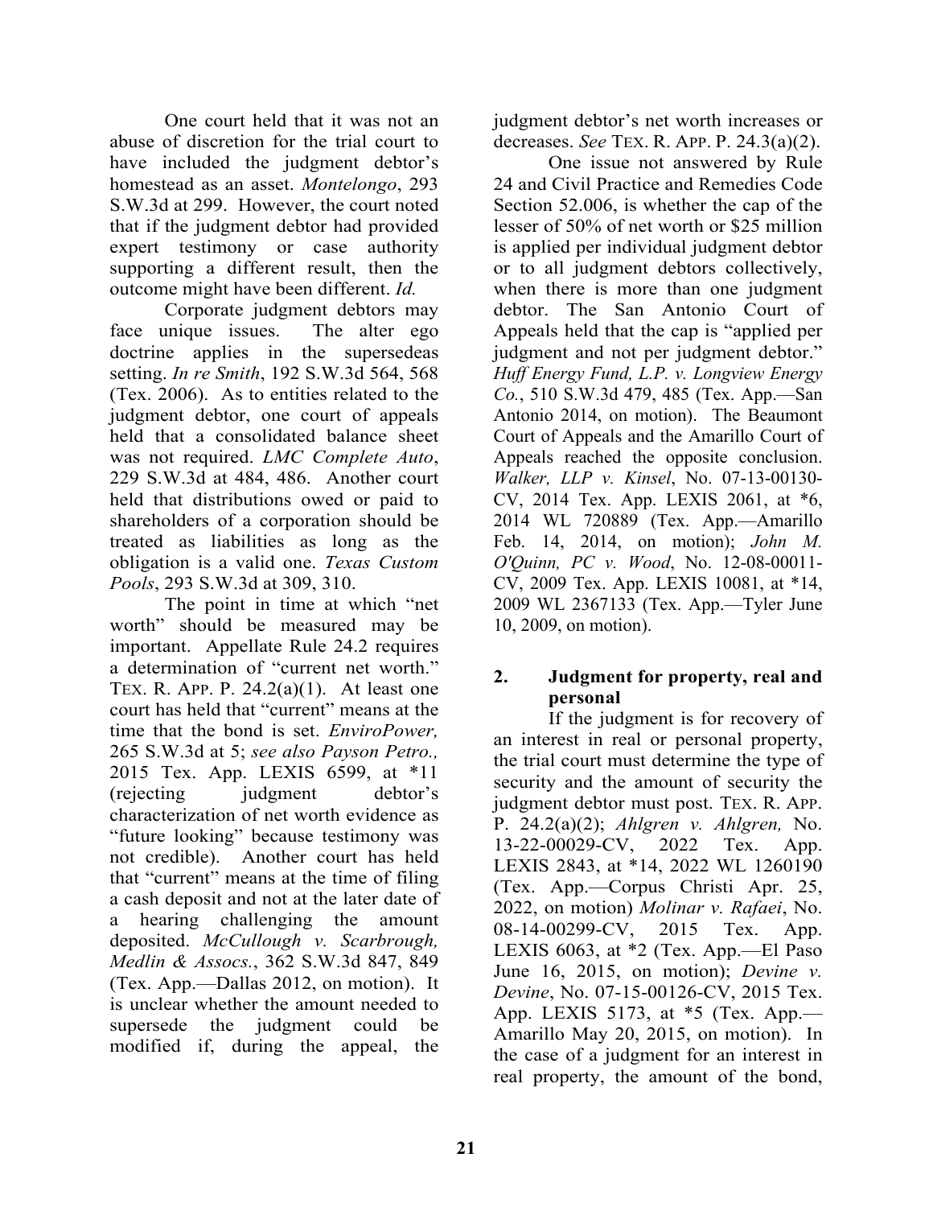One court held that it was not an abuse of discretion for the trial court to have included the judgment debtor's homestead as an asset. *Montelongo*, 293 S.W.3d at 299. However, the court noted that if the judgment debtor had provided expert testimony or case authority supporting a different result, then the outcome might have been different. *Id.*

Corporate judgment debtors may face unique issues. The alter ego doctrine applies in the supersedeas setting. *In re Smith*, 192 S.W.3d 564, 568 (Tex. 2006). As to entities related to the judgment debtor, one court of appeals held that a consolidated balance sheet was not required. *LMC Complete Auto*, 229 S.W.3d at 484, 486. Another court held that distributions owed or paid to shareholders of a corporation should be treated as liabilities as long as the obligation is a valid one. *Texas Custom Pools*, 293 S.W.3d at 309, 310.

The point in time at which "net worth" should be measured may be important. Appellate Rule 24.2 requires a determination of "current net worth." TEX. R. APP. P. 24.2(a)(1). At least one court has held that "current" means at the time that the bond is set. *EnviroPower,* 265 S.W.3d at 5; *see also Payson Petro.,* 2015 Tex. App. LEXIS 6599, at *11 (rejecting judgment debtor's characterization of net worth evidence as "future looking" because testimony was not credible). Another court has held that "current" means at the time of filing a cash deposit and not at the later date of a hearing challenging the amount deposited. *McCullough v. Scarbrough, Medlin & Assocs.*, 362 S.W.3d 847, 849 (Tex. App.—Dallas 2012, on motion). It is unclear whether the amount needed to supersede the judgment could be modified if, during the appeal, the judgment debtor's net worth increases or decreases. *See* TEX. R. APP. P. 24.3(a)(2).

One issue not answered by Rule 24 and Civil Practice and Remedies Code Section 52.006, is whether the cap of the lesser of 50% of net worth or $25 million is applied per individual judgment debtor or to all judgment debtors collectively, when there is more than one judgment debtor. The San Antonio Court of Appeals held that the cap is "applied per judgment and not per judgment debtor." *Huff Energy Fund, L.P. v. Longview Energy Co.*, 510 S.W.3d 479, 485 (Tex. App.—San Antonio 2014, on motion). The Beaumont Court of Appeals and the Amarillo Court of Appeals reached the opposite conclusion. *Walker, LLP v. Kinsel*, No. 07-13-00130-CV, 2014 Tex. App. LEXIS 2061, at *6, 2014 WL 720889 (Tex. App.—Amarillo Feb. 14, 2014, on motion); *John M. O'Quinn, PC v. Wood*, No. 12-08-00011-CV, 2009 Tex. App. LEXIS 10081, at *14, 2009 WL 2367133 (Tex. App.—Tyler June 10, 2009, on motion).

### 2. Judgment for property, real and personal

If the judgment is for recovery of an interest in real or personal property, the trial court must determine the type of security and the amount of security the judgment debtor must post. TEX. R. APP. P. 24.2(a)(2); *Ahlgren v. Ahlgren,* No. 13-22-00029-CV, 2022 Tex. App. LEXIS 2843, at *14, 2022 WL 1260190 (Tex. App.—Corpus Christi Apr. 25, 2022, on motion) *Molinar v. Rafaei*, No. 08-14-00299-CV, 2015 Tex. App. LEXIS 6063, at *2 (Tex. App.—El Paso June 16, 2015, on motion); *Devine v. Devine*, No. 07-15-00126-CV, 2015 Tex. App. LEXIS 5173, at *5 (Tex. App.—Amarillo May 20, 2015, on motion). In the case of a judgment for an interest in real property, the amount of the bond,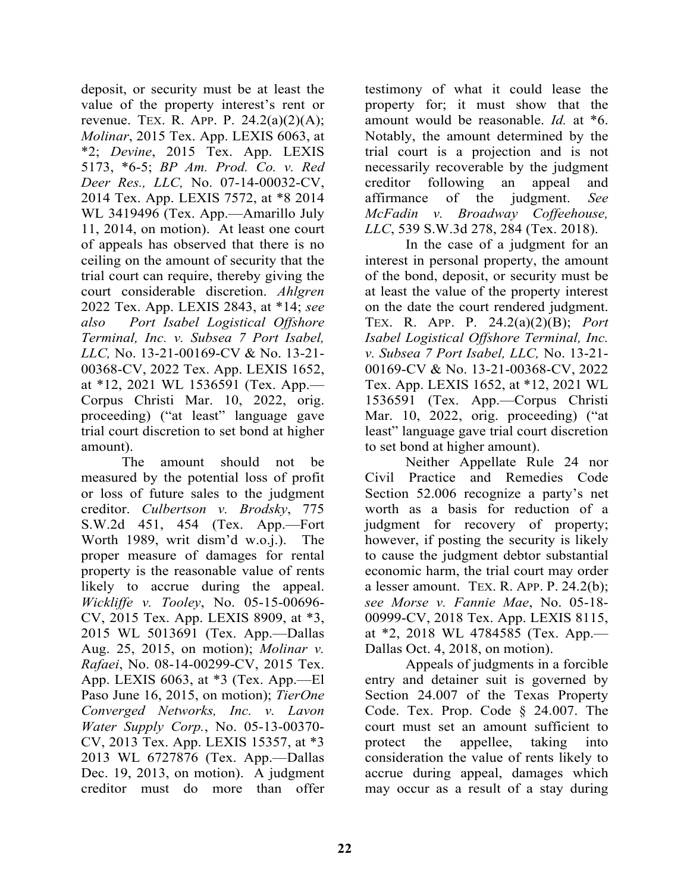deposit, or security must be at least the value of the property interest's rent or revenue. TEX. R. APP. P. 24.2(a)(2)(A); *Molinar*, 2015 Tex. App. LEXIS 6063, at *2; *Devine*, 2015 Tex. App. LEXIS 5173, *6-5; *BP Am. Prod. Co. v. Red Deer Res., LLC,* No. 07-14-00032-CV, 2014 Tex. App. LEXIS 7572, at *8 2014 WL 3419496 (Tex. App.—Amarillo July 11, 2014, on motion). At least one court of appeals has observed that there is no ceiling on the amount of security that the trial court can require, thereby giving the court considerable discretion. *Ahlgren* 2022 Tex. App. LEXIS 2843, at *14; *see also Port Isabel Logistical Offshore Terminal, Inc. v. Subsea 7 Port Isabel, LLC,* No. 13-21-00169-CV & No. 13-21-00368-CV, 2022 Tex. App. LEXIS 1652, at *12, 2021 WL 1536591 (Tex. App.—Corpus Christi Mar. 10, 2022, orig. proceeding) ("at least" language gave trial court discretion to set bond at higher amount).

The amount should not be measured by the potential loss of profit or loss of future sales to the judgment creditor. *Culbertson v. Brodsky*, 775 S.W.2d 451, 454 (Tex. App.—Fort Worth 1989, writ dism'd w.o.j.). The proper measure of damages for rental property is the reasonable value of rents likely to accrue during the appeal. *Wickliffe v. Tooley*, No. 05-15-00696-CV, 2015 Tex. App. LEXIS 8909, at *3, 2015 WL 5013691 (Tex. App.—Dallas Aug. 25, 2015, on motion); *Molinar v. Rafaei*, No. 08-14-00299-CV, 2015 Tex. App. LEXIS 6063, at *3 (Tex. App.—El Paso June 16, 2015, on motion); *TierOne Converged Networks, Inc. v. Lavon Water Supply Corp.*, No. 05-13-00370-CV, 2013 Tex. App. LEXIS 15357, at *3 2013 WL 6727876 (Tex. App.—Dallas Dec. 19, 2013, on motion). A judgment creditor must do more than offer testimony of what it could lease the property for; it must show that the amount would be reasonable. *Id.* at *6. Notably, the amount determined by the trial court is a projection and is not necessarily recoverable by the judgment creditor following an appeal and affirmance of the judgment. *See McFadin v. Broadway Coffeehouse, LLC*, 539 S.W.3d 278, 284 (Tex. 2018).

In the case of a judgment for an interest in personal property, the amount of the bond, deposit, or security must be at least the value of the property interest on the date the court rendered judgment. TEX. R. APP. P. 24.2(a)(2)(B); *Port Isabel Logistical Offshore Terminal, Inc. v. Subsea 7 Port Isabel, LLC,* No. 13-21-00169-CV & No. 13-21-00368-CV, 2022 Tex. App. LEXIS 1652, at *12, 2021 WL 1536591 (Tex. App.—Corpus Christi Mar. 10, 2022, orig. proceeding) ("at least" language gave trial court discretion to set bond at higher amount).

Neither Appellate Rule 24 nor Civil Practice and Remedies Code Section 52.006 recognize a party's net worth as a basis for reduction of a judgment for recovery of property; however, if posting the security is likely to cause the judgment debtor substantial economic harm, the trial court may order a lesser amount. TEX. R. APP. P. 24.2(b); *see Morse v. Fannie Mae*, No. 05-18-00999-CV, 2018 Tex. App. LEXIS 8115, at *2, 2018 WL 4784585 (Tex. App.—Dallas Oct. 4, 2018, on motion).

Appeals of judgments in a forcible entry and detainer suit is governed by Section 24.007 of the Texas Property Code. Tex. Prop. Code § 24.007. The court must set an amount sufficient to protect the appellee, taking into consideration the value of rents likely to accrue during appeal, damages which may occur as a result of a stay during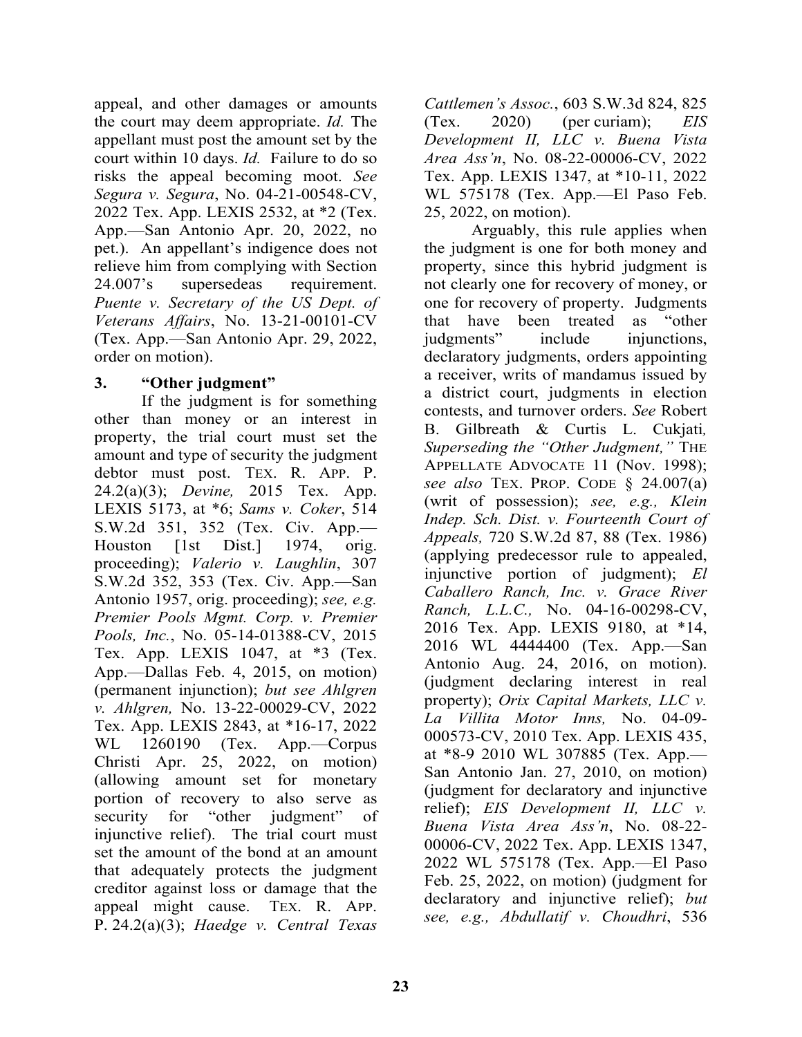appeal, and other damages or amounts the court may deem appropriate. *Id.* The appellant must post the amount set by the court within 10 days. *Id.* Failure to do so risks the appeal becoming moot. *See Segura v. Segura*, No. 04-21-00548-CV, 2022 Tex. App. LEXIS 2532, at *2 (Tex. App.—San Antonio Apr. 20, 2022, no pet.). An appellant's indigence does not relieve him from complying with Section 24.007's supersedeas requirement. *Puente v. Secretary of the US Dept. of Veterans Affairs*, No. 13-21-00101-CV (Tex. App.—San Antonio Apr. 29, 2022, order on motion).

### 3. "Other judgment"

If the judgment is for something other than money or an interest in property, the trial court must set the amount and type of security the judgment debtor must post. TEX. R. APP. P. 24.2(a)(3); *Devine,* 2015 Tex. App. LEXIS 5173, at *6; *Sams v. Coker*, 514 S.W.2d 351, 352 (Tex. Civ. App.—Houston [1st Dist.] 1974, orig. proceeding); *Valerio v. Laughlin*, 307 S.W.2d 352, 353 (Tex. Civ. App.—San Antonio 1957, orig. proceeding); *see, e.g. Premier Pools Mgmt. Corp. v. Premier Pools, Inc.*, No. 05-14-01388-CV, 2015 Tex. App. LEXIS 1047, at *3 (Tex. App.—Dallas Feb. 4, 2015, on motion) (permanent injunction); *but see Ahlgren v. Ahlgren,* No. 13-22-00029-CV, 2022 Tex. App. LEXIS 2843, at *16-17, 2022 WL 1260190 (Tex. App.—Corpus Christi Apr. 25, 2022, on motion) (allowing amount set for monetary portion of recovery to also serve as security for "other judgment" of injunctive relief). The trial court must set the amount of the bond at an amount that adequately protects the judgment creditor against loss or damage that the appeal might cause. TEX. R. APP. P. 24.2(a)(3); *Haedge v. Central Texas Cattlemen's Assoc.*, 603 S.W.3d 824, 825 (Tex. 2020) (per curiam); *EIS Development II, LLC v. Buena Vista Area Ass'n*, No. 08-22-00006-CV, 2022 Tex. App. LEXIS 1347, at *10-11, 2022 WL 575178 (Tex. App.—El Paso Feb. 25, 2022, on motion).

Arguably, this rule applies when the judgment is one for both money and property, since this hybrid judgment is not clearly one for recovery of money, or one for recovery of property. Judgments that have been treated as "other judgments" include injunctions, declaratory judgments, orders appointing a receiver, writs of mandamus issued by a district court, judgments in election contests, and turnover orders. *See* Robert B. Gilbreath & Curtis L. Cukjati*, Superseding the "Other Judgment,"* THE APPELLATE ADVOCATE 11 (Nov. 1998); *see also* TEX. PROP. CODE § 24.007(a) (writ of possession); *see, e.g., Klein Indep. Sch. Dist. v. Fourteenth Court of Appeals,* 720 S.W.2d 87, 88 (Tex. 1986) (applying predecessor rule to appealed, injunctive portion of judgment); *El Caballero Ranch, Inc. v. Grace River Ranch, L.L.C.,* No. 04-16-00298-CV, 2016 Tex. App. LEXIS 9180, at *14, 2016 WL 4444400 (Tex. App.—San Antonio Aug. 24, 2016, on motion). (judgment declaring interest in real property); *Orix Capital Markets, LLC v. La Villita Motor Inns,* No. 04-09-000573-CV, 2010 Tex. App. LEXIS 435, at *8-9 2010 WL 307885 (Tex. App.—San Antonio Jan. 27, 2010, on motion) (judgment for declaratory and injunctive relief); *EIS Development II, LLC v. Buena Vista Area Ass'n*, No. 08-22-00006-CV, 2022 Tex. App. LEXIS 1347, 2022 WL 575178 (Tex. App.—El Paso Feb. 25, 2022, on motion) (judgment for declaratory and injunctive relief); *but see, e.g., Abdullatif v. Choudhri*, 536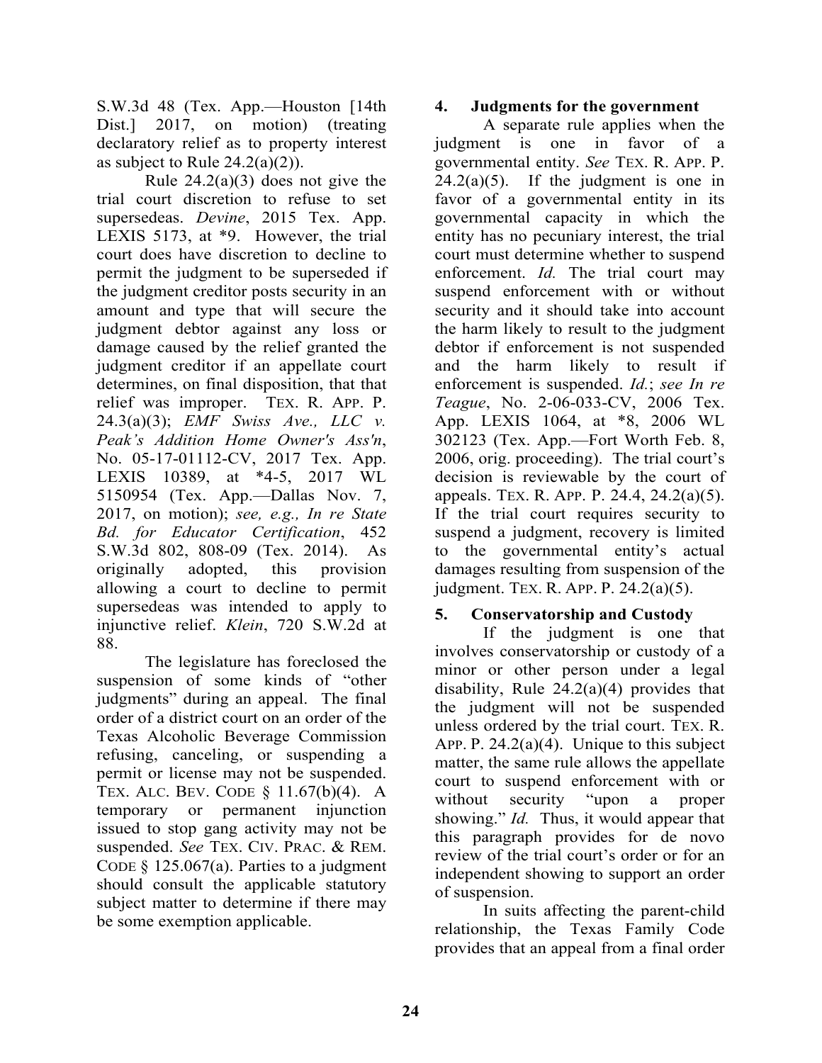S.W.3d 48 (Tex. App.—Houston [14th Dist.] 2017, on motion) (treating declaratory relief as to property interest as subject to Rule 24.2(a)(2)).

Rule 24.2(a)(3) does not give the trial court discretion to refuse to set supersedeas. *Devine*, 2015 Tex. App. LEXIS 5173, at *9. However, the trial court does have discretion to decline to permit the judgment to be superseded if the judgment creditor posts security in an amount and type that will secure the judgment debtor against any loss or damage caused by the relief granted the judgment creditor if an appellate court determines, on final disposition, that that relief was improper. TEX. R. APP. P. 24.3(a)(3); *EMF Swiss Ave., LLC v. Peak's Addition Home Owner's Ass'n*, No. 05-17-01112-CV, 2017 Tex. App. LEXIS 10389, at *4-5, 2017 WL 5150954 (Tex. App.—Dallas Nov. 7, 2017, on motion); *see, e.g., In re State Bd. for Educator Certification*, 452 S.W.3d 802, 808-09 (Tex. 2014). As originally adopted, this provision allowing a court to decline to permit supersedeas was intended to apply to injunctive relief. *Klein*, 720 S.W.2d at 88.

The legislature has foreclosed the suspension of some kinds of "other judgments" during an appeal. The final order of a district court on an order of the Texas Alcoholic Beverage Commission refusing, canceling, or suspending a permit or license may not be suspended. TEX. ALC. BEV. CODE § 11.67(b)(4). A temporary or permanent injunction issued to stop gang activity may not be suspended. *See* TEX. CIV. PRAC. & REM. CODE § 125.067(a). Parties to a judgment should consult the applicable statutory subject matter to determine if there may be some exemption applicable.

### 4. Judgments for the government

A separate rule applies when the judgment is one in favor of a governmental entity. *See* TEX. R. APP. P. 24.2(a)(5). If the judgment is one in favor of a governmental entity in its governmental capacity in which the entity has no pecuniary interest, the trial court must determine whether to suspend enforcement. *Id.* The trial court may suspend enforcement with or without security and it should take into account the harm likely to result to the judgment debtor if enforcement is not suspended and the harm likely to result if enforcement is suspended. *Id.*; *see In re Teague*, No. 2-06-033-CV, 2006 Tex. App. LEXIS 1064, at *8, 2006 WL 302123 (Tex. App.—Fort Worth Feb. 8, 2006, orig. proceeding). The trial court's decision is reviewable by the court of appeals. TEX. R. APP. P. 24.4, 24.2(a)(5). If the trial court requires security to suspend a judgment, recovery is limited to the governmental entity's actual damages resulting from suspension of the judgment. TEX. R. APP. P. 24.2(a)(5).

### 5. Conservatorship and Custody

If the judgment is one that involves conservatorship or custody of a minor or other person under a legal disability, Rule 24.2(a)(4) provides that the judgment will not be suspended unless ordered by the trial court. TEX. R. APP. P. 24.2(a)(4). Unique to this subject matter, the same rule allows the appellate court to suspend enforcement with or without security "upon a proper showing." *Id.* Thus, it would appear that this paragraph provides for de novo review of the trial court's order or for an independent showing to support an order of suspension.

In suits affecting the parent-child relationship, the Texas Family Code provides that an appeal from a final order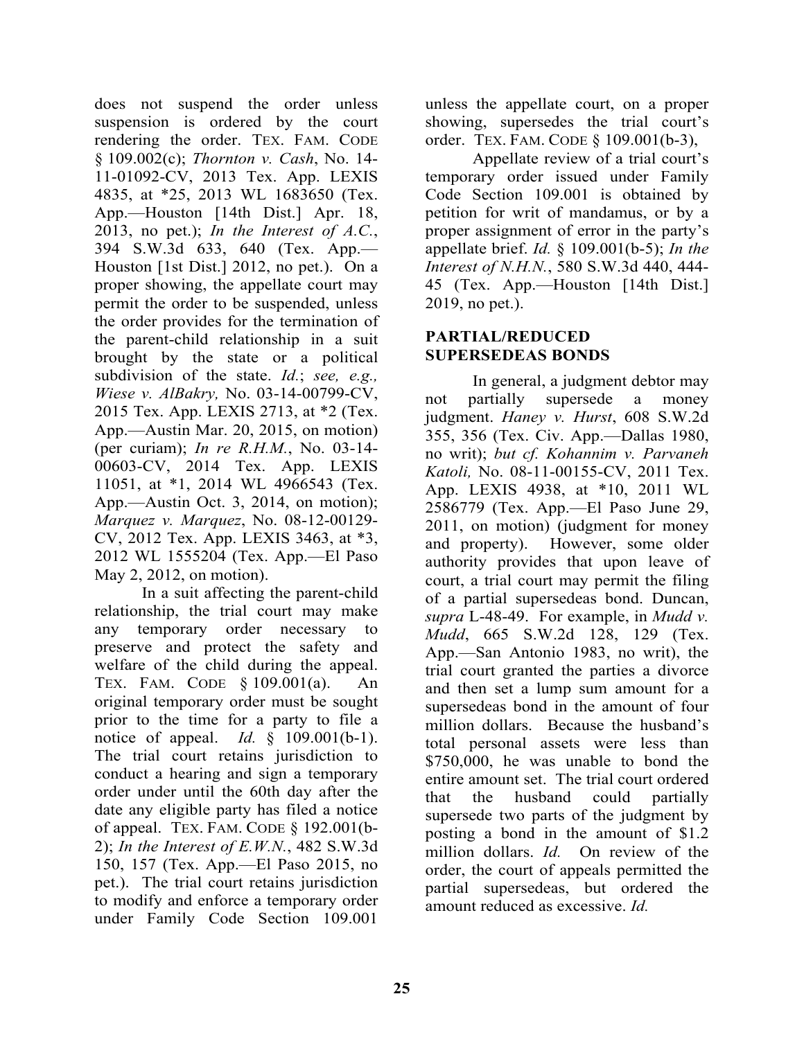does not suspend the order unless suspension is ordered by the court rendering the order. TEX. FAM. CODE § 109.002(c); *Thornton v. Cash*, No. 14-11-01092-CV, 2013 Tex. App. LEXIS 4835, at *25, 2013 WL 1683650 (Tex. App.—Houston [14th Dist.] Apr. 18, 2013, no pet.); *In the Interest of A.C.*, 394 S.W.3d 633, 640 (Tex. App.—Houston [1st Dist.] 2012, no pet.). On a proper showing, the appellate court may permit the order to be suspended, unless the order provides for the termination of the parent-child relationship in a suit brought by the state or a political subdivision of the state. *Id.*; *see, e.g., Wiese v. AlBakry,* No. 03-14-00799-CV, 2015 Tex. App. LEXIS 2713, at *2 (Tex. App.—Austin Mar. 20, 2015, on motion) (per curiam); *In re R.H.M.*, No. 03-14-00603-CV, 2014 Tex. App. LEXIS 11051, at *1, 2014 WL 4966543 (Tex. App.—Austin Oct. 3, 2014, on motion); *Marquez v. Marquez*, No. 08-12-00129-CV, 2012 Tex. App. LEXIS 3463, at *3, 2012 WL 1555204 (Tex. App.—El Paso May 2, 2012, on motion).

In a suit affecting the parent-child relationship, the trial court may make any temporary order necessary to preserve and protect the safety and welfare of the child during the appeal. TEX. FAM. CODE § 109.001(a). An original temporary order must be sought prior to the time for a party to file a notice of appeal. *Id.* § 109.001(b-1). The trial court retains jurisdiction to conduct a hearing and sign a temporary order under until the 60th day after the date any eligible party has filed a notice of appeal. TEX. FAM. CODE § 192.001(b-2); *In the Interest of E.W.N.*, 482 S.W.3d 150, 157 (Tex. App.—El Paso 2015, no pet.). The trial court retains jurisdiction to modify and enforce a temporary order under Family Code Section 109.001 unless the appellate court, on a proper showing, supersedes the trial court's order. TEX. FAM. CODE § 109.001(b-3),

Appellate review of a trial court's temporary order issued under Family Code Section 109.001 is obtained by petition for writ of mandamus, or by a proper assignment of error in the party's appellate brief. *Id.* § 109.001(b-5); *In the Interest of N.H.N.*, 580 S.W.3d 440, 444-45 (Tex. App.—Houston [14th Dist.] 2019, no pet.).

## PARTIAL/REDUCED SUPERSEDEAS BONDS

In general, a judgment debtor may not partially supersede a money judgment. *Haney v. Hurst*, 608 S.W.2d 355, 356 (Tex. Civ. App.—Dallas 1980, no writ); *but cf. Kohannim v. Parvaneh Katoli,* No. 08-11-00155-CV, 2011 Tex. App. LEXIS 4938, at *10, 2011 WL 2586779 (Tex. App.—El Paso June 29, 2011, on motion) (judgment for money and property). However, some older authority provides that upon leave of court, a trial court may permit the filing of a partial supersedeas bond. Duncan, *supra* L-48-49. For example, in *Mudd v. Mudd*, 665 S.W.2d 128, 129 (Tex. App.—San Antonio 1983, no writ), the trial court granted the parties a divorce and then set a lump sum amount for a supersedeas bond in the amount of four million dollars. Because the husband's total personal assets were less than $750,000, he was unable to bond the entire amount set. The trial court ordered that the husband could partially supersede two parts of the judgment by posting a bond in the amount of $1.2 million dollars. *Id.* On review of the order, the court of appeals permitted the partial supersedeas, but ordered the amount reduced as excessive. *Id.*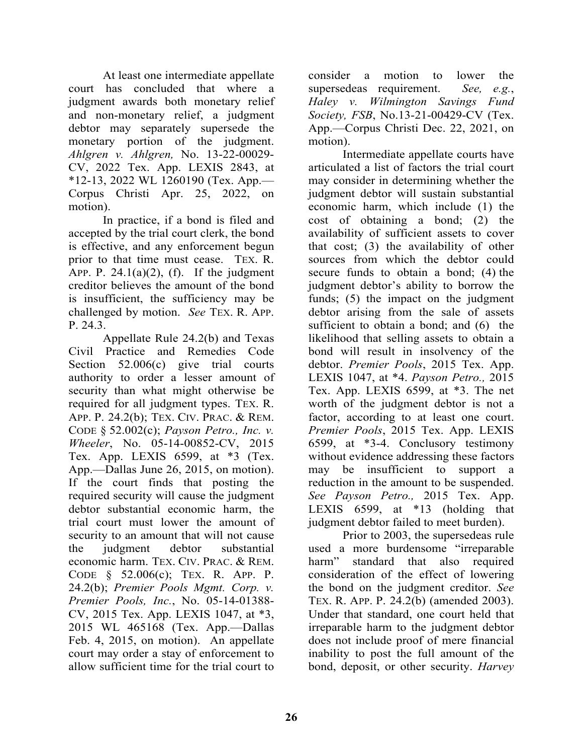At least one intermediate appellate court has concluded that where a judgment awards both monetary relief and non-monetary relief, a judgment debtor may separately supersede the monetary portion of the judgment. *Ahlgren v. Ahlgren,* No. 13-22-00029-CV, 2022 Tex. App. LEXIS 2843, at *12-13, 2022 WL 1260190 (Tex. App.—Corpus Christi Apr. 25, 2022, on motion).

In practice, if a bond is filed and accepted by the trial court clerk, the bond is effective, and any enforcement begun prior to that time must cease. TEX. R. APP. P. 24.1(a)(2), (f). If the judgment creditor believes the amount of the bond is insufficient, the sufficiency may be challenged by motion. *See* TEX. R. APP. P. 24.3.

Appellate Rule 24.2(b) and Texas Civil Practice and Remedies Code Section 52.006(c) give trial courts authority to order a lesser amount of security than what might otherwise be required for all judgment types. TEX. R. APP. P. 24.2(b); TEX. CIV. PRAC. & REM. CODE § 52.002(c); *Payson Petro., Inc. v. Wheeler*, No. 05-14-00852-CV, 2015 Tex. App. LEXIS 6599, at *3 (Tex. App.—Dallas June 26, 2015, on motion). If the court finds that posting the required security will cause the judgment debtor substantial economic harm, the trial court must lower the amount of security to an amount that will not cause the judgment debtor substantial economic harm. TEX. CIV. PRAC. & REM. CODE § 52.006(c); TEX. R. APP. P. 24.2(b); *Premier Pools Mgmt. Corp. v. Premier Pools, Inc.*, No. 05-14-01388-CV, 2015 Tex. App. LEXIS 1047, at *3, 2015 WL 465168 (Tex. App.—Dallas Feb. 4, 2015, on motion). An appellate court may order a stay of enforcement to allow sufficient time for the trial court to consider a motion to lower the supersedeas requirement. *See, e.g.*, *Haley v. Wilmington Savings Fund Society, FSB*, No.13-21-00429-CV (Tex. App.—Corpus Christi Dec. 22, 2021, on motion).

Intermediate appellate courts have articulated a list of factors the trial court may consider in determining whether the judgment debtor will sustain substantial economic harm, which include (1) the cost of obtaining a bond; (2) the availability of sufficient assets to cover that cost; (3) the availability of other sources from which the debtor could secure funds to obtain a bond; (4) the judgment debtor's ability to borrow the funds; (5) the impact on the judgment debtor arising from the sale of assets sufficient to obtain a bond; and (6) the likelihood that selling assets to obtain a bond will result in insolvency of the debtor. *Premier Pools*, 2015 Tex. App. LEXIS 1047, at *4. *Payson Petro.,* 2015 Tex. App. LEXIS 6599, at *3. The net worth of the judgment debtor is not a factor, according to at least one court. *Premier Pools*, 2015 Tex. App. LEXIS 6599, at *3-4. Conclusory testimony without evidence addressing these factors may be insufficient to support a reduction in the amount to be suspended. *See Payson Petro.,* 2015 Tex. App. LEXIS 6599, at *13 (holding that judgment debtor failed to meet burden).

Prior to 2003, the supersedeas rule used a more burdensome "irreparable harm" standard that also required consideration of the effect of lowering the bond on the judgment creditor. *See* TEX. R. APP. P. 24.2(b) (amended 2003). Under that standard, one court held that irreparable harm to the judgment debtor does not include proof of mere financial inability to post the full amount of the bond, deposit, or other security. *Harvey*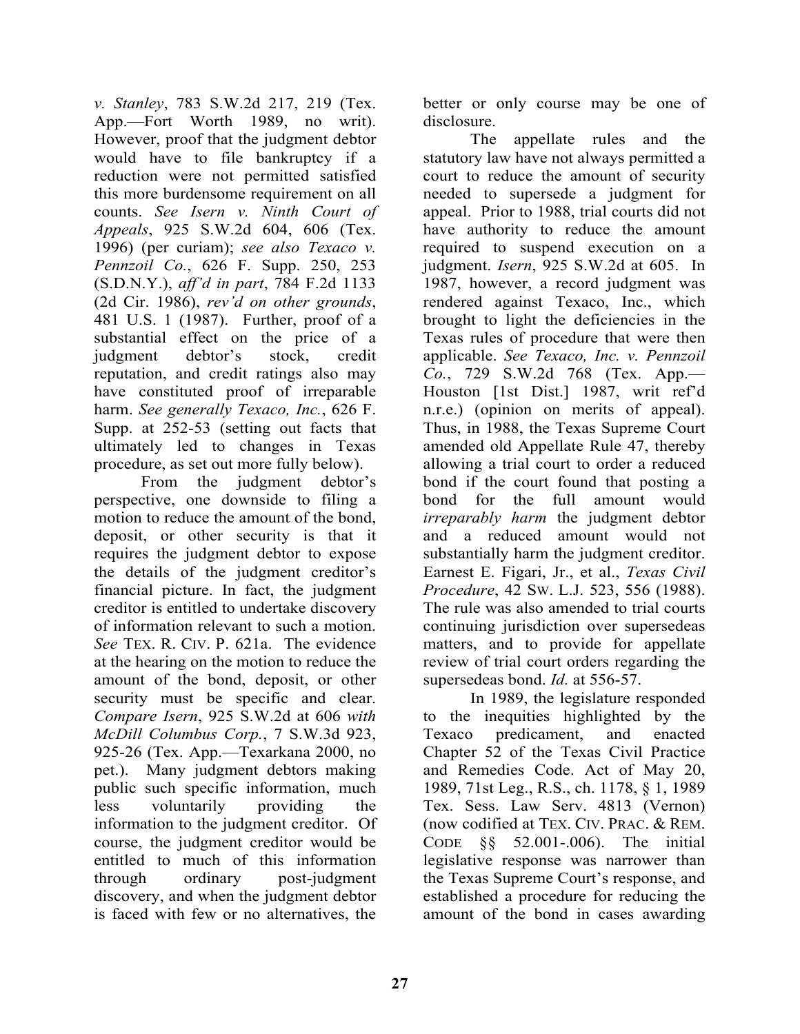*v. Stanley*, 783 S.W.2d 217, 219 (Tex. App.—Fort Worth 1989, no writ). However, proof that the judgment debtor would have to file bankruptcy if a reduction were not permitted satisfied this more burdensome requirement on all counts. *See Isern v. Ninth Court of Appeals*, 925 S.W.2d 604, 606 (Tex. 1996) (per curiam); *see also Texaco v. Pennzoil Co.*, 626 F. Supp. 250, 253 (S.D.N.Y.), *aff'd in part*, 784 F.2d 1133 (2d Cir. 1986), *rev'd on other grounds*, 481 U.S. 1 (1987). Further, proof of a substantial effect on the price of a judgment debtor's stock, credit reputation, and credit ratings also may have constituted proof of irreparable harm. *See generally Texaco, Inc.*, 626 F. Supp. at 252-53 (setting out facts that ultimately led to changes in Texas procedure, as set out more fully below).

From the judgment debtor's perspective, one downside to filing a motion to reduce the amount of the bond, deposit, or other security is that it requires the judgment debtor to expose the details of the judgment creditor's financial picture. In fact, the judgment creditor is entitled to undertake discovery of information relevant to such a motion. *See* TEX. R. CIV. P. 621a. The evidence at the hearing on the motion to reduce the amount of the bond, deposit, or other security must be specific and clear. *Compare Isern*, 925 S.W.2d at 606 *with McDill Columbus Corp.*, 7 S.W.3d 923, 925-26 (Tex. App.—Texarkana 2000, no pet.). Many judgment debtors making public such specific information, much less voluntarily providing the information to the judgment creditor. Of course, the judgment creditor would be entitled to much of this information through ordinary post-judgment discovery, and when the judgment debtor is faced with few or no alternatives, the better or only course may be one of disclosure.

The appellate rules and the statutory law have not always permitted a court to reduce the amount of security needed to supersede a judgment for appeal. Prior to 1988, trial courts did not have authority to reduce the amount required to suspend execution on a judgment. *Isern*, 925 S.W.2d at 605. In 1987, however, a record judgment was rendered against Texaco, Inc., which brought to light the deficiencies in the Texas rules of procedure that were then applicable. *See Texaco, Inc. v. Pennzoil Co.*, 729 S.W.2d 768 (Tex. App.—Houston [1st Dist.] 1987, writ ref'd n.r.e.) (opinion on merits of appeal). Thus, in 1988, the Texas Supreme Court amended old Appellate Rule 47, thereby allowing a trial court to order a reduced bond if the court found that posting a bond for the full amount would *irreparably harm* the judgment debtor and a reduced amount would not substantially harm the judgment creditor. Earnest E. Figari, Jr., et al., *Texas Civil Procedure*, 42 SW. L.J. 523, 556 (1988). The rule was also amended to trial courts continuing jurisdiction over supersedeas matters, and to provide for appellate review of trial court orders regarding the supersedeas bond. *Id.* at 556-57.

In 1989, the legislature responded to the inequities highlighted by the Texaco predicament, and enacted Chapter 52 of the Texas Civil Practice and Remedies Code. Act of May 20, 1989, 71st Leg., R.S., ch. 1178, § 1, 1989 Tex. Sess. Law Serv. 4813 (Vernon) (now codified at TEX. CIV. PRAC. & REM. CODE §§ 52.001-.006). The initial legislative response was narrower than the Texas Supreme Court's response, and established a procedure for reducing the amount of the bond in cases awarding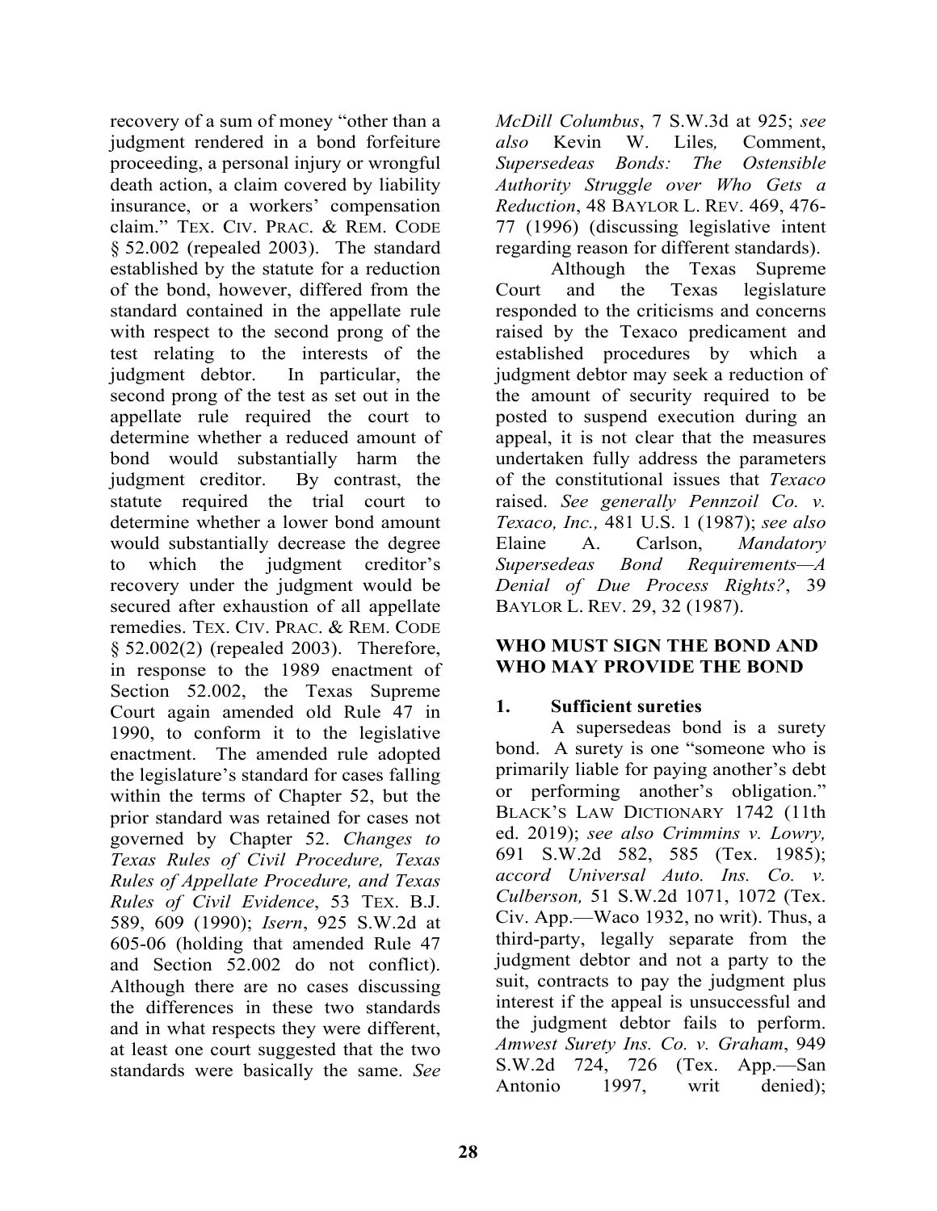recovery of a sum of money "other than a judgment rendered in a bond forfeiture proceeding, a personal injury or wrongful death action, a claim covered by liability insurance, or a workers' compensation claim." TEX. CIV. PRAC. & REM. CODE § 52.002 (repealed 2003). The standard established by the statute for a reduction of the bond, however, differed from the standard contained in the appellate rule with respect to the second prong of the test relating to the interests of the judgment debtor. In particular, the second prong of the test as set out in the appellate rule required the court to determine whether a reduced amount of bond would substantially harm the judgment creditor. By contrast, the statute required the trial court to determine whether a lower bond amount would substantially decrease the degree to which the judgment creditor's recovery under the judgment would be secured after exhaustion of all appellate remedies. TEX. CIV. PRAC. & REM. CODE § 52.002(2) (repealed 2003). Therefore, in response to the 1989 enactment of Section 52.002, the Texas Supreme Court again amended old Rule 47 in 1990, to conform it to the legislative enactment. The amended rule adopted the legislature's standard for cases falling within the terms of Chapter 52, but the prior standard was retained for cases not governed by Chapter 52. *Changes to Texas Rules of Civil Procedure, Texas Rules of Appellate Procedure, and Texas Rules of Civil Evidence*, 53 TEX. B.J. 589, 609 (1990); *Isern*, 925 S.W.2d at 605-06 (holding that amended Rule 47 and Section 52.002 do not conflict). Although there are no cases discussing the differences in these two standards and in what respects they were different, at least one court suggested that the two standards were basically the same. *See McDill Columbus*, 7 S.W.3d at 925; *see also* Kevin W. Liles, Comment, *Supersedeas Bonds: The Ostensible Authority Struggle over Who Gets a Reduction*, 48 BAYLOR L. REV. 469, 476-77 (1996) (discussing legislative intent regarding reason for different standards).

Although the Texas Supreme Court and the Texas legislature responded to the criticisms and concerns raised by the Texaco predicament and established procedures by which a judgment debtor may seek a reduction of the amount of security required to be posted to suspend execution during an appeal, it is not clear that the measures undertaken fully address the parameters of the constitutional issues that *Texaco* raised. *See generally Pennzoil Co. v. Texaco, Inc.,* 481 U.S. 1 (1987); *see also* Elaine A. Carlson, *Mandatory Supersedeas Bond Requirements—A Denial of Due Process Rights?*, 39 BAYLOR L. REV. 29, 32 (1987).

## WHO MUST SIGN THE BOND AND WHO MAY PROVIDE THE BOND

### 1. Sufficient sureties

A supersedeas bond is a surety bond. A surety is one "someone who is primarily liable for paying another's debt or performing another's obligation." BLACK'S LAW DICTIONARY 1742 (11th ed. 2019); *see also Crimmins v. Lowry,* 691 S.W.2d 582, 585 (Tex. 1985); *accord Universal Auto. Ins. Co. v. Culberson,* 51 S.W.2d 1071, 1072 (Tex. Civ. App.—Waco 1932, no writ). Thus, a third-party, legally separate from the judgment debtor and not a party to the suit, contracts to pay the judgment plus interest if the appeal is unsuccessful and the judgment debtor fails to perform. *Amwest Surety Ins. Co. v. Graham*, 949 S.W.2d 724, 726 (Tex. App.—San Antonio 1997, writ denied);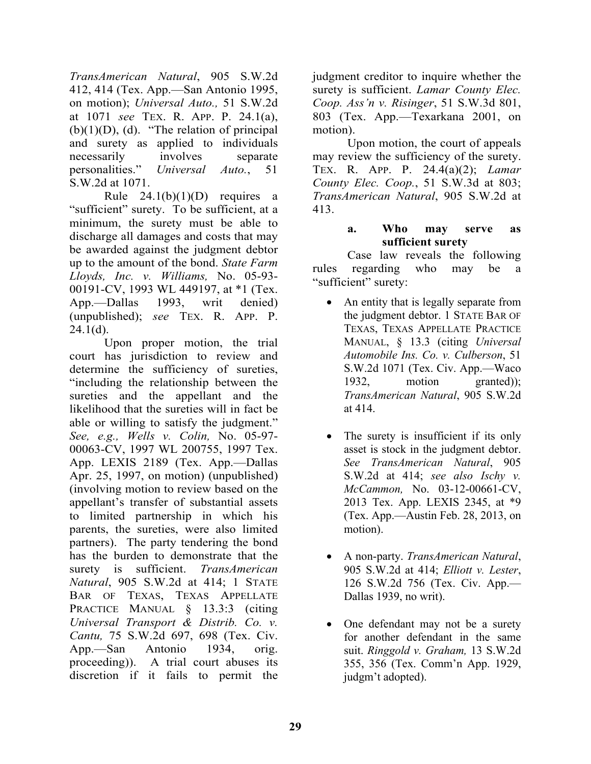*TransAmerican Natural*, 905 S.W.2d 412, 414 (Tex. App.—San Antonio 1995, on motion); *Universal Auto.,* 51 S.W.2d at 1071 *see* TEX. R. APP. P. 24.1(a), (b)(1)(D), (d). "The relation of principal and surety as applied to individuals necessarily involves separate personalities." *Universal Auto.*, 51 S.W.2d at 1071.

Rule 24.1(b)(1)(D) requires a "sufficient" surety. To be sufficient, at a minimum, the surety must be able to discharge all damages and costs that may be awarded against the judgment debtor up to the amount of the bond. *State Farm Lloyds, Inc. v. Williams,* No. 05-93-00191-CV, 1993 WL 449197, at *1 (Tex. App.—Dallas 1993, writ denied) (unpublished); *see* TEX. R. APP. P. 24.1(d).

Upon proper motion, the trial court has jurisdiction to review and determine the sufficiency of sureties, "including the relationship between the sureties and the appellant and the likelihood that the sureties will in fact be able or willing to satisfy the judgment." *See, e.g., Wells v. Colin,* No. 05-97-00063-CV, 1997 WL 200755, 1997 Tex. App. LEXIS 2189 (Tex. App.—Dallas Apr. 25, 1997, on motion) (unpublished) (involving motion to review based on the appellant's transfer of substantial assets to limited partnership in which his parents, the sureties, were also limited partners). The party tendering the bond has the burden to demonstrate that the surety is sufficient. *TransAmerican Natural*, 905 S.W.2d at 414; 1 STATE BAR OF TEXAS, TEXAS APPELLATE PRACTICE MANUAL § 13.3:3 (citing *Universal Transport & Distrib. Co. v. Cantu,* 75 S.W.2d 697, 698 (Tex. Civ. App.—San Antonio 1934, orig. proceeding)). A trial court abuses its discretion if it fails to permit the judgment creditor to inquire whether the surety is sufficient. *Lamar County Elec. Coop. Ass'n v. Risinger*, 51 S.W.3d 801, 803 (Tex. App.—Texarkana 2001, on motion).

Upon motion, the court of appeals may review the sufficiency of the surety. TEX. R. APP. P. 24.4(a)(2); *Lamar County Elec. Coop.*, 51 S.W.3d at 803; *TransAmerican Natural*, 905 S.W.2d at 413.

#### a. Who may serve as sufficient surety

Case law reveals the following rules regarding who may be a "sufficient" surety:

- An entity that is legally separate from the judgment debtor. 1 STATE BAR OF TEXAS, TEXAS APPELLATE PRACTICE MANUAL, § 13.3 (citing *Universal Automobile Ins. Co. v. Culberson*, 51 S.W.2d 1071 (Tex. Civ. App.—Waco 1932, motion granted)); *TransAmerican Natural*, 905 S.W.2d at 414.

- The surety is insufficient if its only asset is stock in the judgment debtor. *See TransAmerican Natural*, 905 S.W.2d at 414; *see also Ischy v. McCammon,* No. 03-12-00661-CV, 2013 Tex. App. LEXIS 2345, at *9 (Tex. App.—Austin Feb. 28, 2013, on motion).

- A non-party. *TransAmerican Natural*, 905 S.W.2d at 414; *Elliott v. Lester*, 126 S.W.2d 756 (Tex. Civ. App.—Dallas 1939, no writ).

- One defendant may not be a surety for another defendant in the same suit. *Ringgold v. Graham,* 13 S.W.2d 355, 356 (Tex. Comm'n App. 1929, judgm't adopted).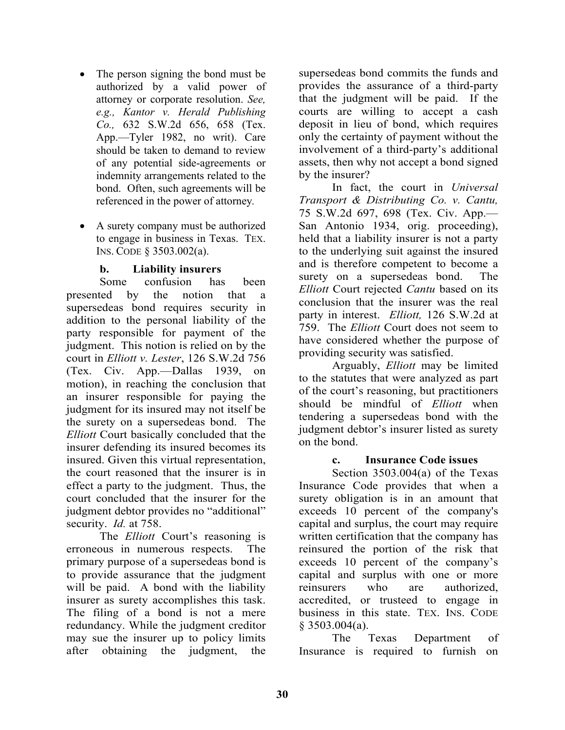- The person signing the bond must be authorized by a valid power of attorney or corporate resolution. *See, e.g., Kantor v. Herald Publishing Co.,* 632 S.W.2d 656, 658 (Tex. App.—Tyler 1982, no writ). Care should be taken to demand to review of any potential side-agreements or indemnity arrangements related to the bond. Often, such agreements will be referenced in the power of attorney.

- A surety company must be authorized to engage in business in Texas. TEX. INS. CODE § 3503.002(a).

#### b. Liability insurers

Some confusion has been presented by the notion that a supersedeas bond requires security in addition to the personal liability of the party responsible for payment of the judgment. This notion is relied on by the court in *Elliott v. Lester*, 126 S.W.2d 756 (Tex. Civ. App.—Dallas 1939, on motion), in reaching the conclusion that an insurer responsible for paying the judgment for its insured may not itself be the surety on a supersedeas bond. The *Elliott* Court basically concluded that the insurer defending its insured becomes its insured. Given this virtual representation, the court reasoned that the insurer is in effect a party to the judgment. Thus, the court concluded that the insurer for the judgment debtor provides no "additional" security. *Id.* at 758.

The *Elliott* Court's reasoning is erroneous in numerous respects. The primary purpose of a supersedeas bond is to provide assurance that the judgment will be paid. A bond with the liability insurer as surety accomplishes this task. The filing of a bond is not a mere redundancy. While the judgment creditor may sue the insurer up to policy limits after obtaining the judgment, the supersedeas bond commits the funds and provides the assurance of a third-party that the judgment will be paid. If the courts are willing to accept a cash deposit in lieu of bond, which requires only the certainty of payment without the involvement of a third-party's additional assets, then why not accept a bond signed by the insurer?

In fact, the court in *Universal Transport & Distributing Co. v. Cantu,* 75 S.W.2d 697, 698 (Tex. Civ. App.—San Antonio 1934, orig. proceeding), held that a liability insurer is not a party to the underlying suit against the insured and is therefore competent to become a surety on a supersedeas bond. The *Elliott* Court rejected *Cantu* based on its conclusion that the insurer was the real party in interest. *Elliott,* 126 S.W.2d at 759. The *Elliott* Court does not seem to have considered whether the purpose of providing security was satisfied.

Arguably, *Elliott* may be limited to the statutes that were analyzed as part of the court's reasoning, but practitioners should be mindful of *Elliott* when tendering a supersedeas bond with the judgment debtor's insurer listed as surety on the bond.

#### c. Insurance Code issues

Section 3503.004(a) of the Texas Insurance Code provides that when a surety obligation is in an amount that exceeds 10 percent of the company's capital and surplus, the court may require written certification that the company has reinsured the portion of the risk that exceeds 10 percent of the company's capital and surplus with one or more reinsurers who are authorized, accredited, or trusteed to engage in business in this state. TEX. INS. CODE § 3503.004(a).

The Texas Department of Insurance is required to furnish on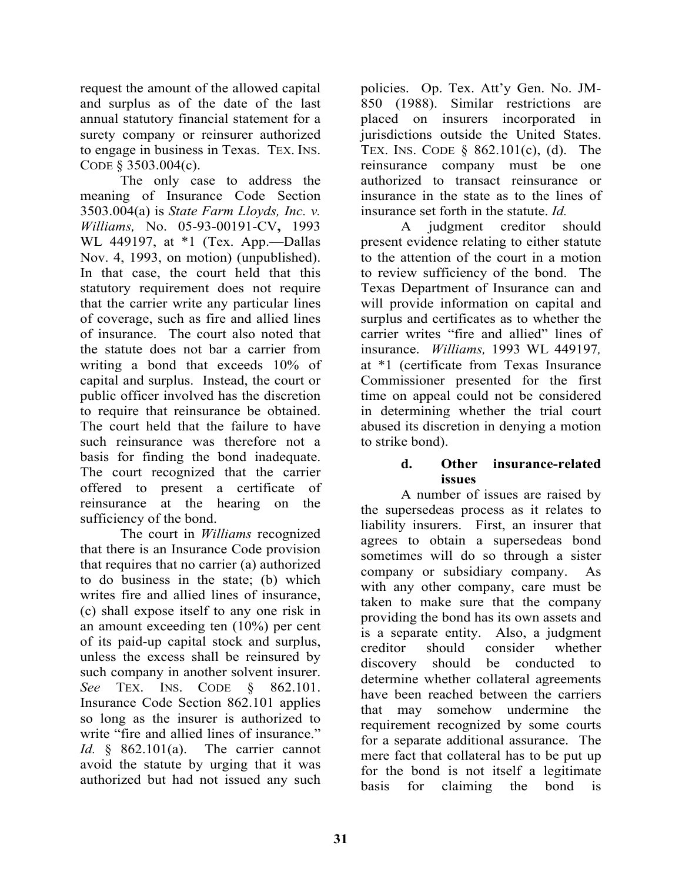request the amount of the allowed capital and surplus as of the date of the last annual statutory financial statement for a surety company or reinsurer authorized to engage in business in Texas. TEX. INS. CODE § 3503.004(c).

The only case to address the meaning of Insurance Code Section 3503.004(a) is *State Farm Lloyds, Inc. v. Williams,* No. 05-93-00191-CV**,** 1993 WL 449197, at *1 (Tex. App.—Dallas Nov. 4, 1993, on motion) (unpublished). In that case, the court held that this statutory requirement does not require that the carrier write any particular lines of coverage, such as fire and allied lines of insurance. The court also noted that the statute does not bar a carrier from writing a bond that exceeds 10% of capital and surplus. Instead, the court or public officer involved has the discretion to require that reinsurance be obtained. The court held that the failure to have such reinsurance was therefore not a basis for finding the bond inadequate. The court recognized that the carrier offered to present a certificate of reinsurance at the hearing on the sufficiency of the bond.

The court in *Williams* recognized that there is an Insurance Code provision that requires that no carrier (a) authorized to do business in the state; (b) which writes fire and allied lines of insurance, (c) shall expose itself to any one risk in an amount exceeding ten (10%) per cent of its paid-up capital stock and surplus, unless the excess shall be reinsured by such company in another solvent insurer. *See* TEX. INS. CODE § 862.101. Insurance Code Section 862.101 applies so long as the insurer is authorized to write "fire and allied lines of insurance." *Id.* § 862.101(a). The carrier cannot avoid the statute by urging that it was authorized but had not issued any such policies. Op. Tex. Att'y Gen. No. JM-850 (1988). Similar restrictions are placed on insurers incorporated in jurisdictions outside the United States. TEX. INS. CODE § 862.101(c), (d). The reinsurance company must be one authorized to transact reinsurance or insurance in the state as to the lines of insurance set forth in the statute. *Id.*

A judgment creditor should present evidence relating to either statute to the attention of the court in a motion to review sufficiency of the bond. The Texas Department of Insurance can and will provide information on capital and surplus and certificates as to whether the carrier writes "fire and allied" lines of insurance. *Williams,* 1993 WL 449197*,* at *1 (certificate from Texas Insurance Commissioner presented for the first time on appeal could not be considered in determining whether the trial court abused its discretion in denying a motion to strike bond).

#### d. Other insurance-related issues

A number of issues are raised by the supersedeas process as it relates to liability insurers. First, an insurer that agrees to obtain a supersedeas bond sometimes will do so through a sister company or subsidiary company. As with any other company, care must be taken to make sure that the company providing the bond has its own assets and is a separate entity. Also, a judgment creditor should consider whether discovery should be conducted to determine whether collateral agreements have been reached between the carriers that may somehow undermine the requirement recognized by some courts for a separate additional assurance. The mere fact that collateral has to be put up for the bond is not itself a legitimate basis for claiming the bond is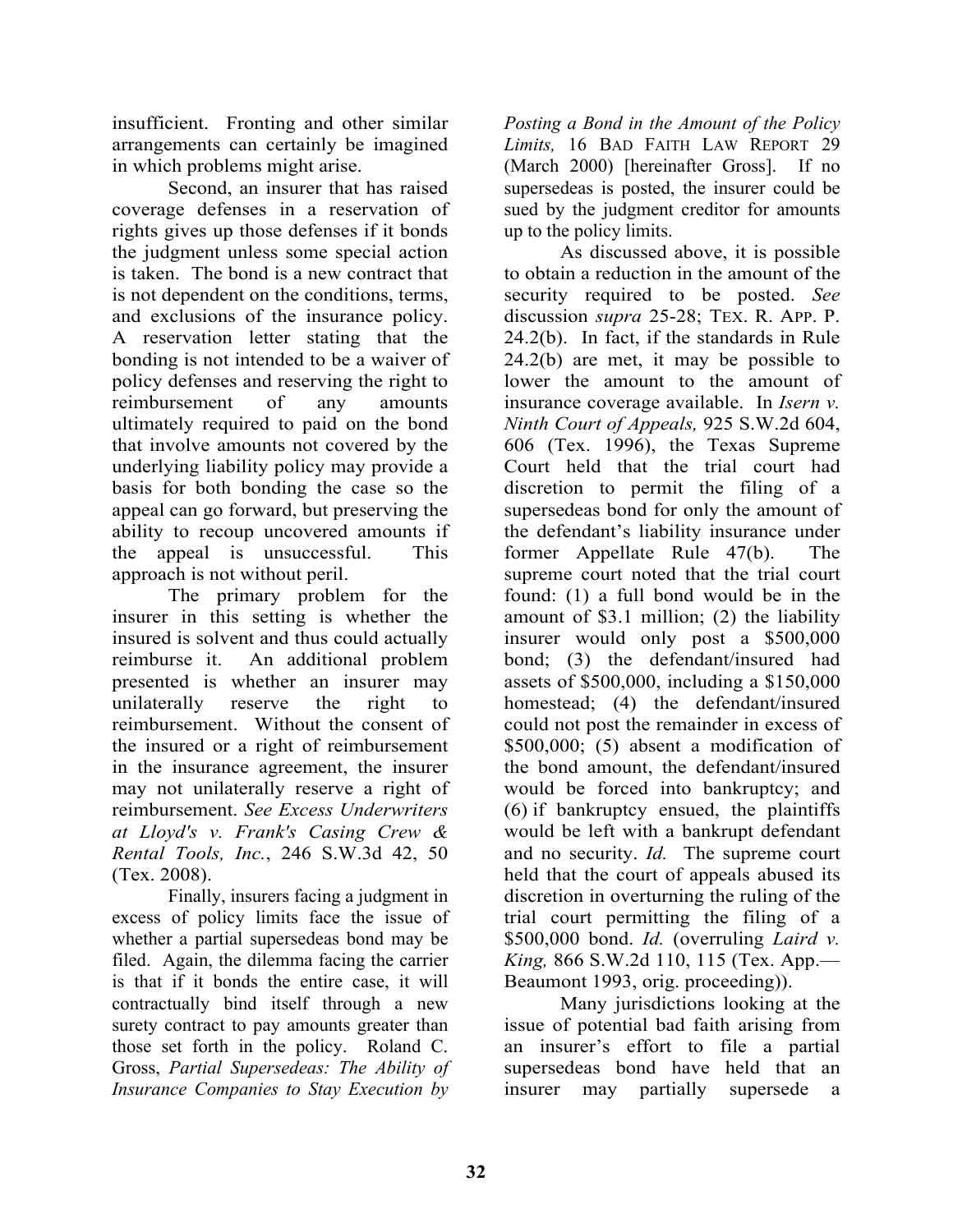insufficient. Fronting and other similar arrangements can certainly be imagined in which problems might arise.

Second, an insurer that has raised coverage defenses in a reservation of rights gives up those defenses if it bonds the judgment unless some special action is taken. The bond is a new contract that is not dependent on the conditions, terms, and exclusions of the insurance policy. A reservation letter stating that the bonding is not intended to be a waiver of policy defenses and reserving the right to reimbursement of any amounts ultimately required to paid on the bond that involve amounts not covered by the underlying liability policy may provide a basis for both bonding the case so the appeal can go forward, but preserving the ability to recoup uncovered amounts if the appeal is unsuccessful. This approach is not without peril.

The primary problem for the insurer in this setting is whether the insured is solvent and thus could actually reimburse it. An additional problem presented is whether an insurer may unilaterally reserve the right to reimbursement. Without the consent of the insured or a right of reimbursement in the insurance agreement, the insurer may not unilaterally reserve a right of reimbursement. *See Excess Underwriters at Lloyd's v. Frank's Casing Crew & Rental Tools, Inc.*, 246 S.W.3d 42, 50 (Tex. 2008).

Finally, insurers facing a judgment in excess of policy limits face the issue of whether a partial supersedeas bond may be filed. Again, the dilemma facing the carrier is that if it bonds the entire case, it will contractually bind itself through a new surety contract to pay amounts greater than those set forth in the policy. Roland C. Gross, *Partial Supersedeas: The Ability of Insurance Companies to Stay Execution by Posting a Bond in the Amount of the Policy Limits,* 16 BAD FAITH LAW REPORT 29 (March 2000) [hereinafter Gross]. If no supersedeas is posted, the insurer could be sued by the judgment creditor for amounts up to the policy limits.

As discussed above, it is possible to obtain a reduction in the amount of the security required to be posted. *See* discussion *supra* 25-28; TEX. R. APP. P. 24.2(b). In fact, if the standards in Rule 24.2(b) are met, it may be possible to lower the amount to the amount of insurance coverage available. In *Isern v. Ninth Court of Appeals,* 925 S.W.2d 604, 606 (Tex. 1996), the Texas Supreme Court held that the trial court had discretion to permit the filing of a supersedeas bond for only the amount of the defendant's liability insurance under former Appellate Rule 47(b). The supreme court noted that the trial court found: (1) a full bond would be in the amount of \$3.1 million; (2) the liability insurer would only post a \$500,000 bond; (3) the defendant/insured had assets of \$500,000, including a \$150,000 homestead; (4) the defendant/insured could not post the remainder in excess of \$500,000; (5) absent a modification of the bond amount, the defendant/insured would be forced into bankruptcy; and (6) if bankruptcy ensued, the plaintiffs would be left with a bankrupt defendant and no security. *Id.* The supreme court held that the court of appeals abused its discretion in overturning the ruling of the trial court permitting the filing of a \$500,000 bond. *Id.* (overruling *Laird v. King,* 866 S.W.2d 110, 115 (Tex. App.—Beaumont 1993, orig. proceeding)).

Many jurisdictions looking at the issue of potential bad faith arising from an insurer's effort to file a partial supersedeas bond have held that an insurer may partially supersede a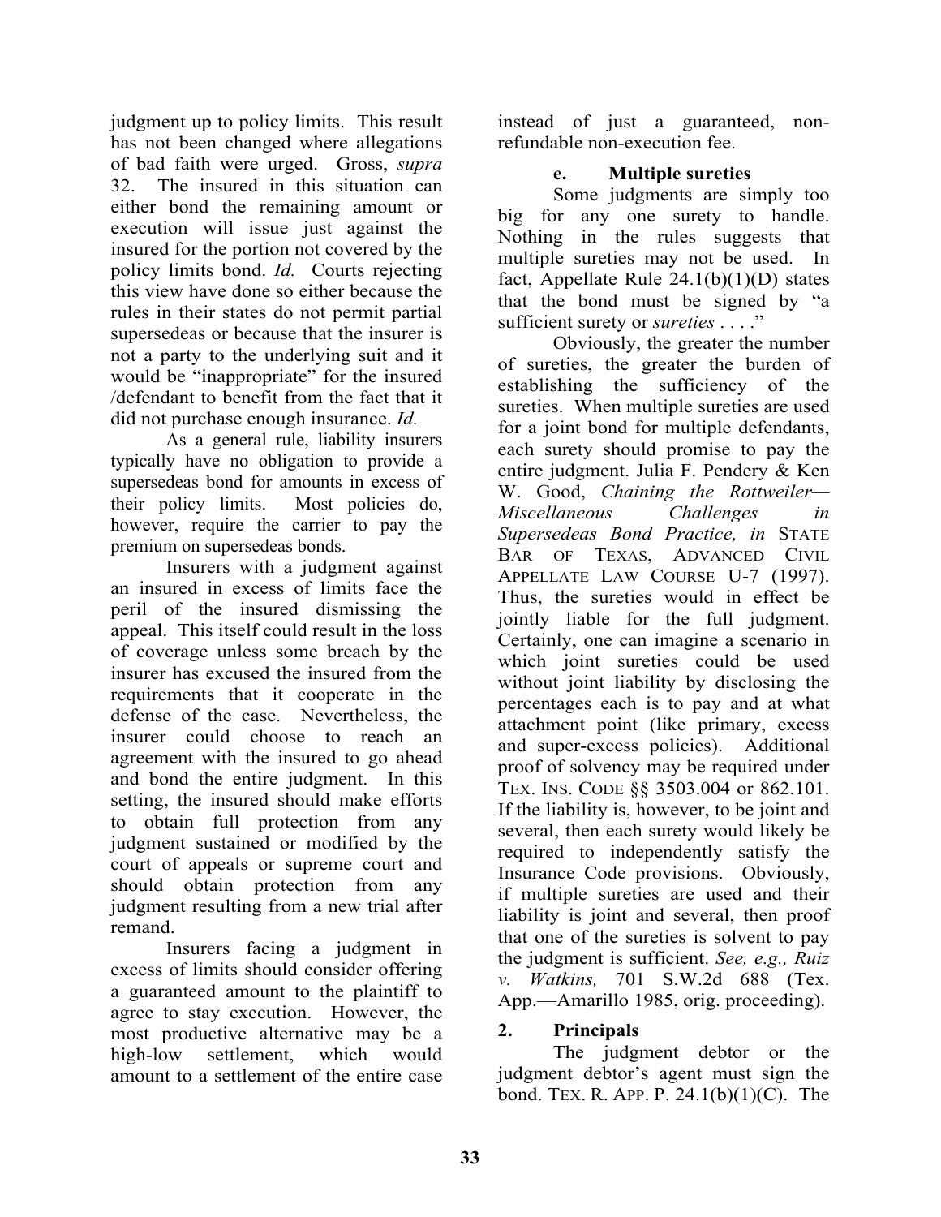judgment up to policy limits. This result has not been changed where allegations of bad faith were urged. Gross, *supra* 32. The insured in this situation can either bond the remaining amount or execution will issue just against the insured for the portion not covered by the policy limits bond. *Id.* Courts rejecting this view have done so either because the rules in their states do not permit partial supersedeas or because that the insurer is not a party to the underlying suit and it would be "inappropriate" for the insured /defendant to benefit from the fact that it did not purchase enough insurance. *Id.*

As a general rule, liability insurers typically have no obligation to provide a supersedeas bond for amounts in excess of their policy limits. Most policies do, however, require the carrier to pay the premium on supersedeas bonds.

Insurers with a judgment against an insured in excess of limits face the peril of the insured dismissing the appeal. This itself could result in the loss of coverage unless some breach by the insurer has excused the insured from the requirements that it cooperate in the defense of the case. Nevertheless, the insurer could choose to reach an agreement with the insured to go ahead and bond the entire judgment. In this setting, the insured should make efforts to obtain full protection from any judgment sustained or modified by the court of appeals or supreme court and should obtain protection from any judgment resulting from a new trial after remand.

Insurers facing a judgment in excess of limits should consider offering a guaranteed amount to the plaintiff to agree to stay execution. However, the most productive alternative may be a high-low settlement, which would amount to a settlement of the entire case instead of just a guaranteed, non-refundable non-execution fee.

#### e. Multiple sureties

Some judgments are simply too big for any one surety to handle. Nothing in the rules suggests that multiple sureties may not be used. In fact, Appellate Rule 24.1(b)(1)(D) states that the bond must be signed by "a sufficient surety or *sureties* . . . ."

Obviously, the greater the number of sureties, the greater the burden of establishing the sufficiency of the sureties. When multiple sureties are used for a joint bond for multiple defendants, each surety should promise to pay the entire judgment. Julia F. Pendery & Ken W. Good, *Chaining the Rottweiler—Miscellaneous Challenges in Supersedeas Bond Practice, in* STATE BAR OF TEXAS, ADVANCED CIVIL APPELLATE LAW COURSE U-7 (1997). Thus, the sureties would in effect be jointly liable for the full judgment. Certainly, one can imagine a scenario in which joint sureties could be used without joint liability by disclosing the percentages each is to pay and at what attachment point (like primary, excess and super-excess policies). Additional proof of solvency may be required under TEX. INS. CODE §§ 3503.004 or 862.101. If the liability is, however, to be joint and several, then each surety would likely be required to independently satisfy the Insurance Code provisions. Obviously, if multiple sureties are used and their liability is joint and several, then proof that one of the sureties is solvent to pay the judgment is sufficient. *See, e.g., Ruiz v. Watkins,* 701 S.W.2d 688 (Tex. App.—Amarillo 1985, orig. proceeding).

### 2. Principals

The judgment debtor or the judgment debtor's agent must sign the bond. TEX. R. APP. P. 24.1(b)(1)(C). The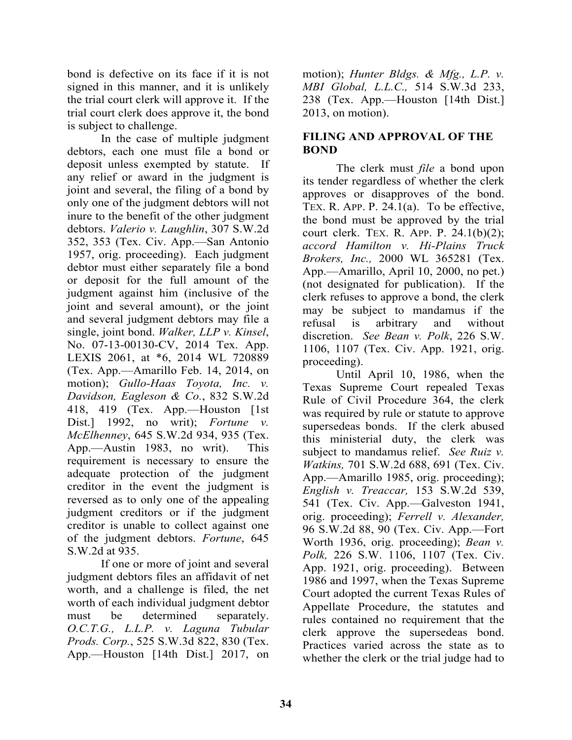bond is defective on its face if it is not signed in this manner, and it is unlikely the trial court clerk will approve it. If the trial court clerk does approve it, the bond is subject to challenge.

In the case of multiple judgment debtors, each one must file a bond or deposit unless exempted by statute. If any relief or award in the judgment is joint and several, the filing of a bond by only one of the judgment debtors will not inure to the benefit of the other judgment debtors. *Valerio v. Laughlin*, 307 S.W.2d 352, 353 (Tex. Civ. App.—San Antonio 1957, orig. proceeding). Each judgment debtor must either separately file a bond or deposit for the full amount of the judgment against him (inclusive of the joint and several amount), or the joint and several judgment debtors may file a single, joint bond. *Walker, LLP v. Kinsel*, No. 07-13-00130-CV, 2014 Tex. App. LEXIS 2061, at *6, 2014 WL 720889 (Tex. App.—Amarillo Feb. 14, 2014, on motion); *Gullo-Haas Toyota, Inc. v. Davidson, Eagleson & Co.*, 832 S.W.2d 418, 419 (Tex. App.—Houston [1st Dist.] 1992, no writ); *Fortune v. McElhenney*, 645 S.W.2d 934, 935 (Tex. App.—Austin 1983, no writ). This requirement is necessary to ensure the adequate protection of the judgment creditor in the event the judgment is reversed as to only one of the appealing judgment creditors or if the judgment creditor is unable to collect against one of the judgment debtors. *Fortune*, 645 S.W.2d at 935.

If one or more of joint and several judgment debtors files an affidavit of net worth, and a challenge is filed, the net worth of each individual judgment debtor must be determined separately. *O.C.T.G., L.L.P. v. Laguna Tubular Prods. Corp.*, 525 S.W.3d 822, 830 (Tex. App.—Houston [14th Dist.] 2017, on motion); *Hunter Bldgs. & Mfg., L.P. v. MBI Global, L.L.C.,* 514 S.W.3d 233, 238 (Tex. App.—Houston [14th Dist.] 2013, on motion).

## FILING AND APPROVAL OF THE BOND

The clerk must *file* a bond upon its tender regardless of whether the clerk approves or disapproves of the bond. TEX. R. APP. P. 24.1(a). To be effective, the bond must be approved by the trial court clerk. TEX. R. APP. P. 24.1(b)(2); *accord Hamilton v. Hi-Plains Truck Brokers, Inc.,* 2000 WL 365281 (Tex. App.—Amarillo, April 10, 2000, no pet.) (not designated for publication). If the clerk refuses to approve a bond, the clerk may be subject to mandamus if the refusal is arbitrary and without discretion. *See Bean v. Polk*, 226 S.W. 1106, 1107 (Tex. Civ. App. 1921, orig. proceeding).

Until April 10, 1986, when the Texas Supreme Court repealed Texas Rule of Civil Procedure 364, the clerk was required by rule or statute to approve supersedeas bonds. If the clerk abused this ministerial duty, the clerk was subject to mandamus relief. *See Ruiz v. Watkins,* 701 S.W.2d 688, 691 (Tex. Civ. App.—Amarillo 1985, orig. proceeding); *English v. Treaccar,* 153 S.W.2d 539, 541 (Tex. Civ. App.—Galveston 1941, orig. proceeding); *Ferrell v. Alexander,* 96 S.W.2d 88, 90 (Tex. Civ. App.—Fort Worth 1936, orig. proceeding); *Bean v. Polk,* 226 S.W. 1106, 1107 (Tex. Civ. App. 1921, orig. proceeding). Between 1986 and 1997, when the Texas Supreme Court adopted the current Texas Rules of Appellate Procedure, the statutes and rules contained no requirement that the clerk approve the supersedeas bond. Practices varied across the state as to whether the clerk or the trial judge had to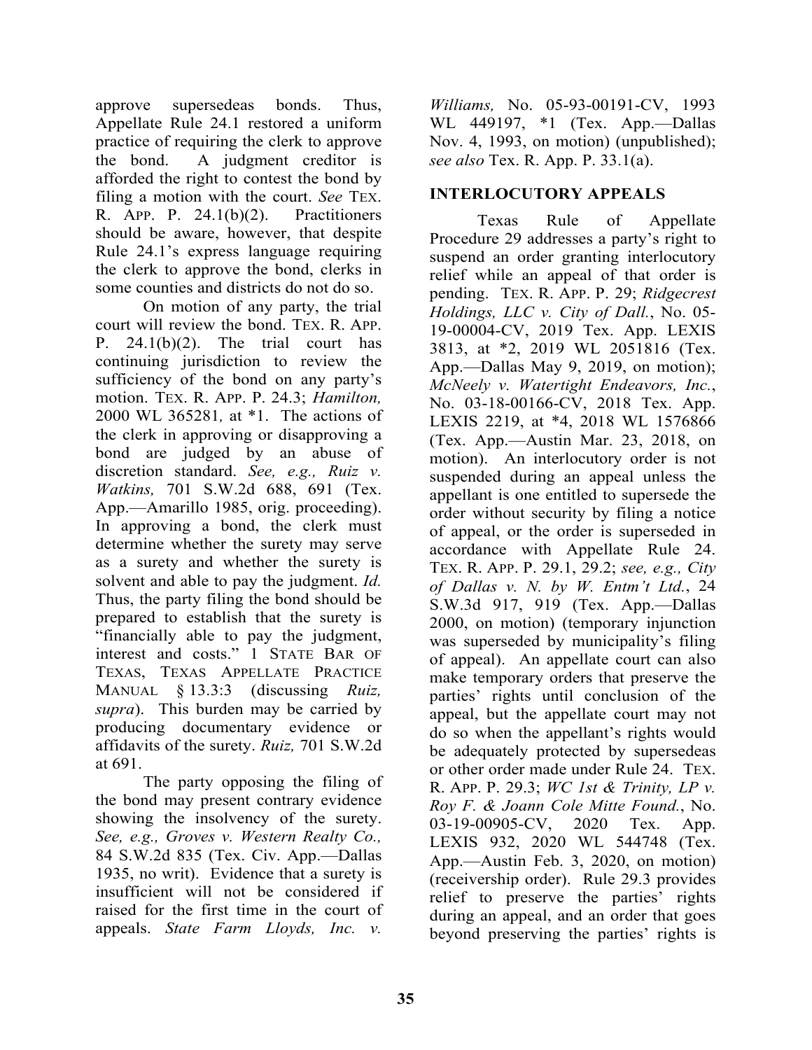approve supersedeas bonds. Thus, Appellate Rule 24.1 restored a uniform practice of requiring the clerk to approve the bond. A judgment creditor is afforded the right to contest the bond by filing a motion with the court. *See* TEX. R. APP. P. 24.1(b)(2). Practitioners should be aware, however, that despite Rule 24.1's express language requiring the clerk to approve the bond, clerks in some counties and districts do not do so.

On motion of any party, the trial court will review the bond. TEX. R. APP. P. 24.1(b)(2). The trial court has continuing jurisdiction to review the sufficiency of the bond on any party's motion. TEX. R. APP. P. 24.3; *Hamilton,* 2000 WL 365281*,* at *1. The actions of the clerk in approving or disapproving a bond are judged by an abuse of discretion standard. *See, e.g., Ruiz v. Watkins,* 701 S.W.2d 688, 691 (Tex. App.—Amarillo 1985, orig. proceeding). In approving a bond, the clerk must determine whether the surety may serve as a surety and whether the surety is solvent and able to pay the judgment. *Id.* Thus, the party filing the bond should be prepared to establish that the surety is "financially able to pay the judgment, interest and costs." 1 STATE BAR OF TEXAS, TEXAS APPELLATE PRACTICE MANUAL § 13.3:3 (discussing *Ruiz, supra*). This burden may be carried by producing documentary evidence or affidavits of the surety. *Ruiz,* 701 S.W.2d at 691.

The party opposing the filing of the bond may present contrary evidence showing the insolvency of the surety. *See, e.g., Groves v. Western Realty Co.,* 84 S.W.2d 835 (Tex. Civ. App.—Dallas 1935, no writ). Evidence that a surety is insufficient will not be considered if raised for the first time in the court of appeals. *State Farm Lloyds, Inc. v. Williams,* No. 05-93-00191-CV, 1993 WL 449197, *1 (Tex. App.—Dallas Nov. 4, 1993, on motion) (unpublished); *see also* Tex. R. App. P. 33.1(a).

## INTERLOCUTORY APPEALS

Texas Rule of Appellate Procedure 29 addresses a party's right to suspend an order granting interlocutory relief while an appeal of that order is pending. TEX. R. APP. P. 29; *Ridgecrest Holdings, LLC v. City of Dall.*, No. 05-19-00004-CV, 2019 Tex. App. LEXIS 3813, at *2, 2019 WL 2051816 (Tex. App.—Dallas May 9, 2019, on motion); *McNeely v. Watertight Endeavors, Inc.*, No. 03-18-00166-CV, 2018 Tex. App. LEXIS 2219, at *4, 2018 WL 1576866 (Tex. App.—Austin Mar. 23, 2018, on motion). An interlocutory order is not suspended during an appeal unless the appellant is one entitled to supersede the order without security by filing a notice of appeal, or the order is superseded in accordance with Appellate Rule 24. TEX. R. APP. P. 29.1, 29.2; *see, e.g., City of Dallas v. N. by W. Entm't Ltd.*, 24 S.W.3d 917, 919 (Tex. App.—Dallas 2000, on motion) (temporary injunction was superseded by municipality's filing of appeal). An appellate court can also make temporary orders that preserve the parties' rights until conclusion of the appeal, but the appellate court may not do so when the appellant's rights would be adequately protected by supersedeas or other order made under Rule 24. TEX. R. APP. P. 29.3; *WC 1st & Trinity, LP v. Roy F. & Joann Cole Mitte Found.*, No. 03-19-00905-CV, 2020 Tex. App. LEXIS 932, 2020 WL 544748 (Tex. App.—Austin Feb. 3, 2020, on motion) (receivership order). Rule 29.3 provides relief to preserve the parties' rights during an appeal, and an order that goes beyond preserving the parties' rights is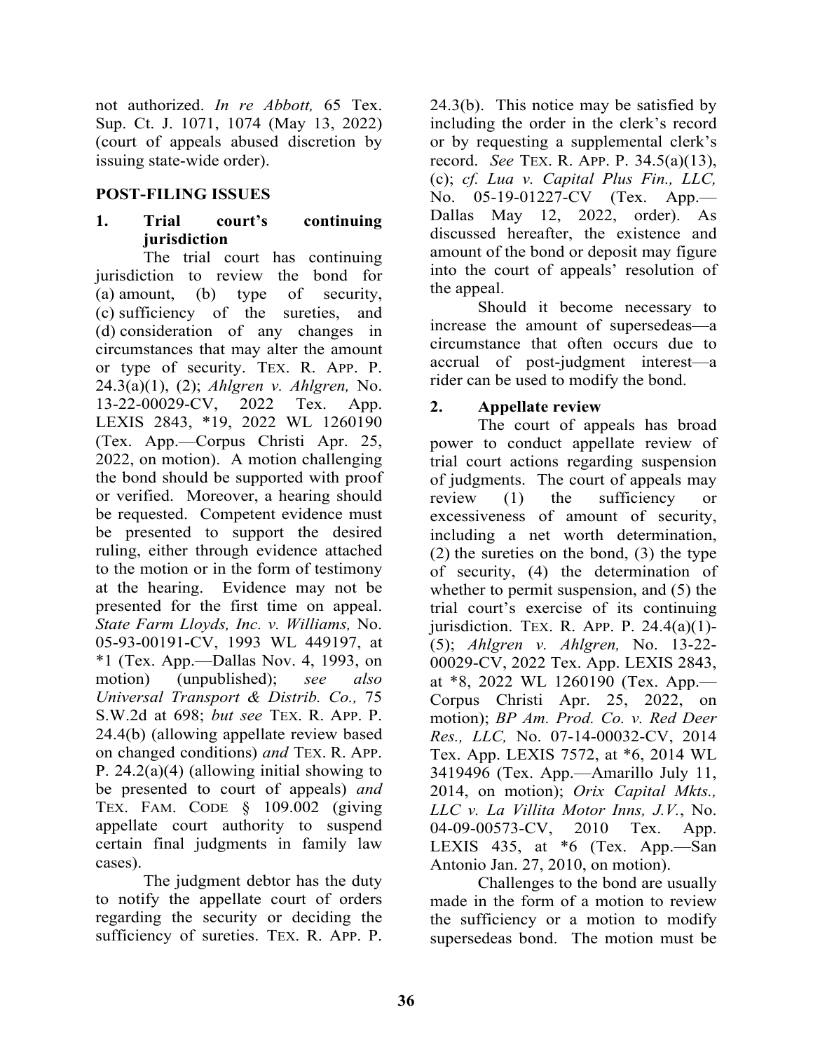not authorized. *In re Abbott,* 65 Tex. Sup. Ct. J. 1071, 1074 (May 13, 2022) (court of appeals abused discretion by issuing state-wide order).

## POST-FILING ISSUES

### 1. Trial court's continuing jurisdiction

The trial court has continuing jurisdiction to review the bond for (a) amount, (b) type of security, (c) sufficiency of the sureties, and (d) consideration of any changes in circumstances that may alter the amount or type of security. TEX. R. APP. P. 24.3(a)(1), (2); *Ahlgren v. Ahlgren,* No. 13-22-00029-CV, 2022 Tex. App. LEXIS 2843, *19, 2022 WL 1260190 (Tex. App.—Corpus Christi Apr. 25, 2022, on motion). A motion challenging the bond should be supported with proof or verified. Moreover, a hearing should be requested. Competent evidence must be presented to support the desired ruling, either through evidence attached to the motion or in the form of testimony at the hearing. Evidence may not be presented for the first time on appeal. *State Farm Lloyds, Inc. v. Williams,* No. 05-93-00191-CV, 1993 WL 449197, at *1 (Tex. App.—Dallas Nov. 4, 1993, on motion) (unpublished); *see also Universal Transport & Distrib. Co.,* 75 S.W.2d at 698; *but see* TEX. R. APP. P. 24.4(b) (allowing appellate review based on changed conditions) *and* TEX. R. APP. P. 24.2(a)(4) (allowing initial showing to be presented to court of appeals) *and* TEX. FAM. CODE § 109.002 (giving appellate court authority to suspend certain final judgments in family law cases).

The judgment debtor has the duty to notify the appellate court of orders regarding the security or deciding the sufficiency of sureties. TEX. R. APP. P. 24.3(b). This notice may be satisfied by including the order in the clerk's record or by requesting a supplemental clerk's record. *See* TEX. R. APP. P. 34.5(a)(13), (c); *cf. Lua v. Capital Plus Fin., LLC,* No. 05-19-01227-CV (Tex. App.—Dallas May 12, 2022, order). As discussed hereafter, the existence and amount of the bond or deposit may figure into the court of appeals' resolution of the appeal.

Should it become necessary to increase the amount of supersedeas—a circumstance that often occurs due to accrual of post-judgment interest—a rider can be used to modify the bond.

### 2. Appellate review

The court of appeals has broad power to conduct appellate review of trial court actions regarding suspension of judgments. The court of appeals may review (1) the sufficiency or excessiveness of amount of security, including a net worth determination, (2) the sureties on the bond, (3) the type of security, (4) the determination of whether to permit suspension, and (5) the trial court's exercise of its continuing jurisdiction. TEX. R. APP. P. 24.4(a)(1)-(5); *Ahlgren v. Ahlgren,* No. 13-22-00029-CV, 2022 Tex. App. LEXIS 2843, at *8, 2022 WL 1260190 (Tex. App.—Corpus Christi Apr. 25, 2022, on motion); *BP Am. Prod. Co. v. Red Deer Res., LLC,* No. 07-14-00032-CV, 2014 Tex. App. LEXIS 7572, at *6, 2014 WL 3419496 (Tex. App.—Amarillo July 11, 2014, on motion); *Orix Capital Mkts., LLC v. La Villita Motor Inns, J.V.*, No. 04-09-00573-CV, 2010 Tex. App. LEXIS 435, at *6 (Tex. App.—San Antonio Jan. 27, 2010, on motion).

Challenges to the bond are usually made in the form of a motion to review the sufficiency or a motion to modify supersedeas bond. The motion must be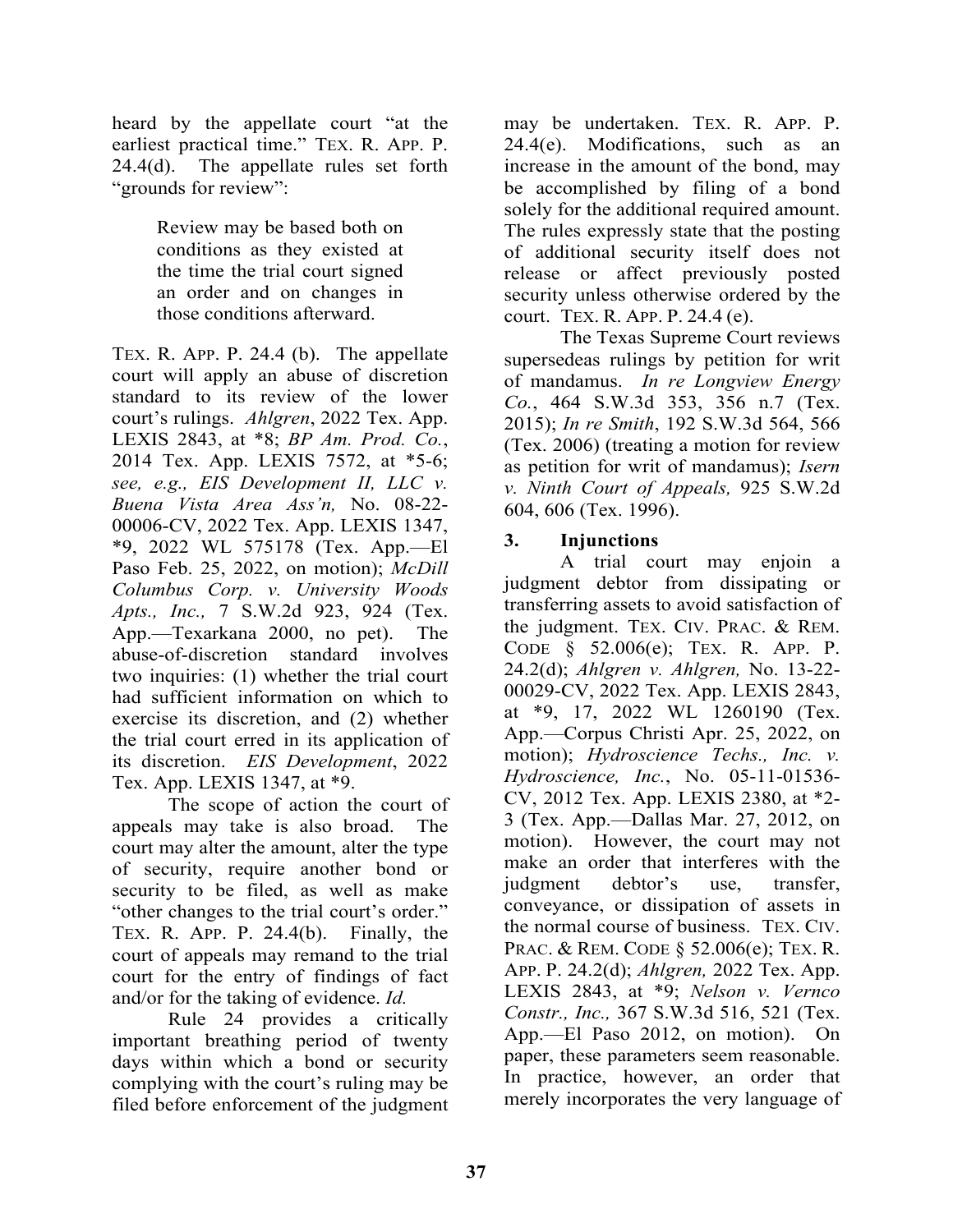heard by the appellate court "at the earliest practical time." TEX. R. APP. P. 24.4(d). The appellate rules set forth "grounds for review":

> Review may be based both on conditions as they existed at the time the trial court signed an order and on changes in those conditions afterward.

TEX. R. APP. P. 24.4 (b). The appellate court will apply an abuse of discretion standard to its review of the lower court's rulings. *Ahlgren*, 2022 Tex. App. LEXIS 2843, at *8; *BP Am. Prod. Co.*, 2014 Tex. App. LEXIS 7572, at *5-6; *see, e.g., EIS Development II, LLC v. Buena Vista Area Ass'n,* No. 08-22-00006-CV, 2022 Tex. App. LEXIS 1347, *9, 2022 WL 575178 (Tex. App.—El Paso Feb. 25, 2022, on motion); *McDill Columbus Corp. v. University Woods Apts., Inc.,* 7 S.W.2d 923, 924 (Tex. App.—Texarkana 2000, no pet). The abuse-of-discretion standard involves two inquiries: (1) whether the trial court had sufficient information on which to exercise its discretion, and (2) whether the trial court erred in its application of its discretion. *EIS Development*, 2022 Tex. App. LEXIS 1347, at *9.

The scope of action the court of appeals may take is also broad. The court may alter the amount, alter the type of security, require another bond or security to be filed, as well as make "other changes to the trial court's order." TEX. R. APP. P. 24.4(b). Finally, the court of appeals may remand to the trial court for the entry of findings of fact and/or for the taking of evidence. *Id.*

Rule 24 provides a critically important breathing period of twenty days within which a bond or security complying with the court's ruling may be filed before enforcement of the judgment may be undertaken. TEX. R. APP. P. 24.4(e). Modifications, such as an increase in the amount of the bond, may be accomplished by filing of a bond solely for the additional required amount. The rules expressly state that the posting of additional security itself does not release or affect previously posted security unless otherwise ordered by the court. TEX. R. APP. P. 24.4 (e).

The Texas Supreme Court reviews supersedeas rulings by petition for writ of mandamus. *In re Longview Energy Co.*, 464 S.W.3d 353, 356 n.7 (Tex. 2015); *In re Smith*, 192 S.W.3d 564, 566 (Tex. 2006) (treating a motion for review as petition for writ of mandamus); *Isern v. Ninth Court of Appeals,* 925 S.W.2d 604, 606 (Tex. 1996).

### 3. Injunctions

A trial court may enjoin a judgment debtor from dissipating or transferring assets to avoid satisfaction of the judgment. TEX. CIV. PRAC. & REM. CODE § 52.006(e); TEX. R. APP. P. 24.2(d); *Ahlgren v. Ahlgren,* No. 13-22-00029-CV, 2022 Tex. App. LEXIS 2843, at *9, 17, 2022 WL 1260190 (Tex. App.—Corpus Christi Apr. 25, 2022, on motion); *Hydroscience Techs., Inc. v. Hydroscience, Inc.*, No. 05-11-01536-CV, 2012 Tex. App. LEXIS 2380, at *2-3 (Tex. App.—Dallas Mar. 27, 2012, on motion). However, the court may not make an order that interferes with the judgment debtor's use, transfer, conveyance, or dissipation of assets in the normal course of business. TEX. CIV. PRAC. & REM. CODE § 52.006(e); TEX. R. APP. P. 24.2(d); *Ahlgren,* 2022 Tex. App. LEXIS 2843, at *9; *Nelson v. Vernco Constr., Inc.,* 367 S.W.3d 516, 521 (Tex. App.—El Paso 2012, on motion). On paper, these parameters seem reasonable. In practice, however, an order that merely incorporates the very language of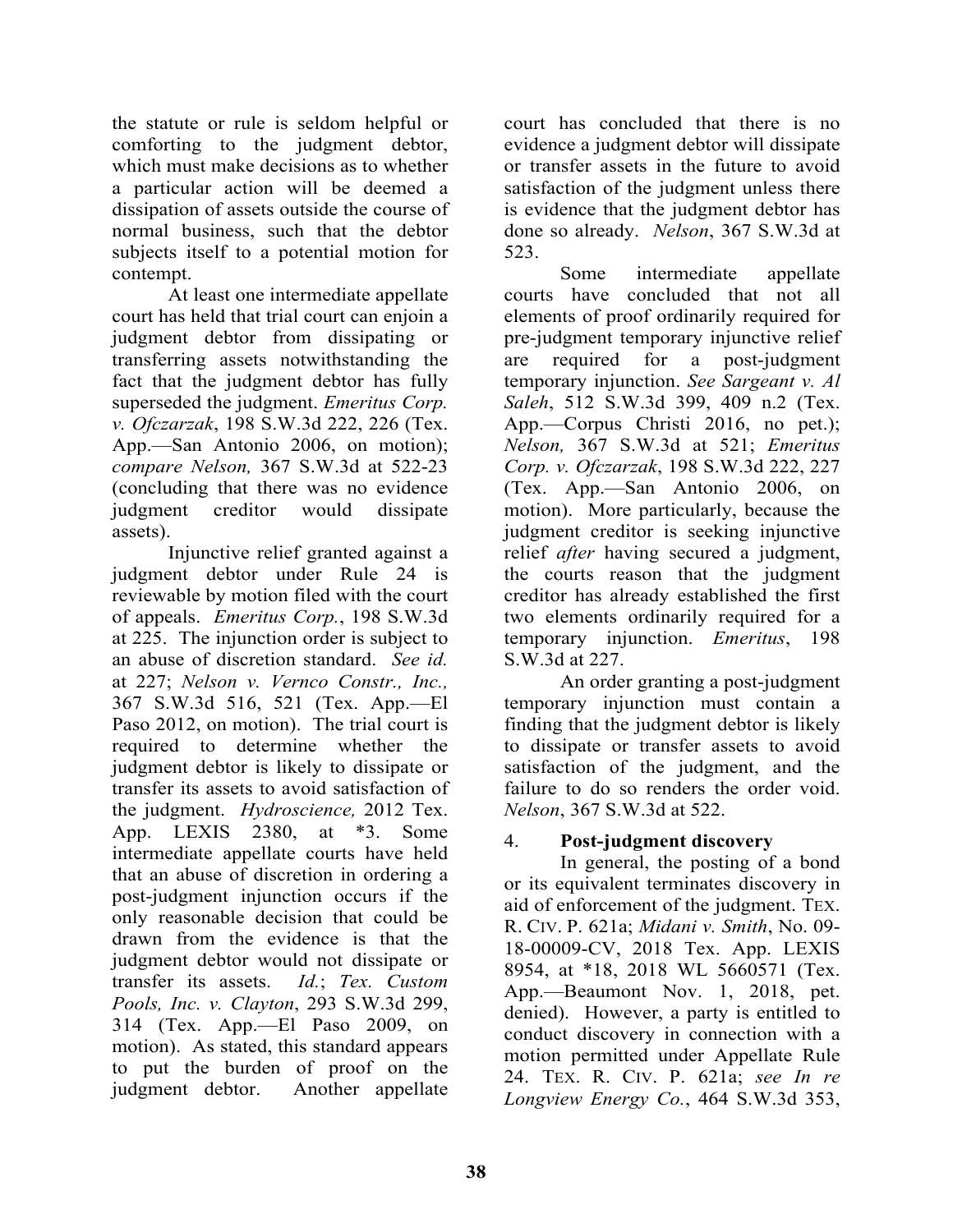the statute or rule is seldom helpful or comforting to the judgment debtor, which must make decisions as to whether a particular action will be deemed a dissipation of assets outside the course of normal business, such that the debtor subjects itself to a potential motion for contempt.

At least one intermediate appellate court has held that trial court can enjoin a judgment debtor from dissipating or transferring assets notwithstanding the fact that the judgment debtor has fully superseded the judgment. *Emeritus Corp. v. Ofczarzak*, 198 S.W.3d 222, 226 (Tex. App.—San Antonio 2006, on motion); *compare Nelson,* 367 S.W.3d at 522-23 (concluding that there was no evidence judgment creditor would dissipate assets).

Injunctive relief granted against a judgment debtor under Rule 24 is reviewable by motion filed with the court of appeals. *Emeritus Corp.*, 198 S.W.3d at 225. The injunction order is subject to an abuse of discretion standard. *See id.* at 227; *Nelson v. Vernco Constr., Inc.,* 367 S.W.3d 516, 521 (Tex. App.—El Paso 2012, on motion). The trial court is required to determine whether the judgment debtor is likely to dissipate or transfer its assets to avoid satisfaction of the judgment. *Hydroscience,* 2012 Tex. App. LEXIS 2380, at *3. Some intermediate appellate courts have held that an abuse of discretion in ordering a post-judgment injunction occurs if the only reasonable decision that could be drawn from the evidence is that the judgment debtor would not dissipate or transfer its assets. *Id.*; *Tex. Custom Pools, Inc. v. Clayton*, 293 S.W.3d 299, 314 (Tex. App.—El Paso 2009, on motion). As stated, this standard appears to put the burden of proof on the judgment debtor. Another appellate court has concluded that there is no evidence a judgment debtor will dissipate or transfer assets in the future to avoid satisfaction of the judgment unless there is evidence that the judgment debtor has done so already. *Nelson*, 367 S.W.3d at 523.

Some intermediate appellate courts have concluded that not all elements of proof ordinarily required for pre-judgment temporary injunctive relief are required for a post-judgment temporary injunction. *See Sargeant v. Al Saleh*, 512 S.W.3d 399, 409 n.2 (Tex. App.—Corpus Christi 2016, no pet.); *Nelson,* 367 S.W.3d at 521; *Emeritus Corp. v. Ofczarzak*, 198 S.W.3d 222, 227 (Tex. App.—San Antonio 2006, on motion). More particularly, because the judgment creditor is seeking injunctive relief *after* having secured a judgment, the courts reason that the judgment creditor has already established the first two elements ordinarily required for a temporary injunction. *Emeritus*, 198 S.W.3d at 227.

An order granting a post-judgment temporary injunction must contain a finding that the judgment debtor is likely to dissipate or transfer assets to avoid satisfaction of the judgment, and the failure to do so renders the order void. *Nelson*, 367 S.W.3d at 522.

### 4. **Post-judgment discovery**

In general, the posting of a bond or its equivalent terminates discovery in aid of enforcement of the judgment. TEX. R. CIV. P. 621a; *Midani v. Smith*, No. 09-18-00009-CV, 2018 Tex. App. LEXIS 8954, at *18, 2018 WL 5660571 (Tex. App.—Beaumont Nov. 1, 2018, pet. denied). However, a party is entitled to conduct discovery in connection with a motion permitted under Appellate Rule 24. TEX. R. CIV. P. 621a; *see In re Longview Energy Co.*, 464 S.W.3d 353,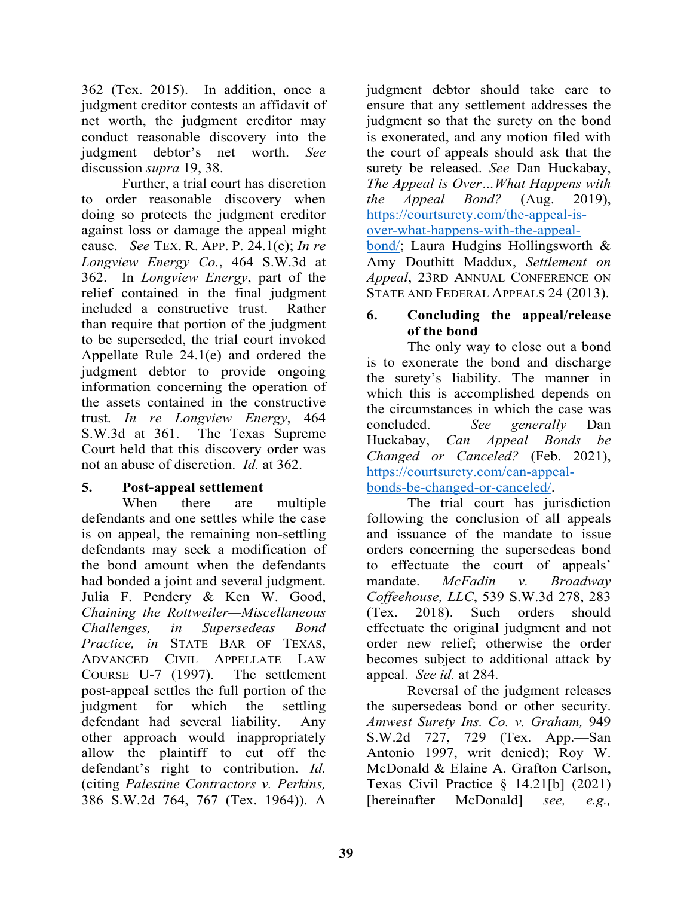362 (Tex. 2015). In addition, once a judgment creditor contests an affidavit of net worth, the judgment creditor may conduct reasonable discovery into the judgment debtor's net worth. *See* discussion *supra* 19, 38.

Further, a trial court has discretion to order reasonable discovery when doing so protects the judgment creditor against loss or damage the appeal might cause. *See* TEX. R. APP. P. 24.1(e); *In re Longview Energy Co.*, 464 S.W.3d at 362. In *Longview Energy*, part of the relief contained in the final judgment included a constructive trust. Rather than require that portion of the judgment to be superseded, the trial court invoked Appellate Rule 24.1(e) and ordered the judgment debtor to provide ongoing information concerning the operation of the assets contained in the constructive trust. *In re Longview Energy*, 464 S.W.3d at 361. The Texas Supreme Court held that this discovery order was not an abuse of discretion. *Id.* at 362.

### 5. Post-appeal settlement

When there are multiple defendants and one settles while the case is on appeal, the remaining non-settling defendants may seek a modification of the bond amount when the defendants had bonded a joint and several judgment. Julia F. Pendery & Ken W. Good, *Chaining the Rottweiler—Miscellaneous Challenges, in Supersedeas Bond Practice, in* STATE BAR OF TEXAS, ADVANCED CIVIL APPELLATE LAW COURSE U-7 (1997). The settlement post-appeal settles the full portion of the judgment for which the settling defendant had several liability. Any other approach would inappropriately allow the plaintiff to cut off the defendant's right to contribution. *Id.* (citing *Palestine Contractors v. Perkins,* 386 S.W.2d 764, 767 (Tex. 1964)). A judgment debtor should take care to ensure that any settlement addresses the judgment so that the surety on the bond is exonerated, and any motion filed with the court of appeals should ask that the surety be released. *See* Dan Huckabay, *The Appeal is Over…What Happens with the Appeal Bond?* (Aug. 2019), https://courtsurety.com/the-appeal-is-over-what-happens-with-the-appeal-bond/; Laura Hudgins Hollingsworth & Amy Douthitt Maddux, *Settlement on Appeal*, 23RD ANNUAL CONFERENCE ON STATE AND FEDERAL APPEALS 24 (2013).

### 6. Concluding the appeal/release of the bond

The only way to close out a bond is to exonerate the bond and discharge the surety's liability. The manner in which this is accomplished depends on the circumstances in which the case was concluded. *See generally* Dan Huckabay, *Can Appeal Bonds be Changed or Canceled?* (Feb. 2021), https://courtsurety.com/can-appeal-bonds-be-changed-or-canceled/.

The trial court has jurisdiction following the conclusion of all appeals and issuance of the mandate to issue orders concerning the supersedeas bond to effectuate the court of appeals' mandate. *McFadin v. Broadway Coffeehouse, LLC*, 539 S.W.3d 278, 283 (Tex. 2018). Such orders should effectuate the original judgment and not order new relief; otherwise the order becomes subject to additional attack by appeal. *See id.* at 284.

Reversal of the judgment releases the supersedeas bond or other security. *Amwest Surety Ins. Co. v. Graham,* 949 S.W.2d 727, 729 (Tex. App.—San Antonio 1997, writ denied); Roy W. McDonald & Elaine A. Grafton Carlson, Texas Civil Practice § 14.21[b] (2021) [hereinafter McDonald] *see, e.g.,*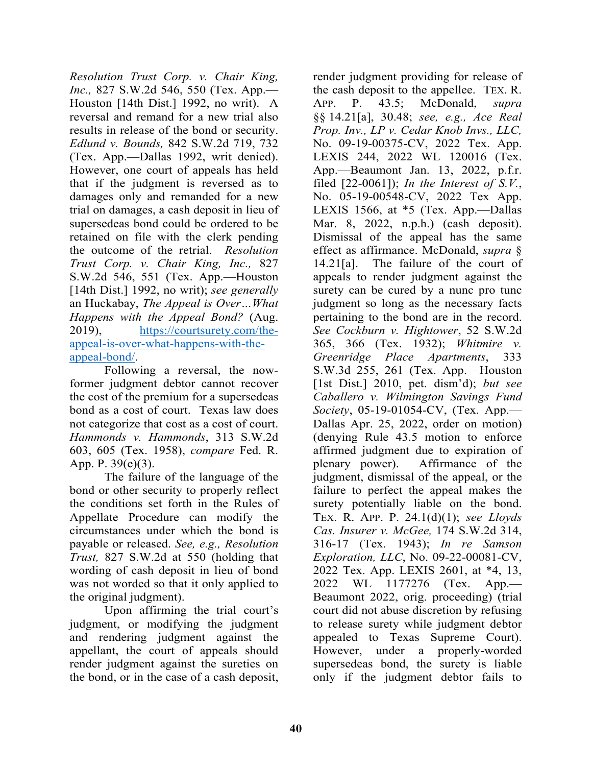*Resolution Trust Corp. v. Chair King, Inc.,* 827 S.W.2d 546, 550 (Tex. App.—Houston [14th Dist.] 1992, no writ). A reversal and remand for a new trial also results in release of the bond or security. *Edlund v. Bounds,* 842 S.W.2d 719, 732 (Tex. App.—Dallas 1992, writ denied). However, one court of appeals has held that if the judgment is reversed as to damages only and remanded for a new trial on damages, a cash deposit in lieu of supersedeas bond could be ordered to be retained on file with the clerk pending the outcome of the retrial. *Resolution Trust Corp. v. Chair King, Inc.,* 827 S.W.2d 546, 551 (Tex. App.—Houston [14th Dist.] 1992, no writ); *see generally* an Huckabay, *The Appeal is Over…What Happens with the Appeal Bond?* (Aug. 2019), https://courtsurety.com/the-appeal-is-over-what-happens-with-the-appeal-bond/.

Following a reversal, the now-former judgment debtor cannot recover the cost of the premium for a supersedeas bond as a cost of court. Texas law does not categorize that cost as a cost of court. *Hammonds v. Hammonds*, 313 S.W.2d 603, 605 (Tex. 1958), *compare* Fed. R. App. P. 39(e)(3).

The failure of the language of the bond or other security to properly reflect the conditions set forth in the Rules of Appellate Procedure can modify the circumstances under which the bond is payable or released. *See, e.g., Resolution Trust,* 827 S.W.2d at 550 (holding that wording of cash deposit in lieu of bond was not worded so that it only applied to the original judgment).

Upon affirming the trial court's judgment, or modifying the judgment and rendering judgment against the appellant, the court of appeals should render judgment against the sureties on the bond, or in the case of a cash deposit, render judgment providing for release of the cash deposit to the appellee. TEX. R. APP. P. 43.5; McDonald, *supra* §§ 14.21[a], 30.48; *see, e.g., Ace Real Prop. Inv., LP v. Cedar Knob Invs., LLC,* No. 09-19-00375-CV, 2022 Tex. App. LEXIS 244, 2022 WL 120016 (Tex. App.—Beaumont Jan. 13, 2022, p.f.r. filed [22-0061]); *In the Interest of S.V.*, No. 05-19-00548-CV, 2022 Tex App. LEXIS 1566, at *5 (Tex. App.—Dallas Mar. 8, 2022, n.p.h.) (cash deposit). Dismissal of the appeal has the same effect as affirmance. McDonald, *supra* § 14.21[a]. The failure of the court of appeals to render judgment against the surety can be cured by a nunc pro tunc judgment so long as the necessary facts pertaining to the bond are in the record. *See Cockburn v. Hightower*, 52 S.W.2d 365, 366 (Tex. 1932); *Whitmire v. Greenridge Place Apartments*, 333 S.W.3d 255, 261 (Tex. App.—Houston [1st Dist.] 2010, pet. dism'd); *but see Caballero v. Wilmington Savings Fund Society*, 05-19-01054-CV, (Tex. App.—Dallas Apr. 25, 2022, order on motion) (denying Rule 43.5 motion to enforce affirmed judgment due to expiration of plenary power). Affirmance of the judgment, dismissal of the appeal, or the failure to perfect the appeal makes the surety potentially liable on the bond. TEX. R. APP. P. 24.1(d)(1); *see Lloyds Cas. Insurer v. McGee,* 174 S.W.2d 314, 316-17 (Tex. 1943); *In re Samson Exploration, LLC*, No. 09-22-00081-CV, 2022 Tex. App. LEXIS 2601, at *4, 13, 2022 WL 1177276 (Tex. App.—Beaumont 2022, orig. proceeding) (trial court did not abuse discretion by refusing to release surety while judgment debtor appealed to Texas Supreme Court). However, under a properly-worded supersedeas bond, the surety is liable only if the judgment debtor fails to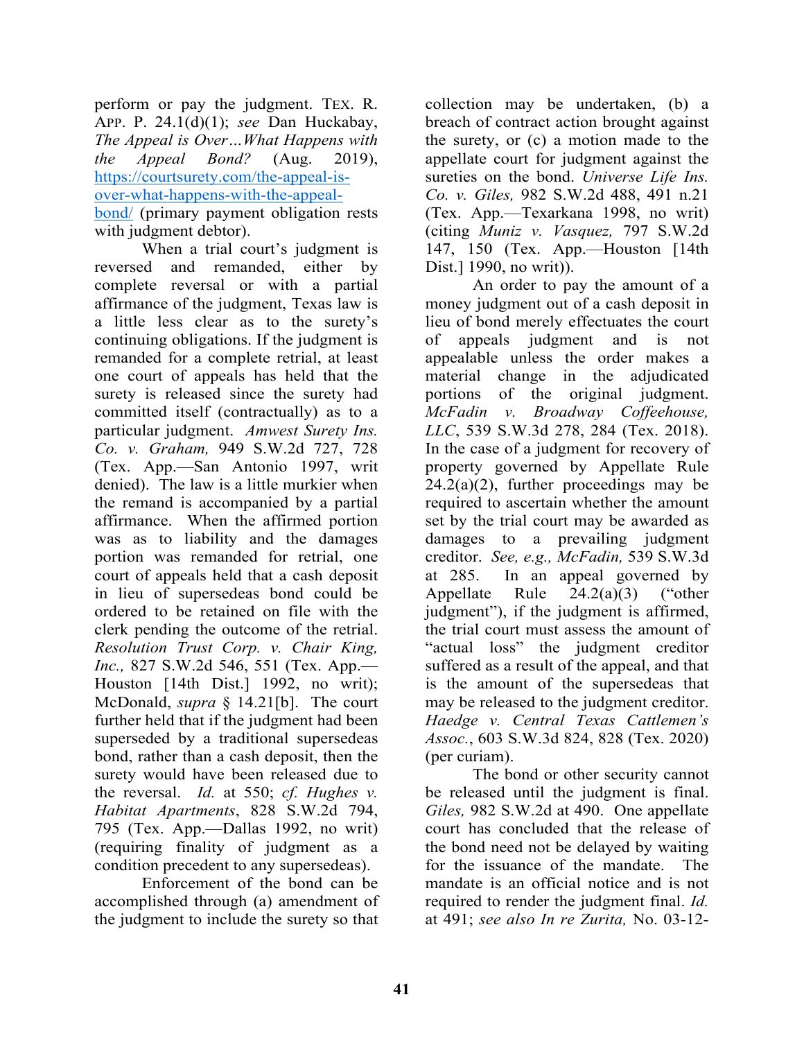perform or pay the judgment. TEX. R. APP. P. 24.1(d)(1); *see* Dan Huckabay, *The Appeal is Over…What Happens with the Appeal Bond?* (Aug. 2019), [https://courtsurety.com/the-appeal-is-over-what-happens-with-the-appeal-bond/](https://courtsurety.com/the-appeal-is-over-what-happens-with-the-appeal-bond/) (primary payment obligation rests with judgment debtor).

When a trial court's judgment is reversed and remanded, either by complete reversal or with a partial affirmance of the judgment, Texas law is a little less clear as to the surety's continuing obligations. If the judgment is remanded for a complete retrial, at least one court of appeals has held that the surety is released since the surety had committed itself (contractually) as to a particular judgment. *Amwest Surety Ins. Co. v. Graham,* 949 S.W.2d 727, 728 (Tex. App.—San Antonio 1997, writ denied). The law is a little murkier when the remand is accompanied by a partial affirmance. When the affirmed portion was as to liability and the damages portion was remanded for retrial, one court of appeals held that a cash deposit in lieu of supersedeas bond could be ordered to be retained on file with the clerk pending the outcome of the retrial. *Resolution Trust Corp. v. Chair King, Inc.,* 827 S.W.2d 546, 551 (Tex. App.—Houston [14th Dist.] 1992, no writ); McDonald, *supra* § 14.21[b]. The court further held that if the judgment had been superseded by a traditional supersedeas bond, rather than a cash deposit, then the surety would have been released due to the reversal. *Id.* at 550; *cf. Hughes v. Habitat Apartments*, 828 S.W.2d 794, 795 (Tex. App.—Dallas 1992, no writ) (requiring finality of judgment as a condition precedent to any supersedeas).

Enforcement of the bond can be accomplished through (a) amendment of the judgment to include the surety so that collection may be undertaken, (b) a breach of contract action brought against the surety, or (c) a motion made to the appellate court for judgment against the sureties on the bond. *Universe Life Ins. Co. v. Giles,* 982 S.W.2d 488, 491 n.21 (Tex. App.—Texarkana 1998, no writ) (citing *Muniz v. Vasquez,* 797 S.W.2d 147, 150 (Tex. App.—Houston [14th Dist.] 1990, no writ)).

An order to pay the amount of a money judgment out of a cash deposit in lieu of bond merely effectuates the court of appeals judgment and is not appealable unless the order makes a material change in the adjudicated portions of the original judgment. *McFadin v. Broadway Coffeehouse, LLC*, 539 S.W.3d 278, 284 (Tex. 2018). In the case of a judgment for recovery of property governed by Appellate Rule 24.2(a)(2), further proceedings may be required to ascertain whether the amount set by the trial court may be awarded as damages to a prevailing judgment creditor. *See, e.g., McFadin,* 539 S.W.3d at 285. In an appeal governed by Appellate Rule 24.2(a)(3) ("other judgment"), if the judgment is affirmed, the trial court must assess the amount of "actual loss" the judgment creditor suffered as a result of the appeal, and that is the amount of the supersedeas that may be released to the judgment creditor. *Haedge v. Central Texas Cattlemen's Assoc.*, 603 S.W.3d 824, 828 (Tex. 2020) (per curiam).

The bond or other security cannot be released until the judgment is final. *Giles,* 982 S.W.2d at 490. One appellate court has concluded that the release of the bond need not be delayed by waiting for the issuance of the mandate. The mandate is an official notice and is not required to render the judgment final. *Id.* at 491; *see also In re Zurita,* No. 03-12-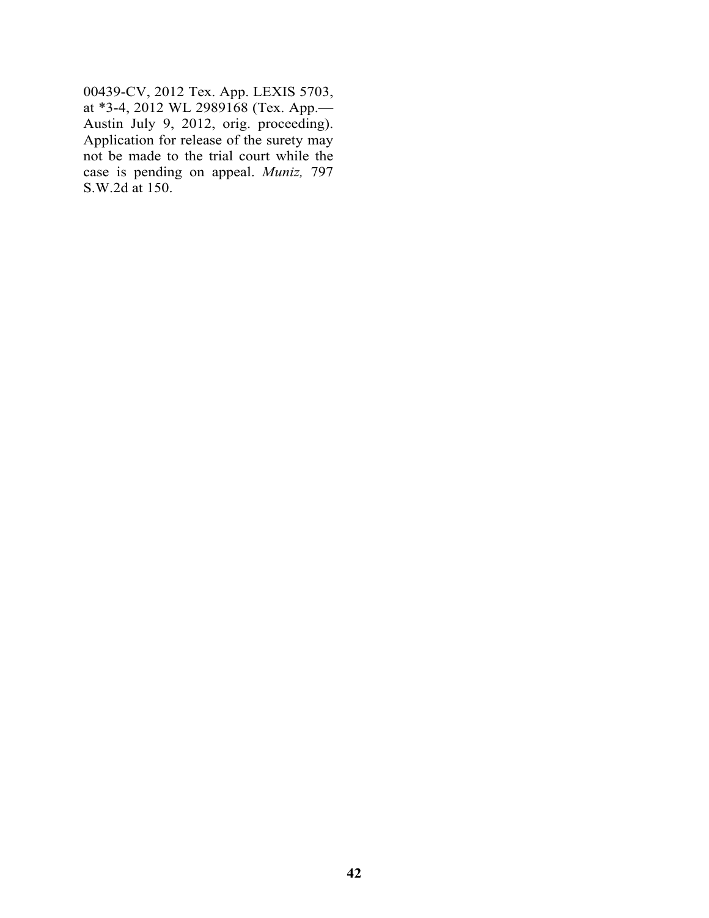00439-CV, 2012 Tex. App. LEXIS 5703, at *3-4, 2012 WL 2989168 (Tex. App.—Austin July 9, 2012, orig. proceeding). Application for release of the surety may not be made to the trial court while the case is pending on appeal. *Muniz,* 797 S.W.2d at 150.